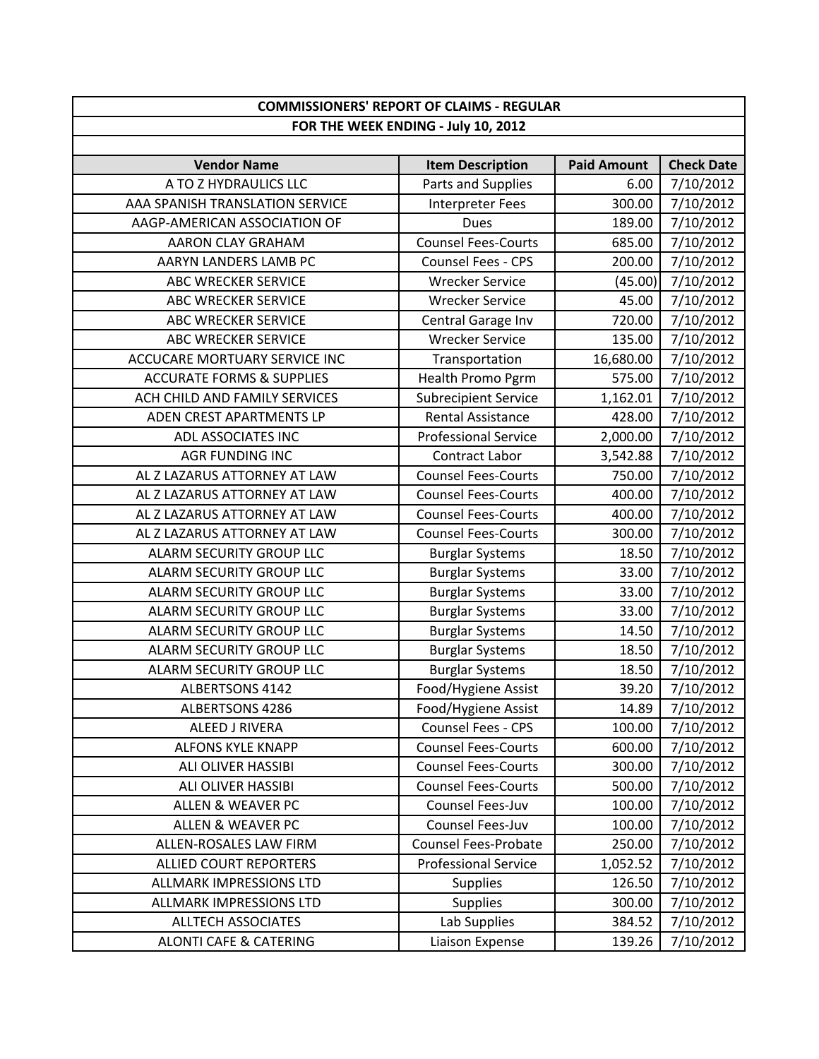## COMMISSIONERS' REPORT OF CLAIMS - REGULAR

### FOR THE WEEK ENDING - July 10, 2012

| Vendor Name | Item Description | Paid Amount | Check Date |
|---|---|---|---|
| A TO Z HYDRAULICS LLC | Parts and Supplies | 6.00 | 7/10/2012 |
| AAA SPANISH TRANSLATION SERVICE | Interpreter Fees | 300.00 | 7/10/2012 |
| AAGP-AMERICAN ASSOCIATION OF | Dues | 189.00 | 7/10/2012 |
| AARON CLAY GRAHAM | Counsel Fees-Courts | 685.00 | 7/10/2012 |
| AARYN LANDERS LAMB PC | Counsel Fees - CPS | 200.00 | 7/10/2012 |
| ABC WRECKER SERVICE | Wrecker Service | (45.00) | 7/10/2012 |
| ABC WRECKER SERVICE | Wrecker Service | 45.00 | 7/10/2012 |
| ABC WRECKER SERVICE | Central Garage Inv | 720.00 | 7/10/2012 |
| ABC WRECKER SERVICE | Wrecker Service | 135.00 | 7/10/2012 |
| ACCUCARE MORTUARY SERVICE INC | Transportation | 16,680.00 | 7/10/2012 |
| ACCURATE FORMS & SUPPLIES | Health Promo Pgrm | 575.00 | 7/10/2012 |
| ACH CHILD AND FAMILY SERVICES | Subrecipient Service | 1,162.01 | 7/10/2012 |
| ADEN CREST APARTMENTS LP | Rental Assistance | 428.00 | 7/10/2012 |
| ADL ASSOCIATES INC | Professional Service | 2,000.00 | 7/10/2012 |
| AGR FUNDING INC | Contract Labor | 3,542.88 | 7/10/2012 |
| AL Z LAZARUS ATTORNEY AT LAW | Counsel Fees-Courts | 750.00 | 7/10/2012 |
| AL Z LAZARUS ATTORNEY AT LAW | Counsel Fees-Courts | 400.00 | 7/10/2012 |
| AL Z LAZARUS ATTORNEY AT LAW | Counsel Fees-Courts | 400.00 | 7/10/2012 |
| AL Z LAZARUS ATTORNEY AT LAW | Counsel Fees-Courts | 300.00 | 7/10/2012 |
| ALARM SECURITY GROUP LLC | Burglar Systems | 18.50 | 7/10/2012 |
| ALARM SECURITY GROUP LLC | Burglar Systems | 33.00 | 7/10/2012 |
| ALARM SECURITY GROUP LLC | Burglar Systems | 33.00 | 7/10/2012 |
| ALARM SECURITY GROUP LLC | Burglar Systems | 33.00 | 7/10/2012 |
| ALARM SECURITY GROUP LLC | Burglar Systems | 14.50 | 7/10/2012 |
| ALARM SECURITY GROUP LLC | Burglar Systems | 18.50 | 7/10/2012 |
| ALARM SECURITY GROUP LLC | Burglar Systems | 18.50 | 7/10/2012 |
| ALBERTSONS 4142 | Food/Hygiene Assist | 39.20 | 7/10/2012 |
| ALBERTSONS 4286 | Food/Hygiene Assist | 14.89 | 7/10/2012 |
| ALEED J RIVERA | Counsel Fees - CPS | 100.00 | 7/10/2012 |
| ALFONS KYLE KNAPP | Counsel Fees-Courts | 600.00 | 7/10/2012 |
| ALI OLIVER HASSIBI | Counsel Fees-Courts | 300.00 | 7/10/2012 |
| ALI OLIVER HASSIBI | Counsel Fees-Courts | 500.00 | 7/10/2012 |
| ALLEN & WEAVER PC | Counsel Fees-Juv | 100.00 | 7/10/2012 |
| ALLEN & WEAVER PC | Counsel Fees-Juv | 100.00 | 7/10/2012 |
| ALLEN-ROSALES LAW FIRM | Counsel Fees-Probate | 250.00 | 7/10/2012 |
| ALLIED COURT REPORTERS | Professional Service | 1,052.52 | 7/10/2012 |
| ALLMARK IMPRESSIONS LTD | Supplies | 126.50 | 7/10/2012 |
| ALLMARK IMPRESSIONS LTD | Supplies | 300.00 | 7/10/2012 |
| ALLTECH ASSOCIATES | Lab Supplies | 384.52 | 7/10/2012 |
| ALONTI CAFE & CATERING | Liaison Expense | 139.26 | 7/10/2012 |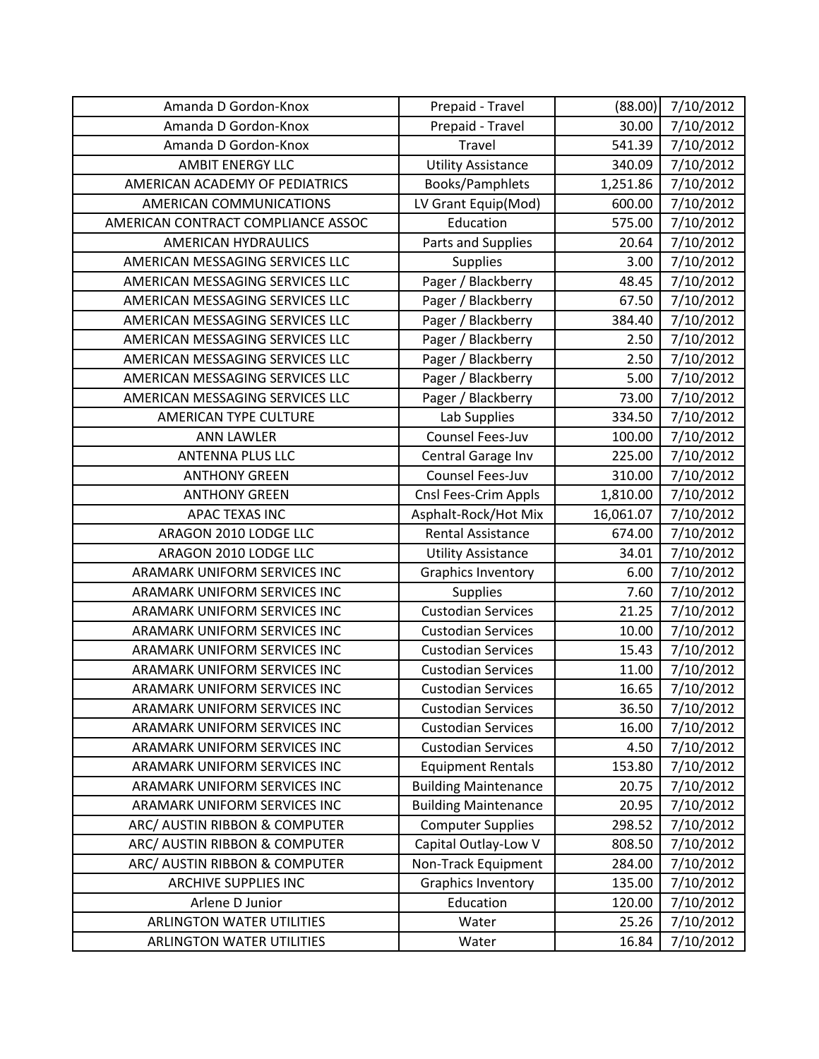| | | | |
|---|---|---|---|
| Amanda D Gordon-Knox | Prepaid - Travel | (88.00) | 7/10/2012 |
| Amanda D Gordon-Knox | Prepaid - Travel | 30.00 | 7/10/2012 |
| Amanda D Gordon-Knox | Travel | 541.39 | 7/10/2012 |
| AMBIT ENERGY LLC | Utility Assistance | 340.09 | 7/10/2012 |
| AMERICAN ACADEMY OF PEDIATRICS | Books/Pamphlets | 1,251.86 | 7/10/2012 |
| AMERICAN COMMUNICATIONS | LV Grant Equip(Mod) | 600.00 | 7/10/2012 |
| AMERICAN CONTRACT COMPLIANCE ASSOC | Education | 575.00 | 7/10/2012 |
| AMERICAN HYDRAULICS | Parts and Supplies | 20.64 | 7/10/2012 |
| AMERICAN MESSAGING SERVICES LLC | Supplies | 3.00 | 7/10/2012 |
| AMERICAN MESSAGING SERVICES LLC | Pager / Blackberry | 48.45 | 7/10/2012 |
| AMERICAN MESSAGING SERVICES LLC | Pager / Blackberry | 67.50 | 7/10/2012 |
| AMERICAN MESSAGING SERVICES LLC | Pager / Blackberry | 384.40 | 7/10/2012 |
| AMERICAN MESSAGING SERVICES LLC | Pager / Blackberry | 2.50 | 7/10/2012 |
| AMERICAN MESSAGING SERVICES LLC | Pager / Blackberry | 2.50 | 7/10/2012 |
| AMERICAN MESSAGING SERVICES LLC | Pager / Blackberry | 5.00 | 7/10/2012 |
| AMERICAN MESSAGING SERVICES LLC | Pager / Blackberry | 73.00 | 7/10/2012 |
| AMERICAN TYPE CULTURE | Lab Supplies | 334.50 | 7/10/2012 |
| ANN LAWLER | Counsel Fees-Juv | 100.00 | 7/10/2012 |
| ANTENNA PLUS LLC | Central Garage Inv | 225.00 | 7/10/2012 |
| ANTHONY GREEN | Counsel Fees-Juv | 310.00 | 7/10/2012 |
| ANTHONY GREEN | Cnsl Fees-Crim Appls | 1,810.00 | 7/10/2012 |
| APAC TEXAS INC | Asphalt-Rock/Hot Mix | 16,061.07 | 7/10/2012 |
| ARAGON 2010 LODGE LLC | Rental Assistance | 674.00 | 7/10/2012 |
| ARAGON 2010 LODGE LLC | Utility Assistance | 34.01 | 7/10/2012 |
| ARAMARK UNIFORM SERVICES INC | Graphics Inventory | 6.00 | 7/10/2012 |
| ARAMARK UNIFORM SERVICES INC | Supplies | 7.60 | 7/10/2012 |
| ARAMARK UNIFORM SERVICES INC | Custodian Services | 21.25 | 7/10/2012 |
| ARAMARK UNIFORM SERVICES INC | Custodian Services | 10.00 | 7/10/2012 |
| ARAMARK UNIFORM SERVICES INC | Custodian Services | 15.43 | 7/10/2012 |
| ARAMARK UNIFORM SERVICES INC | Custodian Services | 11.00 | 7/10/2012 |
| ARAMARK UNIFORM SERVICES INC | Custodian Services | 16.65 | 7/10/2012 |
| ARAMARK UNIFORM SERVICES INC | Custodian Services | 36.50 | 7/10/2012 |
| ARAMARK UNIFORM SERVICES INC | Custodian Services | 16.00 | 7/10/2012 |
| ARAMARK UNIFORM SERVICES INC | Custodian Services | 4.50 | 7/10/2012 |
| ARAMARK UNIFORM SERVICES INC | Equipment Rentals | 153.80 | 7/10/2012 |
| ARAMARK UNIFORM SERVICES INC | Building Maintenance | 20.75 | 7/10/2012 |
| ARAMARK UNIFORM SERVICES INC | Building Maintenance | 20.95 | 7/10/2012 |
| ARC/ AUSTIN RIBBON & COMPUTER | Computer Supplies | 298.52 | 7/10/2012 |
| ARC/ AUSTIN RIBBON & COMPUTER | Capital Outlay-Low V | 808.50 | 7/10/2012 |
| ARC/ AUSTIN RIBBON & COMPUTER | Non-Track Equipment | 284.00 | 7/10/2012 |
| ARCHIVE SUPPLIES INC | Graphics Inventory | 135.00 | 7/10/2012 |
| Arlene D Junior | Education | 120.00 | 7/10/2012 |
| ARLINGTON WATER UTILITIES | Water | 25.26 | 7/10/2012 |
| ARLINGTON WATER UTILITIES | Water | 16.84 | 7/10/2012 |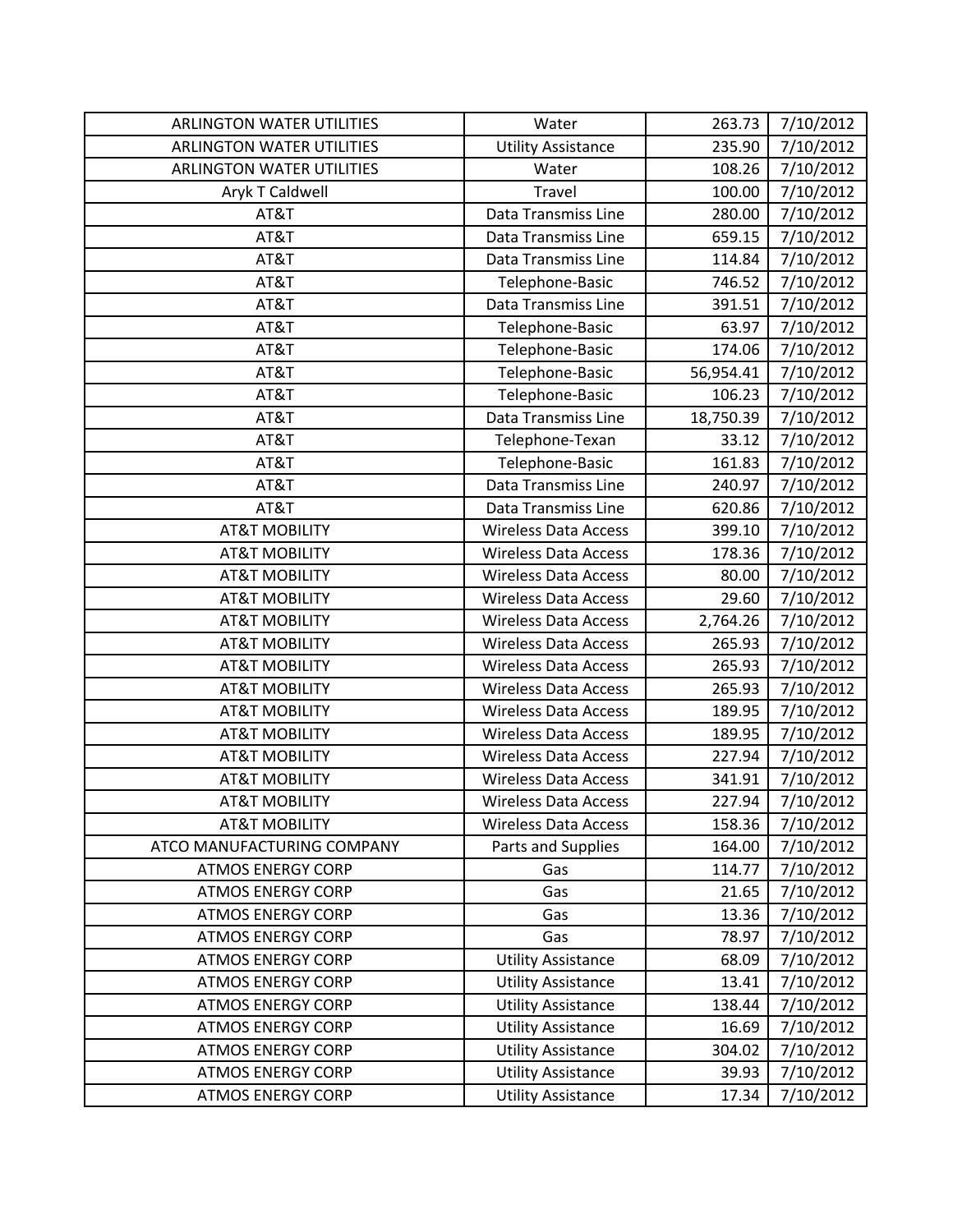| | | | |
|---|---|---|---|
| ARLINGTON WATER UTILITIES | Water | 263.73 | 7/10/2012 |
| ARLINGTON WATER UTILITIES | Utility Assistance | 235.90 | 7/10/2012 |
| ARLINGTON WATER UTILITIES | Water | 108.26 | 7/10/2012 |
| Aryk T Caldwell | Travel | 100.00 | 7/10/2012 |
| AT&T | Data Transmiss Line | 280.00 | 7/10/2012 |
| AT&T | Data Transmiss Line | 659.15 | 7/10/2012 |
| AT&T | Data Transmiss Line | 114.84 | 7/10/2012 |
| AT&T | Telephone-Basic | 746.52 | 7/10/2012 |
| AT&T | Data Transmiss Line | 391.51 | 7/10/2012 |
| AT&T | Telephone-Basic | 63.97 | 7/10/2012 |
| AT&T | Telephone-Basic | 174.06 | 7/10/2012 |
| AT&T | Telephone-Basic | 56,954.41 | 7/10/2012 |
| AT&T | Telephone-Basic | 106.23 | 7/10/2012 |
| AT&T | Data Transmiss Line | 18,750.39 | 7/10/2012 |
| AT&T | Telephone-Texan | 33.12 | 7/10/2012 |
| AT&T | Telephone-Basic | 161.83 | 7/10/2012 |
| AT&T | Data Transmiss Line | 240.97 | 7/10/2012 |
| AT&T | Data Transmiss Line | 620.86 | 7/10/2012 |
| AT&T MOBILITY | Wireless Data Access | 399.10 | 7/10/2012 |
| AT&T MOBILITY | Wireless Data Access | 178.36 | 7/10/2012 |
| AT&T MOBILITY | Wireless Data Access | 80.00 | 7/10/2012 |
| AT&T MOBILITY | Wireless Data Access | 29.60 | 7/10/2012 |
| AT&T MOBILITY | Wireless Data Access | 2,764.26 | 7/10/2012 |
| AT&T MOBILITY | Wireless Data Access | 265.93 | 7/10/2012 |
| AT&T MOBILITY | Wireless Data Access | 265.93 | 7/10/2012 |
| AT&T MOBILITY | Wireless Data Access | 265.93 | 7/10/2012 |
| AT&T MOBILITY | Wireless Data Access | 189.95 | 7/10/2012 |
| AT&T MOBILITY | Wireless Data Access | 189.95 | 7/10/2012 |
| AT&T MOBILITY | Wireless Data Access | 227.94 | 7/10/2012 |
| AT&T MOBILITY | Wireless Data Access | 341.91 | 7/10/2012 |
| AT&T MOBILITY | Wireless Data Access | 227.94 | 7/10/2012 |
| AT&T MOBILITY | Wireless Data Access | 158.36 | 7/10/2012 |
| ATCO MANUFACTURING COMPANY | Parts and Supplies | 164.00 | 7/10/2012 |
| ATMOS ENERGY CORP | Gas | 114.77 | 7/10/2012 |
| ATMOS ENERGY CORP | Gas | 21.65 | 7/10/2012 |
| ATMOS ENERGY CORP | Gas | 13.36 | 7/10/2012 |
| ATMOS ENERGY CORP | Gas | 78.97 | 7/10/2012 |
| ATMOS ENERGY CORP | Utility Assistance | 68.09 | 7/10/2012 |
| ATMOS ENERGY CORP | Utility Assistance | 13.41 | 7/10/2012 |
| ATMOS ENERGY CORP | Utility Assistance | 138.44 | 7/10/2012 |
| ATMOS ENERGY CORP | Utility Assistance | 16.69 | 7/10/2012 |
| ATMOS ENERGY CORP | Utility Assistance | 304.02 | 7/10/2012 |
| ATMOS ENERGY CORP | Utility Assistance | 39.93 | 7/10/2012 |
| ATMOS ENERGY CORP | Utility Assistance | 17.34 | 7/10/2012 |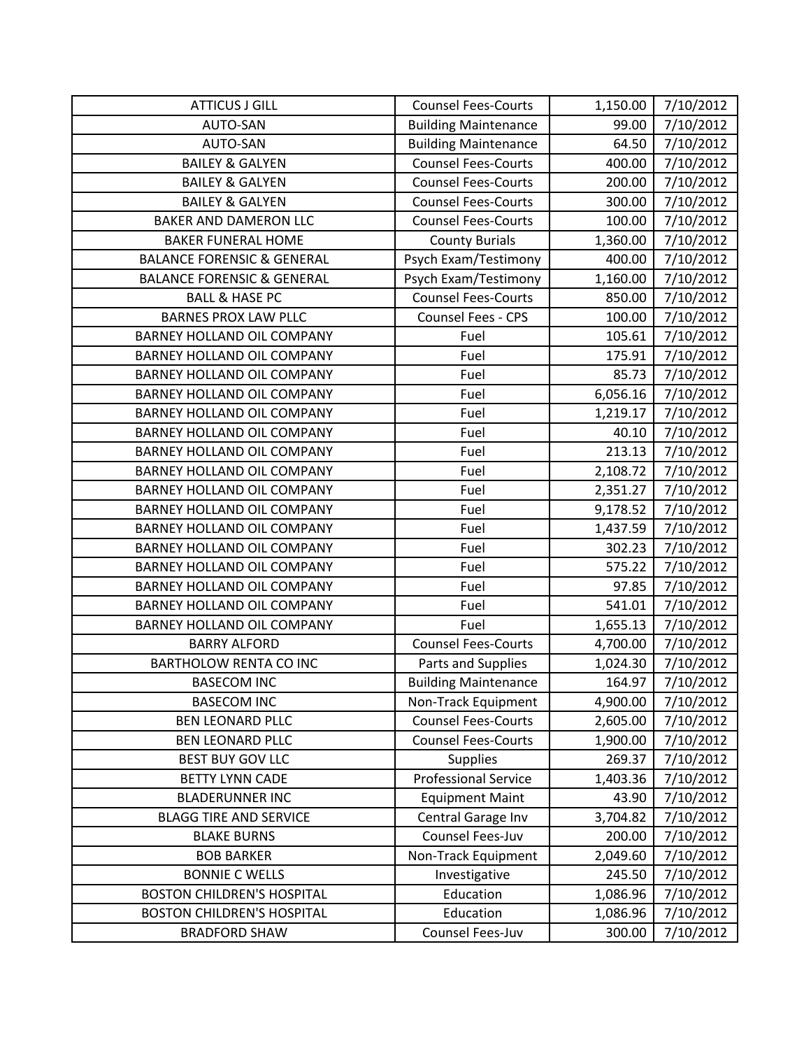| | | | |
|---|---|---|---|
| ATTICUS J GILL | Counsel Fees-Courts | 1,150.00 | 7/10/2012 |
| AUTO-SAN | Building Maintenance | 99.00 | 7/10/2012 |
| AUTO-SAN | Building Maintenance | 64.50 | 7/10/2012 |
| BAILEY & GALYEN | Counsel Fees-Courts | 400.00 | 7/10/2012 |
| BAILEY & GALYEN | Counsel Fees-Courts | 200.00 | 7/10/2012 |
| BAILEY & GALYEN | Counsel Fees-Courts | 300.00 | 7/10/2012 |
| BAKER AND DAMERON LLC | Counsel Fees-Courts | 100.00 | 7/10/2012 |
| BAKER FUNERAL HOME | County Burials | 1,360.00 | 7/10/2012 |
| BALANCE FORENSIC & GENERAL | Psych Exam/Testimony | 400.00 | 7/10/2012 |
| BALANCE FORENSIC & GENERAL | Psych Exam/Testimony | 1,160.00 | 7/10/2012 |
| BALL & HASE PC | Counsel Fees-Courts | 850.00 | 7/10/2012 |
| BARNES PROX LAW PLLC | Counsel Fees - CPS | 100.00 | 7/10/2012 |
| BARNEY HOLLAND OIL COMPANY | Fuel | 105.61 | 7/10/2012 |
| BARNEY HOLLAND OIL COMPANY | Fuel | 175.91 | 7/10/2012 |
| BARNEY HOLLAND OIL COMPANY | Fuel | 85.73 | 7/10/2012 |
| BARNEY HOLLAND OIL COMPANY | Fuel | 6,056.16 | 7/10/2012 |
| BARNEY HOLLAND OIL COMPANY | Fuel | 1,219.17 | 7/10/2012 |
| BARNEY HOLLAND OIL COMPANY | Fuel | 40.10 | 7/10/2012 |
| BARNEY HOLLAND OIL COMPANY | Fuel | 213.13 | 7/10/2012 |
| BARNEY HOLLAND OIL COMPANY | Fuel | 2,108.72 | 7/10/2012 |
| BARNEY HOLLAND OIL COMPANY | Fuel | 2,351.27 | 7/10/2012 |
| BARNEY HOLLAND OIL COMPANY | Fuel | 9,178.52 | 7/10/2012 |
| BARNEY HOLLAND OIL COMPANY | Fuel | 1,437.59 | 7/10/2012 |
| BARNEY HOLLAND OIL COMPANY | Fuel | 302.23 | 7/10/2012 |
| BARNEY HOLLAND OIL COMPANY | Fuel | 575.22 | 7/10/2012 |
| BARNEY HOLLAND OIL COMPANY | Fuel | 97.85 | 7/10/2012 |
| BARNEY HOLLAND OIL COMPANY | Fuel | 541.01 | 7/10/2012 |
| BARNEY HOLLAND OIL COMPANY | Fuel | 1,655.13 | 7/10/2012 |
| BARRY ALFORD | Counsel Fees-Courts | 4,700.00 | 7/10/2012 |
| BARTHOLOW RENTA CO INC | Parts and Supplies | 1,024.30 | 7/10/2012 |
| BASECOM INC | Building Maintenance | 164.97 | 7/10/2012 |
| BASECOM INC | Non-Track Equipment | 4,900.00 | 7/10/2012 |
| BEN LEONARD PLLC | Counsel Fees-Courts | 2,605.00 | 7/10/2012 |
| BEN LEONARD PLLC | Counsel Fees-Courts | 1,900.00 | 7/10/2012 |
| BEST BUY GOV LLC | Supplies | 269.37 | 7/10/2012 |
| BETTY LYNN CADE | Professional Service | 1,403.36 | 7/10/2012 |
| BLADERUNNER INC | Equipment Maint | 43.90 | 7/10/2012 |
| BLAGG TIRE AND SERVICE | Central Garage Inv | 3,704.82 | 7/10/2012 |
| BLAKE BURNS | Counsel Fees-Juv | 200.00 | 7/10/2012 |
| BOB BARKER | Non-Track Equipment | 2,049.60 | 7/10/2012 |
| BONNIE C WELLS | Investigative | 245.50 | 7/10/2012 |
| BOSTON CHILDREN'S HOSPITAL | Education | 1,086.96 | 7/10/2012 |
| BOSTON CHILDREN'S HOSPITAL | Education | 1,086.96 | 7/10/2012 |
| BRADFORD SHAW | Counsel Fees-Juv | 300.00 | 7/10/2012 |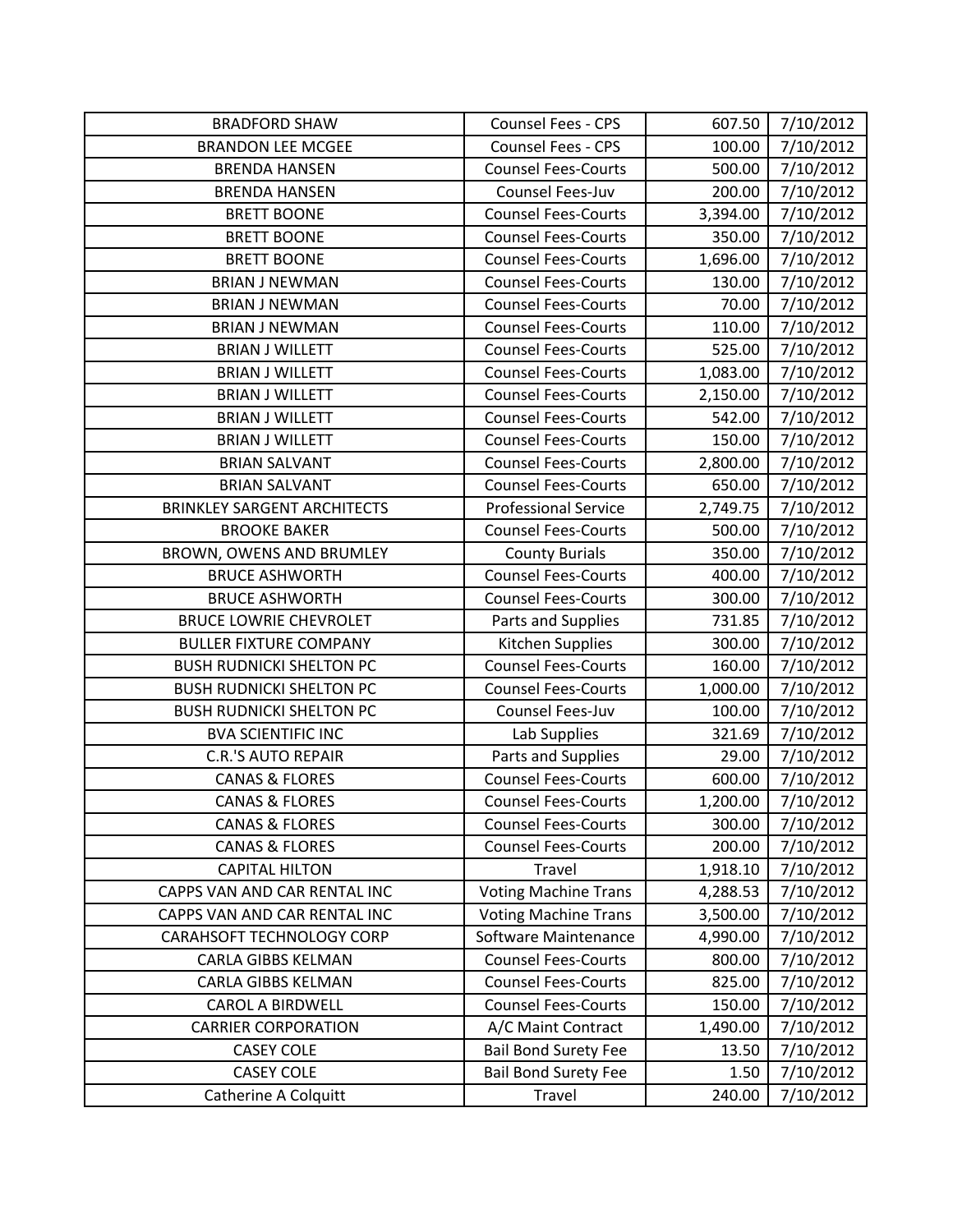| | | | |
|---|---|---|---|
| BRADFORD SHAW | Counsel Fees - CPS | 607.50 | 7/10/2012 |
| BRANDON LEE MCGEE | Counsel Fees - CPS | 100.00 | 7/10/2012 |
| BRENDA HANSEN | Counsel Fees-Courts | 500.00 | 7/10/2012 |
| BRENDA HANSEN | Counsel Fees-Juv | 200.00 | 7/10/2012 |
| BRETT BOONE | Counsel Fees-Courts | 3,394.00 | 7/10/2012 |
| BRETT BOONE | Counsel Fees-Courts | 350.00 | 7/10/2012 |
| BRETT BOONE | Counsel Fees-Courts | 1,696.00 | 7/10/2012 |
| BRIAN J NEWMAN | Counsel Fees-Courts | 130.00 | 7/10/2012 |
| BRIAN J NEWMAN | Counsel Fees-Courts | 70.00 | 7/10/2012 |
| BRIAN J NEWMAN | Counsel Fees-Courts | 110.00 | 7/10/2012 |
| BRIAN J WILLETT | Counsel Fees-Courts | 525.00 | 7/10/2012 |
| BRIAN J WILLETT | Counsel Fees-Courts | 1,083.00 | 7/10/2012 |
| BRIAN J WILLETT | Counsel Fees-Courts | 2,150.00 | 7/10/2012 |
| BRIAN J WILLETT | Counsel Fees-Courts | 542.00 | 7/10/2012 |
| BRIAN J WILLETT | Counsel Fees-Courts | 150.00 | 7/10/2012 |
| BRIAN SALVANT | Counsel Fees-Courts | 2,800.00 | 7/10/2012 |
| BRIAN SALVANT | Counsel Fees-Courts | 650.00 | 7/10/2012 |
| BRINKLEY SARGENT ARCHITECTS | Professional Service | 2,749.75 | 7/10/2012 |
| BROOKE BAKER | Counsel Fees-Courts | 500.00 | 7/10/2012 |
| BROWN, OWENS AND BRUMLEY | County Burials | 350.00 | 7/10/2012 |
| BRUCE ASHWORTH | Counsel Fees-Courts | 400.00 | 7/10/2012 |
| BRUCE ASHWORTH | Counsel Fees-Courts | 300.00 | 7/10/2012 |
| BRUCE LOWRIE CHEVROLET | Parts and Supplies | 731.85 | 7/10/2012 |
| BULLER FIXTURE COMPANY | Kitchen Supplies | 300.00 | 7/10/2012 |
| BUSH RUDNICKI SHELTON PC | Counsel Fees-Courts | 160.00 | 7/10/2012 |
| BUSH RUDNICKI SHELTON PC | Counsel Fees-Courts | 1,000.00 | 7/10/2012 |
| BUSH RUDNICKI SHELTON PC | Counsel Fees-Juv | 100.00 | 7/10/2012 |
| BVA SCIENTIFIC INC | Lab Supplies | 321.69 | 7/10/2012 |
| C.R.'S AUTO REPAIR | Parts and Supplies | 29.00 | 7/10/2012 |
| CANAS & FLORES | Counsel Fees-Courts | 600.00 | 7/10/2012 |
| CANAS & FLORES | Counsel Fees-Courts | 1,200.00 | 7/10/2012 |
| CANAS & FLORES | Counsel Fees-Courts | 300.00 | 7/10/2012 |
| CANAS & FLORES | Counsel Fees-Courts | 200.00 | 7/10/2012 |
| CAPITAL HILTON | Travel | 1,918.10 | 7/10/2012 |
| CAPPS VAN AND CAR RENTAL INC | Voting Machine Trans | 4,288.53 | 7/10/2012 |
| CAPPS VAN AND CAR RENTAL INC | Voting Machine Trans | 3,500.00 | 7/10/2012 |
| CARAHSOFT TECHNOLOGY CORP | Software Maintenance | 4,990.00 | 7/10/2012 |
| CARLA GIBBS KELMAN | Counsel Fees-Courts | 800.00 | 7/10/2012 |
| CARLA GIBBS KELMAN | Counsel Fees-Courts | 825.00 | 7/10/2012 |
| CAROL A BIRDWELL | Counsel Fees-Courts | 150.00 | 7/10/2012 |
| CARRIER CORPORATION | A/C Maint Contract | 1,490.00 | 7/10/2012 |
| CASEY COLE | Bail Bond Surety Fee | 13.50 | 7/10/2012 |
| CASEY COLE | Bail Bond Surety Fee | 1.50 | 7/10/2012 |
| Catherine A Colquitt | Travel | 240.00 | 7/10/2012 |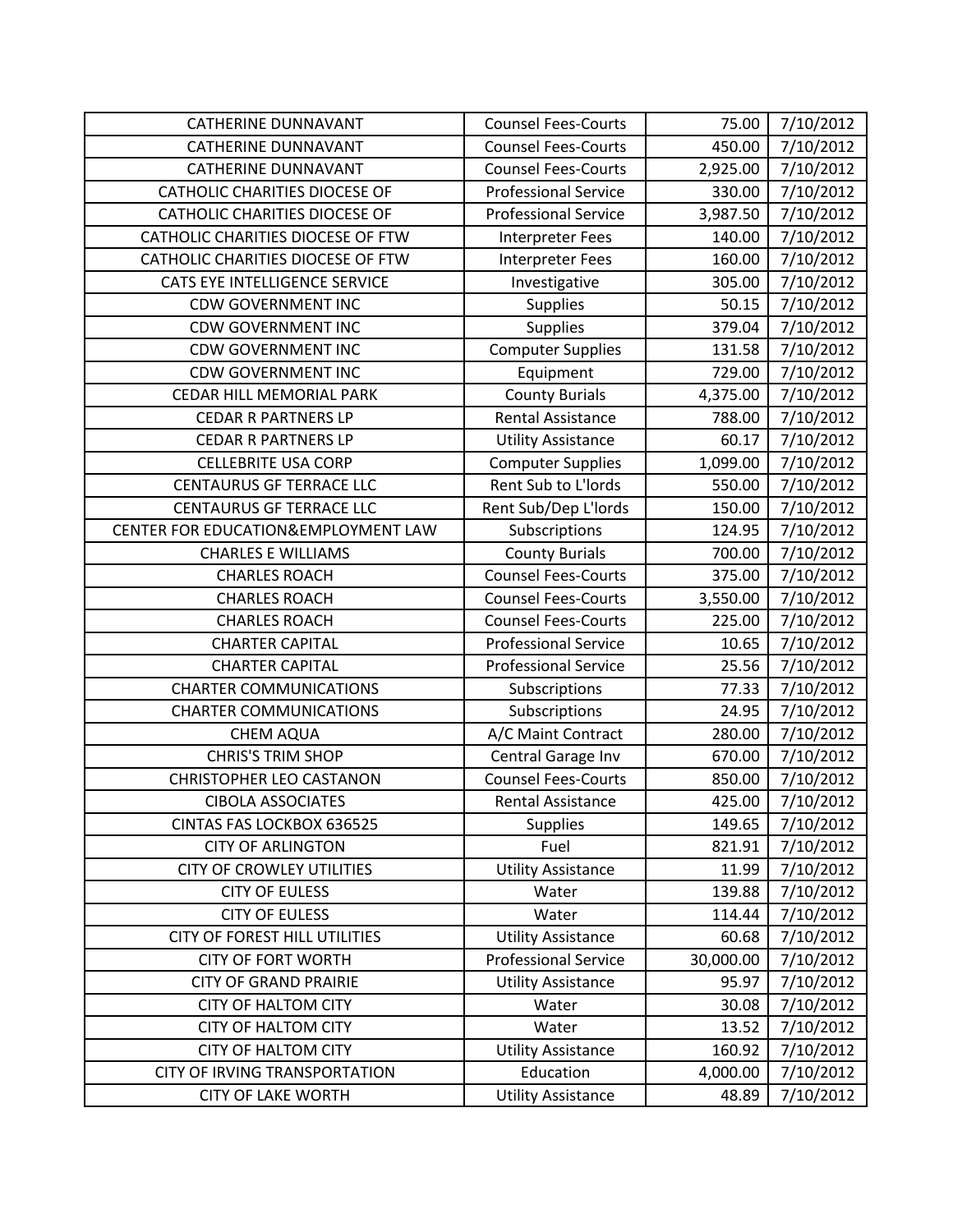| | | | |
|---|---|---|---|
| CATHERINE DUNNAVANT | Counsel Fees-Courts | 75.00 | 7/10/2012 |
| CATHERINE DUNNAVANT | Counsel Fees-Courts | 450.00 | 7/10/2012 |
| CATHERINE DUNNAVANT | Counsel Fees-Courts | 2,925.00 | 7/10/2012 |
| CATHOLIC CHARITIES DIOCESE OF | Professional Service | 330.00 | 7/10/2012 |
| CATHOLIC CHARITIES DIOCESE OF | Professional Service | 3,987.50 | 7/10/2012 |
| CATHOLIC CHARITIES DIOCESE OF FTW | Interpreter Fees | 140.00 | 7/10/2012 |
| CATHOLIC CHARITIES DIOCESE OF FTW | Interpreter Fees | 160.00 | 7/10/2012 |
| CATS EYE INTELLIGENCE SERVICE | Investigative | 305.00 | 7/10/2012 |
| CDW GOVERNMENT INC | Supplies | 50.15 | 7/10/2012 |
| CDW GOVERNMENT INC | Supplies | 379.04 | 7/10/2012 |
| CDW GOVERNMENT INC | Computer Supplies | 131.58 | 7/10/2012 |
| CDW GOVERNMENT INC | Equipment | 729.00 | 7/10/2012 |
| CEDAR HILL MEMORIAL PARK | County Burials | 4,375.00 | 7/10/2012 |
| CEDAR R PARTNERS LP | Rental Assistance | 788.00 | 7/10/2012 |
| CEDAR R PARTNERS LP | Utility Assistance | 60.17 | 7/10/2012 |
| CELLEBRITE USA CORP | Computer Supplies | 1,099.00 | 7/10/2012 |
| CENTAURUS GF TERRACE LLC | Rent Sub to L'lords | 550.00 | 7/10/2012 |
| CENTAURUS GF TERRACE LLC | Rent Sub/Dep L'lords | 150.00 | 7/10/2012 |
| CENTER FOR EDUCATION&EMPLOYMENT LAW | Subscriptions | 124.95 | 7/10/2012 |
| CHARLES E WILLIAMS | County Burials | 700.00 | 7/10/2012 |
| CHARLES ROACH | Counsel Fees-Courts | 375.00 | 7/10/2012 |
| CHARLES ROACH | Counsel Fees-Courts | 3,550.00 | 7/10/2012 |
| CHARLES ROACH | Counsel Fees-Courts | 225.00 | 7/10/2012 |
| CHARTER CAPITAL | Professional Service | 10.65 | 7/10/2012 |
| CHARTER CAPITAL | Professional Service | 25.56 | 7/10/2012 |
| CHARTER COMMUNICATIONS | Subscriptions | 77.33 | 7/10/2012 |
| CHARTER COMMUNICATIONS | Subscriptions | 24.95 | 7/10/2012 |
| CHEM AQUA | A/C Maint Contract | 280.00 | 7/10/2012 |
| CHRIS'S TRIM SHOP | Central Garage Inv | 670.00 | 7/10/2012 |
| CHRISTOPHER LEO CASTANON | Counsel Fees-Courts | 850.00 | 7/10/2012 |
| CIBOLA ASSOCIATES | Rental Assistance | 425.00 | 7/10/2012 |
| CINTAS FAS LOCKBOX 636525 | Supplies | 149.65 | 7/10/2012 |
| CITY OF ARLINGTON | Fuel | 821.91 | 7/10/2012 |
| CITY OF CROWLEY UTILITIES | Utility Assistance | 11.99 | 7/10/2012 |
| CITY OF EULESS | Water | 139.88 | 7/10/2012 |
| CITY OF EULESS | Water | 114.44 | 7/10/2012 |
| CITY OF FOREST HILL UTILITIES | Utility Assistance | 60.68 | 7/10/2012 |
| CITY OF FORT WORTH | Professional Service | 30,000.00 | 7/10/2012 |
| CITY OF GRAND PRAIRIE | Utility Assistance | 95.97 | 7/10/2012 |
| CITY OF HALTOM CITY | Water | 30.08 | 7/10/2012 |
| CITY OF HALTOM CITY | Water | 13.52 | 7/10/2012 |
| CITY OF HALTOM CITY | Utility Assistance | 160.92 | 7/10/2012 |
| CITY OF IRVING TRANSPORTATION | Education | 4,000.00 | 7/10/2012 |
| CITY OF LAKE WORTH | Utility Assistance | 48.89 | 7/10/2012 |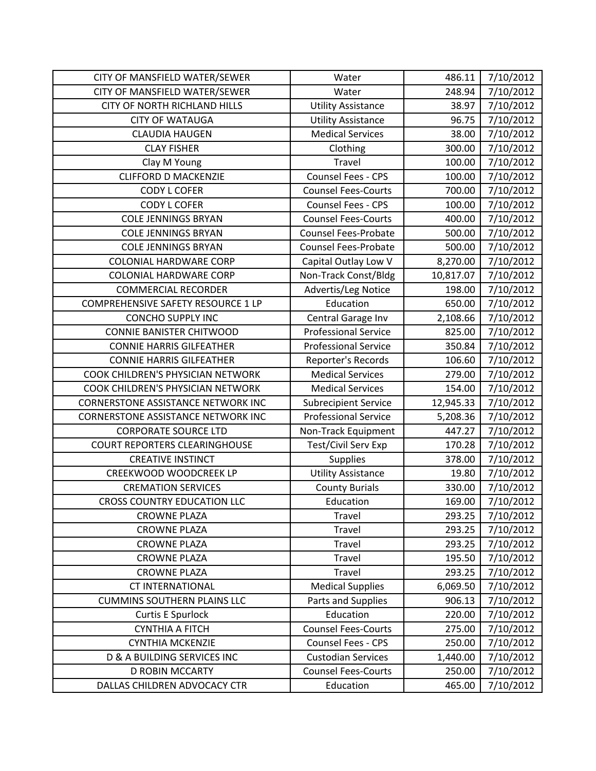| | | | |
|---|---|---|---|
| CITY OF MANSFIELD WATER/SEWER | Water | 486.11 | 7/10/2012 |
| CITY OF MANSFIELD WATER/SEWER | Water | 248.94 | 7/10/2012 |
| CITY OF NORTH RICHLAND HILLS | Utility Assistance | 38.97 | 7/10/2012 |
| CITY OF WATAUGA | Utility Assistance | 96.75 | 7/10/2012 |
| CLAUDIA HAUGEN | Medical Services | 38.00 | 7/10/2012 |
| CLAY FISHER | Clothing | 300.00 | 7/10/2012 |
| Clay M Young | Travel | 100.00 | 7/10/2012 |
| CLIFFORD D MACKENZIE | Counsel Fees - CPS | 100.00 | 7/10/2012 |
| CODY L COFER | Counsel Fees-Courts | 700.00 | 7/10/2012 |
| CODY L COFER | Counsel Fees - CPS | 100.00 | 7/10/2012 |
| COLE JENNINGS BRYAN | Counsel Fees-Courts | 400.00 | 7/10/2012 |
| COLE JENNINGS BRYAN | Counsel Fees-Probate | 500.00 | 7/10/2012 |
| COLE JENNINGS BRYAN | Counsel Fees-Probate | 500.00 | 7/10/2012 |
| COLONIAL HARDWARE CORP | Capital Outlay Low V | 8,270.00 | 7/10/2012 |
| COLONIAL HARDWARE CORP | Non-Track Const/Bldg | 10,817.07 | 7/10/2012 |
| COMMERCIAL RECORDER | Advertis/Leg Notice | 198.00 | 7/10/2012 |
| COMPREHENSIVE SAFETY RESOURCE 1 LP | Education | 650.00 | 7/10/2012 |
| CONCHO SUPPLY INC | Central Garage Inv | 2,108.66 | 7/10/2012 |
| CONNIE BANISTER CHITWOOD | Professional Service | 825.00 | 7/10/2012 |
| CONNIE HARRIS GILFEATHER | Professional Service | 350.84 | 7/10/2012 |
| CONNIE HARRIS GILFEATHER | Reporter's Records | 106.60 | 7/10/2012 |
| COOK CHILDREN'S PHYSICIAN NETWORK | Medical Services | 279.00 | 7/10/2012 |
| COOK CHILDREN'S PHYSICIAN NETWORK | Medical Services | 154.00 | 7/10/2012 |
| CORNERSTONE ASSISTANCE NETWORK INC | Subrecipient Service | 12,945.33 | 7/10/2012 |
| CORNERSTONE ASSISTANCE NETWORK INC | Professional Service | 5,208.36 | 7/10/2012 |
| CORPORATE SOURCE LTD | Non-Track Equipment | 447.27 | 7/10/2012 |
| COURT REPORTERS CLEARINGHOUSE | Test/Civil Serv Exp | 170.28 | 7/10/2012 |
| CREATIVE INSTINCT | Supplies | 378.00 | 7/10/2012 |
| CREEKWOOD WOODCREEK LP | Utility Assistance | 19.80 | 7/10/2012 |
| CREMATION SERVICES | County Burials | 330.00 | 7/10/2012 |
| CROSS COUNTRY EDUCATION LLC | Education | 169.00 | 7/10/2012 |
| CROWNE PLAZA | Travel | 293.25 | 7/10/2012 |
| CROWNE PLAZA | Travel | 293.25 | 7/10/2012 |
| CROWNE PLAZA | Travel | 293.25 | 7/10/2012 |
| CROWNE PLAZA | Travel | 195.50 | 7/10/2012 |
| CROWNE PLAZA | Travel | 293.25 | 7/10/2012 |
| CT INTERNATIONAL | Medical Supplies | 6,069.50 | 7/10/2012 |
| CUMMINS SOUTHERN PLAINS LLC | Parts and Supplies | 906.13 | 7/10/2012 |
| Curtis E Spurlock | Education | 220.00 | 7/10/2012 |
| CYNTHIA A FITCH | Counsel Fees-Courts | 275.00 | 7/10/2012 |
| CYNTHIA MCKENZIE | Counsel Fees - CPS | 250.00 | 7/10/2012 |
| D & A BUILDING SERVICES INC | Custodian Services | 1,440.00 | 7/10/2012 |
| D ROBIN MCCARTY | Counsel Fees-Courts | 250.00 | 7/10/2012 |
| DALLAS CHILDREN ADVOCACY CTR | Education | 465.00 | 7/10/2012 |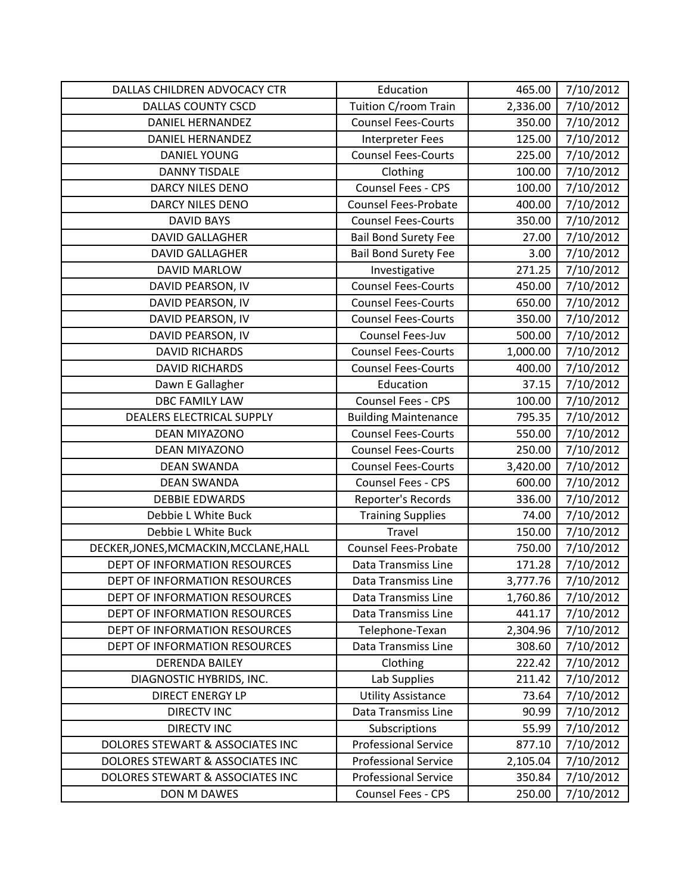| | | | |
|---|---|---|---|
| DALLAS CHILDREN ADVOCACY CTR | Education | 465.00 | 7/10/2012 |
| DALLAS COUNTY CSCD | Tuition C/room Train | 2,336.00 | 7/10/2012 |
| DANIEL HERNANDEZ | Counsel Fees-Courts | 350.00 | 7/10/2012 |
| DANIEL HERNANDEZ | Interpreter Fees | 125.00 | 7/10/2012 |
| DANIEL YOUNG | Counsel Fees-Courts | 225.00 | 7/10/2012 |
| DANNY TISDALE | Clothing | 100.00 | 7/10/2012 |
| DARCY NILES DENO | Counsel Fees - CPS | 100.00 | 7/10/2012 |
| DARCY NILES DENO | Counsel Fees-Probate | 400.00 | 7/10/2012 |
| DAVID BAYS | Counsel Fees-Courts | 350.00 | 7/10/2012 |
| DAVID GALLAGHER | Bail Bond Surety Fee | 27.00 | 7/10/2012 |
| DAVID GALLAGHER | Bail Bond Surety Fee | 3.00 | 7/10/2012 |
| DAVID MARLOW | Investigative | 271.25 | 7/10/2012 |
| DAVID PEARSON, IV | Counsel Fees-Courts | 450.00 | 7/10/2012 |
| DAVID PEARSON, IV | Counsel Fees-Courts | 650.00 | 7/10/2012 |
| DAVID PEARSON, IV | Counsel Fees-Courts | 350.00 | 7/10/2012 |
| DAVID PEARSON, IV | Counsel Fees-Juv | 500.00 | 7/10/2012 |
| DAVID RICHARDS | Counsel Fees-Courts | 1,000.00 | 7/10/2012 |
| DAVID RICHARDS | Counsel Fees-Courts | 400.00 | 7/10/2012 |
| Dawn E Gallagher | Education | 37.15 | 7/10/2012 |
| DBC FAMILY LAW | Counsel Fees - CPS | 100.00 | 7/10/2012 |
| DEALERS ELECTRICAL SUPPLY | Building Maintenance | 795.35 | 7/10/2012 |
| DEAN MIYAZONO | Counsel Fees-Courts | 550.00 | 7/10/2012 |
| DEAN MIYAZONO | Counsel Fees-Courts | 250.00 | 7/10/2012 |
| DEAN SWANDA | Counsel Fees-Courts | 3,420.00 | 7/10/2012 |
| DEAN SWANDA | Counsel Fees - CPS | 600.00 | 7/10/2012 |
| DEBBIE EDWARDS | Reporter's Records | 336.00 | 7/10/2012 |
| Debbie L White Buck | Training Supplies | 74.00 | 7/10/2012 |
| Debbie L White Buck | Travel | 150.00 | 7/10/2012 |
| DECKER,JONES,MCMACKIN,MCCLANE,HALL | Counsel Fees-Probate | 750.00 | 7/10/2012 |
| DEPT OF INFORMATION RESOURCES | Data Transmiss Line | 171.28 | 7/10/2012 |
| DEPT OF INFORMATION RESOURCES | Data Transmiss Line | 3,777.76 | 7/10/2012 |
| DEPT OF INFORMATION RESOURCES | Data Transmiss Line | 1,760.86 | 7/10/2012 |
| DEPT OF INFORMATION RESOURCES | Data Transmiss Line | 441.17 | 7/10/2012 |
| DEPT OF INFORMATION RESOURCES | Telephone-Texan | 2,304.96 | 7/10/2012 |
| DEPT OF INFORMATION RESOURCES | Data Transmiss Line | 308.60 | 7/10/2012 |
| DERENDA BAILEY | Clothing | 222.42 | 7/10/2012 |
| DIAGNOSTIC HYBRIDS, INC. | Lab Supplies | 211.42 | 7/10/2012 |
| DIRECT ENERGY LP | Utility Assistance | 73.64 | 7/10/2012 |
| DIRECTV INC | Data Transmiss Line | 90.99 | 7/10/2012 |
| DIRECTV INC | Subscriptions | 55.99 | 7/10/2012 |
| DOLORES STEWART & ASSOCIATES INC | Professional Service | 877.10 | 7/10/2012 |
| DOLORES STEWART & ASSOCIATES INC | Professional Service | 2,105.04 | 7/10/2012 |
| DOLORES STEWART & ASSOCIATES INC | Professional Service | 350.84 | 7/10/2012 |
| DON M DAWES | Counsel Fees - CPS | 250.00 | 7/10/2012 |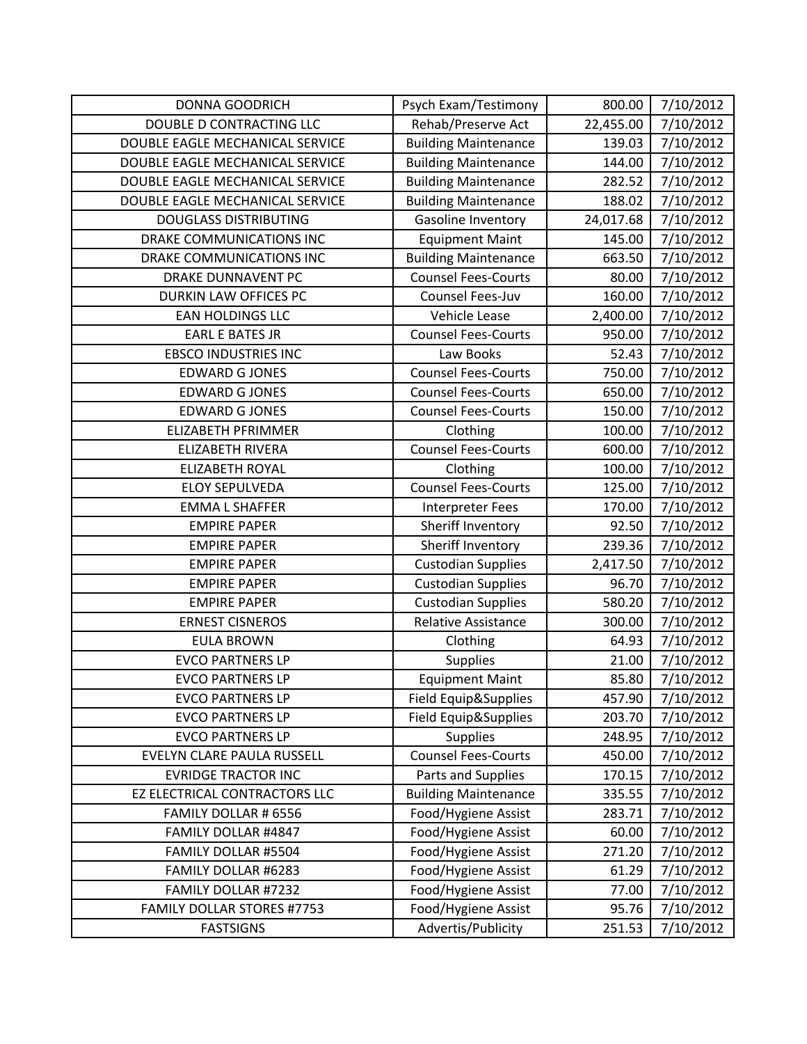| | | | |
|---|---|---|---|
| DONNA GOODRICH | Psych Exam/Testimony | 800.00 | 7/10/2012 |
| DOUBLE D CONTRACTING LLC | Rehab/Preserve Act | 22,455.00 | 7/10/2012 |
| DOUBLE EAGLE MECHANICAL SERVICE | Building Maintenance | 139.03 | 7/10/2012 |
| DOUBLE EAGLE MECHANICAL SERVICE | Building Maintenance | 144.00 | 7/10/2012 |
| DOUBLE EAGLE MECHANICAL SERVICE | Building Maintenance | 282.52 | 7/10/2012 |
| DOUBLE EAGLE MECHANICAL SERVICE | Building Maintenance | 188.02 | 7/10/2012 |
| DOUGLASS DISTRIBUTING | Gasoline Inventory | 24,017.68 | 7/10/2012 |
| DRAKE COMMUNICATIONS INC | Equipment Maint | 145.00 | 7/10/2012 |
| DRAKE COMMUNICATIONS INC | Building Maintenance | 663.50 | 7/10/2012 |
| DRAKE DUNNAVENT PC | Counsel Fees-Courts | 80.00 | 7/10/2012 |
| DURKIN LAW OFFICES PC | Counsel Fees-Juv | 160.00 | 7/10/2012 |
| EAN HOLDINGS LLC | Vehicle Lease | 2,400.00 | 7/10/2012 |
| EARL E BATES JR | Counsel Fees-Courts | 950.00 | 7/10/2012 |
| EBSCO INDUSTRIES INC | Law Books | 52.43 | 7/10/2012 |
| EDWARD G JONES | Counsel Fees-Courts | 750.00 | 7/10/2012 |
| EDWARD G JONES | Counsel Fees-Courts | 650.00 | 7/10/2012 |
| EDWARD G JONES | Counsel Fees-Courts | 150.00 | 7/10/2012 |
| ELIZABETH PFRIMMER | Clothing | 100.00 | 7/10/2012 |
| ELIZABETH RIVERA | Counsel Fees-Courts | 600.00 | 7/10/2012 |
| ELIZABETH ROYAL | Clothing | 100.00 | 7/10/2012 |
| ELOY SEPULVEDA | Counsel Fees-Courts | 125.00 | 7/10/2012 |
| EMMA L SHAFFER | Interpreter Fees | 170.00 | 7/10/2012 |
| EMPIRE PAPER | Sheriff Inventory | 92.50 | 7/10/2012 |
| EMPIRE PAPER | Sheriff Inventory | 239.36 | 7/10/2012 |
| EMPIRE PAPER | Custodian Supplies | 2,417.50 | 7/10/2012 |
| EMPIRE PAPER | Custodian Supplies | 96.70 | 7/10/2012 |
| EMPIRE PAPER | Custodian Supplies | 580.20 | 7/10/2012 |
| ERNEST CISNEROS | Relative Assistance | 300.00 | 7/10/2012 |
| EULA BROWN | Clothing | 64.93 | 7/10/2012 |
| EVCO PARTNERS LP | Supplies | 21.00 | 7/10/2012 |
| EVCO PARTNERS LP | Equipment Maint | 85.80 | 7/10/2012 |
| EVCO PARTNERS LP | Field Equip&Supplies | 457.90 | 7/10/2012 |
| EVCO PARTNERS LP | Field Equip&Supplies | 203.70 | 7/10/2012 |
| EVCO PARTNERS LP | Supplies | 248.95 | 7/10/2012 |
| EVELYN CLARE PAULA RUSSELL | Counsel Fees-Courts | 450.00 | 7/10/2012 |
| EVRIDGE TRACTOR INC | Parts and Supplies | 170.15 | 7/10/2012 |
| EZ ELECTRICAL CONTRACTORS LLC | Building Maintenance | 335.55 | 7/10/2012 |
| FAMILY DOLLAR # 6556 | Food/Hygiene Assist | 283.71 | 7/10/2012 |
| FAMILY DOLLAR #4847 | Food/Hygiene Assist | 60.00 | 7/10/2012 |
| FAMILY DOLLAR #5504 | Food/Hygiene Assist | 271.20 | 7/10/2012 |
| FAMILY DOLLAR #6283 | Food/Hygiene Assist | 61.29 | 7/10/2012 |
| FAMILY DOLLAR #7232 | Food/Hygiene Assist | 77.00 | 7/10/2012 |
| FAMILY DOLLAR STORES #7753 | Food/Hygiene Assist | 95.76 | 7/10/2012 |
| FASTSIGNS | Advertis/Publicity | 251.53 | 7/10/2012 |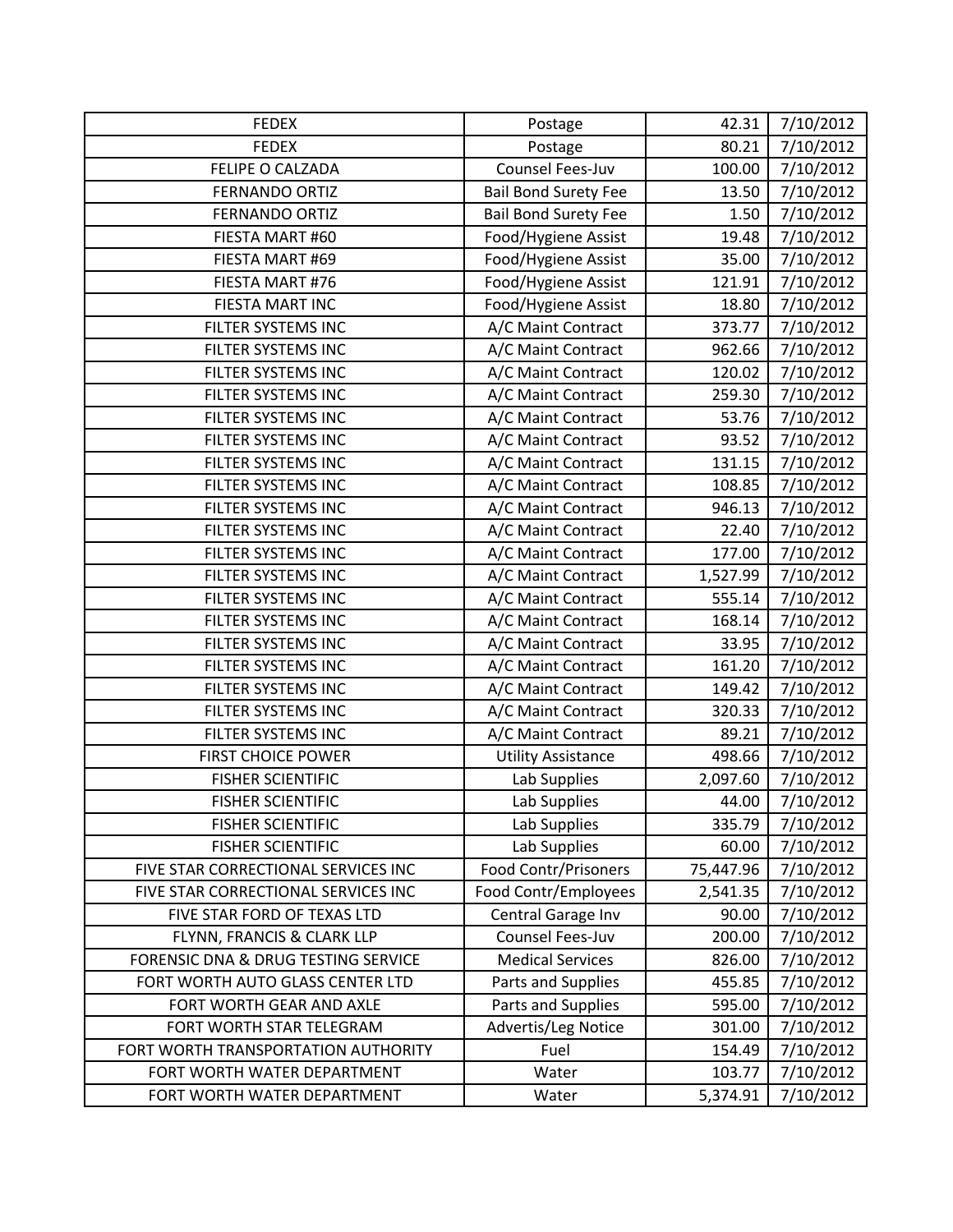| | | | |
|---|---|---|---|
| FEDEX | Postage | 42.31 | 7/10/2012 |
| FEDEX | Postage | 80.21 | 7/10/2012 |
| FELIPE O CALZADA | Counsel Fees-Juv | 100.00 | 7/10/2012 |
| FERNANDO ORTIZ | Bail Bond Surety Fee | 13.50 | 7/10/2012 |
| FERNANDO ORTIZ | Bail Bond Surety Fee | 1.50 | 7/10/2012 |
| FIESTA MART #60 | Food/Hygiene Assist | 19.48 | 7/10/2012 |
| FIESTA MART #69 | Food/Hygiene Assist | 35.00 | 7/10/2012 |
| FIESTA MART #76 | Food/Hygiene Assist | 121.91 | 7/10/2012 |
| FIESTA MART INC | Food/Hygiene Assist | 18.80 | 7/10/2012 |
| FILTER SYSTEMS INC | A/C Maint Contract | 373.77 | 7/10/2012 |
| FILTER SYSTEMS INC | A/C Maint Contract | 962.66 | 7/10/2012 |
| FILTER SYSTEMS INC | A/C Maint Contract | 120.02 | 7/10/2012 |
| FILTER SYSTEMS INC | A/C Maint Contract | 259.30 | 7/10/2012 |
| FILTER SYSTEMS INC | A/C Maint Contract | 53.76 | 7/10/2012 |
| FILTER SYSTEMS INC | A/C Maint Contract | 93.52 | 7/10/2012 |
| FILTER SYSTEMS INC | A/C Maint Contract | 131.15 | 7/10/2012 |
| FILTER SYSTEMS INC | A/C Maint Contract | 108.85 | 7/10/2012 |
| FILTER SYSTEMS INC | A/C Maint Contract | 946.13 | 7/10/2012 |
| FILTER SYSTEMS INC | A/C Maint Contract | 22.40 | 7/10/2012 |
| FILTER SYSTEMS INC | A/C Maint Contract | 177.00 | 7/10/2012 |
| FILTER SYSTEMS INC | A/C Maint Contract | 1,527.99 | 7/10/2012 |
| FILTER SYSTEMS INC | A/C Maint Contract | 555.14 | 7/10/2012 |
| FILTER SYSTEMS INC | A/C Maint Contract | 168.14 | 7/10/2012 |
| FILTER SYSTEMS INC | A/C Maint Contract | 33.95 | 7/10/2012 |
| FILTER SYSTEMS INC | A/C Maint Contract | 161.20 | 7/10/2012 |
| FILTER SYSTEMS INC | A/C Maint Contract | 149.42 | 7/10/2012 |
| FILTER SYSTEMS INC | A/C Maint Contract | 320.33 | 7/10/2012 |
| FILTER SYSTEMS INC | A/C Maint Contract | 89.21 | 7/10/2012 |
| FIRST CHOICE POWER | Utility Assistance | 498.66 | 7/10/2012 |
| FISHER SCIENTIFIC | Lab Supplies | 2,097.60 | 7/10/2012 |
| FISHER SCIENTIFIC | Lab Supplies | 44.00 | 7/10/2012 |
| FISHER SCIENTIFIC | Lab Supplies | 335.79 | 7/10/2012 |
| FISHER SCIENTIFIC | Lab Supplies | 60.00 | 7/10/2012 |
| FIVE STAR CORRECTIONAL SERVICES INC | Food Contr/Prisoners | 75,447.96 | 7/10/2012 |
| FIVE STAR CORRECTIONAL SERVICES INC | Food Contr/Employees | 2,541.35 | 7/10/2012 |
| FIVE STAR FORD OF TEXAS LTD | Central Garage Inv | 90.00 | 7/10/2012 |
| FLYNN, FRANCIS & CLARK LLP | Counsel Fees-Juv | 200.00 | 7/10/2012 |
| FORENSIC DNA & DRUG TESTING SERVICE | Medical Services | 826.00 | 7/10/2012 |
| FORT WORTH AUTO GLASS CENTER LTD | Parts and Supplies | 455.85 | 7/10/2012 |
| FORT WORTH GEAR AND AXLE | Parts and Supplies | 595.00 | 7/10/2012 |
| FORT WORTH STAR TELEGRAM | Advertis/Leg Notice | 301.00 | 7/10/2012 |
| FORT WORTH TRANSPORTATION AUTHORITY | Fuel | 154.49 | 7/10/2012 |
| FORT WORTH WATER DEPARTMENT | Water | 103.77 | 7/10/2012 |
| FORT WORTH WATER DEPARTMENT | Water | 5,374.91 | 7/10/2012 |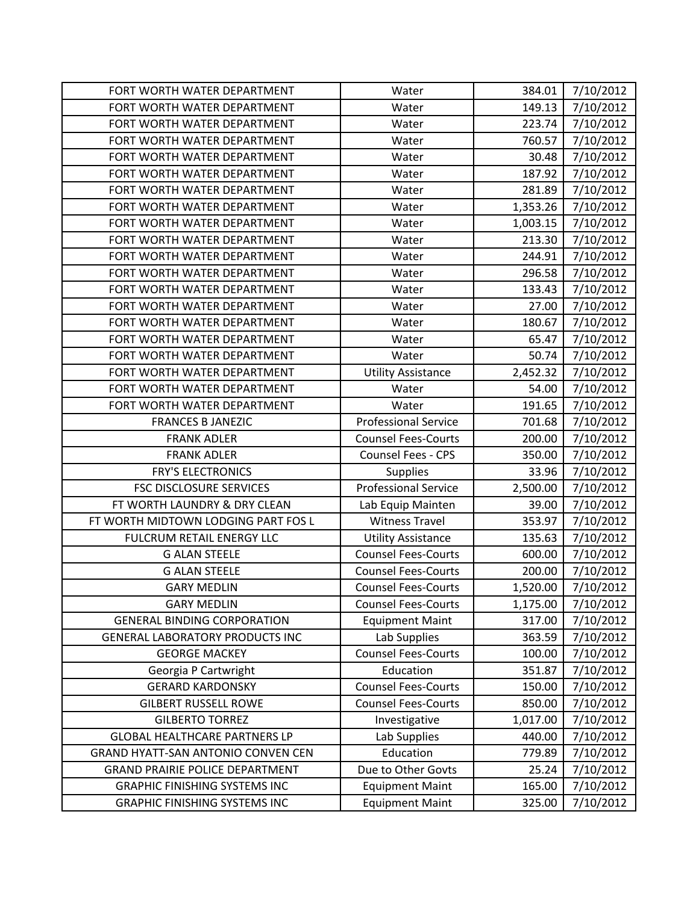| | | | |
|---|---|---|---|
| FORT WORTH WATER DEPARTMENT | Water | 384.01 | 7/10/2012 |
| FORT WORTH WATER DEPARTMENT | Water | 149.13 | 7/10/2012 |
| FORT WORTH WATER DEPARTMENT | Water | 223.74 | 7/10/2012 |
| FORT WORTH WATER DEPARTMENT | Water | 760.57 | 7/10/2012 |
| FORT WORTH WATER DEPARTMENT | Water | 30.48 | 7/10/2012 |
| FORT WORTH WATER DEPARTMENT | Water | 187.92 | 7/10/2012 |
| FORT WORTH WATER DEPARTMENT | Water | 281.89 | 7/10/2012 |
| FORT WORTH WATER DEPARTMENT | Water | 1,353.26 | 7/10/2012 |
| FORT WORTH WATER DEPARTMENT | Water | 1,003.15 | 7/10/2012 |
| FORT WORTH WATER DEPARTMENT | Water | 213.30 | 7/10/2012 |
| FORT WORTH WATER DEPARTMENT | Water | 244.91 | 7/10/2012 |
| FORT WORTH WATER DEPARTMENT | Water | 296.58 | 7/10/2012 |
| FORT WORTH WATER DEPARTMENT | Water | 133.43 | 7/10/2012 |
| FORT WORTH WATER DEPARTMENT | Water | 27.00 | 7/10/2012 |
| FORT WORTH WATER DEPARTMENT | Water | 180.67 | 7/10/2012 |
| FORT WORTH WATER DEPARTMENT | Water | 65.47 | 7/10/2012 |
| FORT WORTH WATER DEPARTMENT | Water | 50.74 | 7/10/2012 |
| FORT WORTH WATER DEPARTMENT | Utility Assistance | 2,452.32 | 7/10/2012 |
| FORT WORTH WATER DEPARTMENT | Water | 54.00 | 7/10/2012 |
| FORT WORTH WATER DEPARTMENT | Water | 191.65 | 7/10/2012 |
| FRANCES B JANEZIC | Professional Service | 701.68 | 7/10/2012 |
| FRANK ADLER | Counsel Fees-Courts | 200.00 | 7/10/2012 |
| FRANK ADLER | Counsel Fees - CPS | 350.00 | 7/10/2012 |
| FRY'S ELECTRONICS | Supplies | 33.96 | 7/10/2012 |
| FSC DISCLOSURE SERVICES | Professional Service | 2,500.00 | 7/10/2012 |
| FT WORTH LAUNDRY & DRY CLEAN | Lab Equip Mainten | 39.00 | 7/10/2012 |
| FT WORTH MIDTOWN LODGING PART FOS L | Witness Travel | 353.97 | 7/10/2012 |
| FULCRUM RETAIL ENERGY LLC | Utility Assistance | 135.63 | 7/10/2012 |
| G ALAN STEELE | Counsel Fees-Courts | 600.00 | 7/10/2012 |
| G ALAN STEELE | Counsel Fees-Courts | 200.00 | 7/10/2012 |
| GARY MEDLIN | Counsel Fees-Courts | 1,520.00 | 7/10/2012 |
| GARY MEDLIN | Counsel Fees-Courts | 1,175.00 | 7/10/2012 |
| GENERAL BINDING CORPORATION | Equipment Maint | 317.00 | 7/10/2012 |
| GENERAL LABORATORY PRODUCTS INC | Lab Supplies | 363.59 | 7/10/2012 |
| GEORGE MACKEY | Counsel Fees-Courts | 100.00 | 7/10/2012 |
| Georgia P Cartwright | Education | 351.87 | 7/10/2012 |
| GERARD KARDONSKY | Counsel Fees-Courts | 150.00 | 7/10/2012 |
| GILBERT RUSSELL ROWE | Counsel Fees-Courts | 850.00 | 7/10/2012 |
| GILBERTO TORREZ | Investigative | 1,017.00 | 7/10/2012 |
| GLOBAL HEALTHCARE PARTNERS LP | Lab Supplies | 440.00 | 7/10/2012 |
| GRAND HYATT-SAN ANTONIO CONVEN CEN | Education | 779.89 | 7/10/2012 |
| GRAND PRAIRIE POLICE DEPARTMENT | Due to Other Govts | 25.24 | 7/10/2012 |
| GRAPHIC FINISHING SYSTEMS INC | Equipment Maint | 165.00 | 7/10/2012 |
| GRAPHIC FINISHING SYSTEMS INC | Equipment Maint | 325.00 | 7/10/2012 |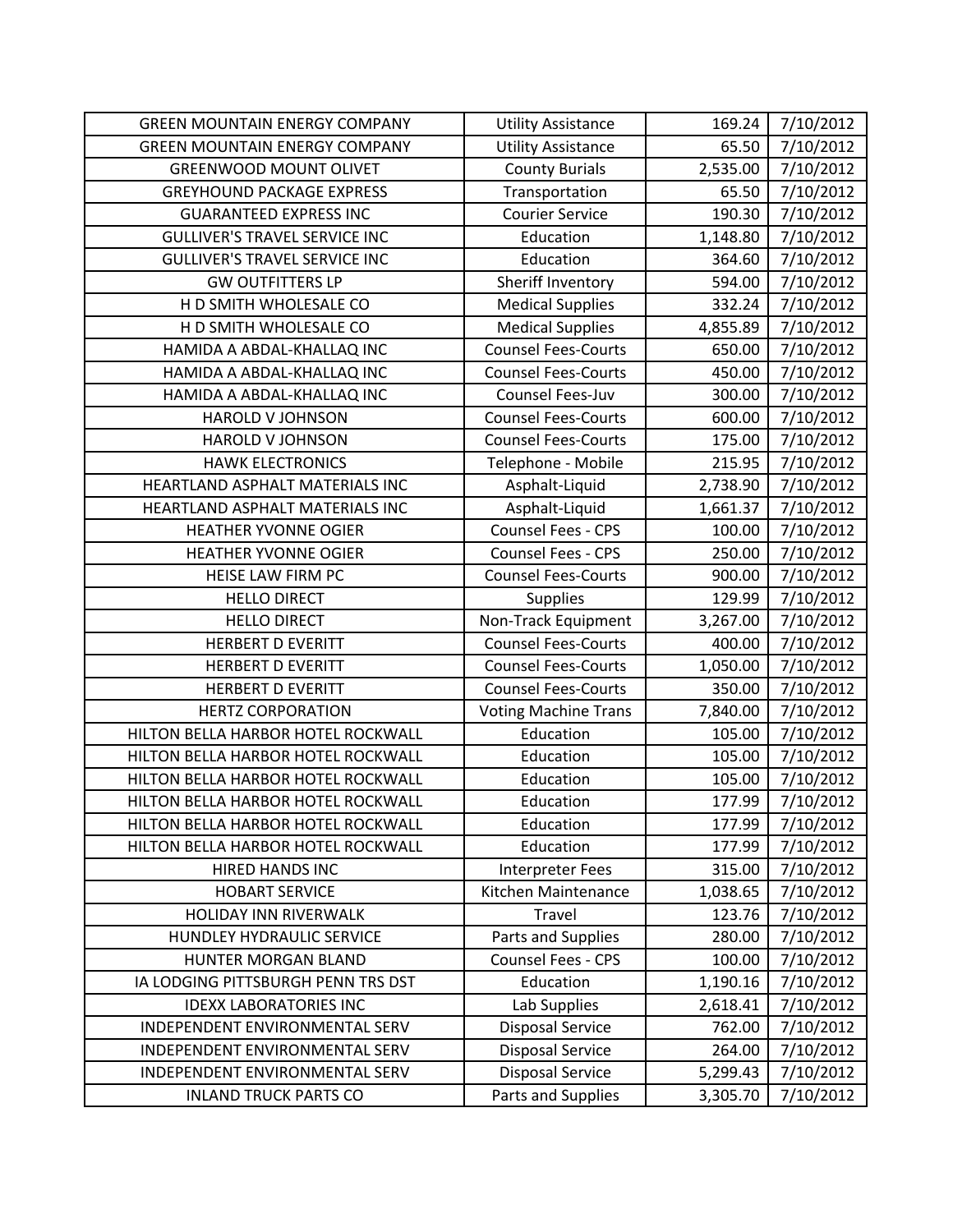| | | | |
|---|---|---|---|
| GREEN MOUNTAIN ENERGY COMPANY | Utility Assistance | 169.24 | 7/10/2012 |
| GREEN MOUNTAIN ENERGY COMPANY | Utility Assistance | 65.50 | 7/10/2012 |
| GREENWOOD MOUNT OLIVET | County Burials | 2,535.00 | 7/10/2012 |
| GREYHOUND PACKAGE EXPRESS | Transportation | 65.50 | 7/10/2012 |
| GUARANTEED EXPRESS INC | Courier Service | 190.30 | 7/10/2012 |
| GULLIVER'S TRAVEL SERVICE INC | Education | 1,148.80 | 7/10/2012 |
| GULLIVER'S TRAVEL SERVICE INC | Education | 364.60 | 7/10/2012 |
| GW OUTFITTERS LP | Sheriff Inventory | 594.00 | 7/10/2012 |
| H D SMITH WHOLESALE CO | Medical Supplies | 332.24 | 7/10/2012 |
| H D SMITH WHOLESALE CO | Medical Supplies | 4,855.89 | 7/10/2012 |
| HAMIDA A ABDAL-KHALLAQ INC | Counsel Fees-Courts | 650.00 | 7/10/2012 |
| HAMIDA A ABDAL-KHALLAQ INC | Counsel Fees-Courts | 450.00 | 7/10/2012 |
| HAMIDA A ABDAL-KHALLAQ INC | Counsel Fees-Juv | 300.00 | 7/10/2012 |
| HAROLD V JOHNSON | Counsel Fees-Courts | 600.00 | 7/10/2012 |
| HAROLD V JOHNSON | Counsel Fees-Courts | 175.00 | 7/10/2012 |
| HAWK ELECTRONICS | Telephone - Mobile | 215.95 | 7/10/2012 |
| HEARTLAND ASPHALT MATERIALS INC | Asphalt-Liquid | 2,738.90 | 7/10/2012 |
| HEARTLAND ASPHALT MATERIALS INC | Asphalt-Liquid | 1,661.37 | 7/10/2012 |
| HEATHER YVONNE OGIER | Counsel Fees - CPS | 100.00 | 7/10/2012 |
| HEATHER YVONNE OGIER | Counsel Fees - CPS | 250.00 | 7/10/2012 |
| HEISE LAW FIRM PC | Counsel Fees-Courts | 900.00 | 7/10/2012 |
| HELLO DIRECT | Supplies | 129.99 | 7/10/2012 |
| HELLO DIRECT | Non-Track Equipment | 3,267.00 | 7/10/2012 |
| HERBERT D EVERITT | Counsel Fees-Courts | 400.00 | 7/10/2012 |
| HERBERT D EVERITT | Counsel Fees-Courts | 1,050.00 | 7/10/2012 |
| HERBERT D EVERITT | Counsel Fees-Courts | 350.00 | 7/10/2012 |
| HERTZ CORPORATION | Voting Machine Trans | 7,840.00 | 7/10/2012 |
| HILTON BELLA HARBOR HOTEL ROCKWALL | Education | 105.00 | 7/10/2012 |
| HILTON BELLA HARBOR HOTEL ROCKWALL | Education | 105.00 | 7/10/2012 |
| HILTON BELLA HARBOR HOTEL ROCKWALL | Education | 105.00 | 7/10/2012 |
| HILTON BELLA HARBOR HOTEL ROCKWALL | Education | 177.99 | 7/10/2012 |
| HILTON BELLA HARBOR HOTEL ROCKWALL | Education | 177.99 | 7/10/2012 |
| HILTON BELLA HARBOR HOTEL ROCKWALL | Education | 177.99 | 7/10/2012 |
| HIRED HANDS INC | Interpreter Fees | 315.00 | 7/10/2012 |
| HOBART SERVICE | Kitchen Maintenance | 1,038.65 | 7/10/2012 |
| HOLIDAY INN RIVERWALK | Travel | 123.76 | 7/10/2012 |
| HUNDLEY HYDRAULIC SERVICE | Parts and Supplies | 280.00 | 7/10/2012 |
| HUNTER MORGAN BLAND | Counsel Fees - CPS | 100.00 | 7/10/2012 |
| IA LODGING PITTSBURGH PENN TRS DST | Education | 1,190.16 | 7/10/2012 |
| IDEXX LABORATORIES INC | Lab Supplies | 2,618.41 | 7/10/2012 |
| INDEPENDENT ENVIRONMENTAL SERV | Disposal Service | 762.00 | 7/10/2012 |
| INDEPENDENT ENVIRONMENTAL SERV | Disposal Service | 264.00 | 7/10/2012 |
| INDEPENDENT ENVIRONMENTAL SERV | Disposal Service | 5,299.43 | 7/10/2012 |
| INLAND TRUCK PARTS CO | Parts and Supplies | 3,305.70 | 7/10/2012 |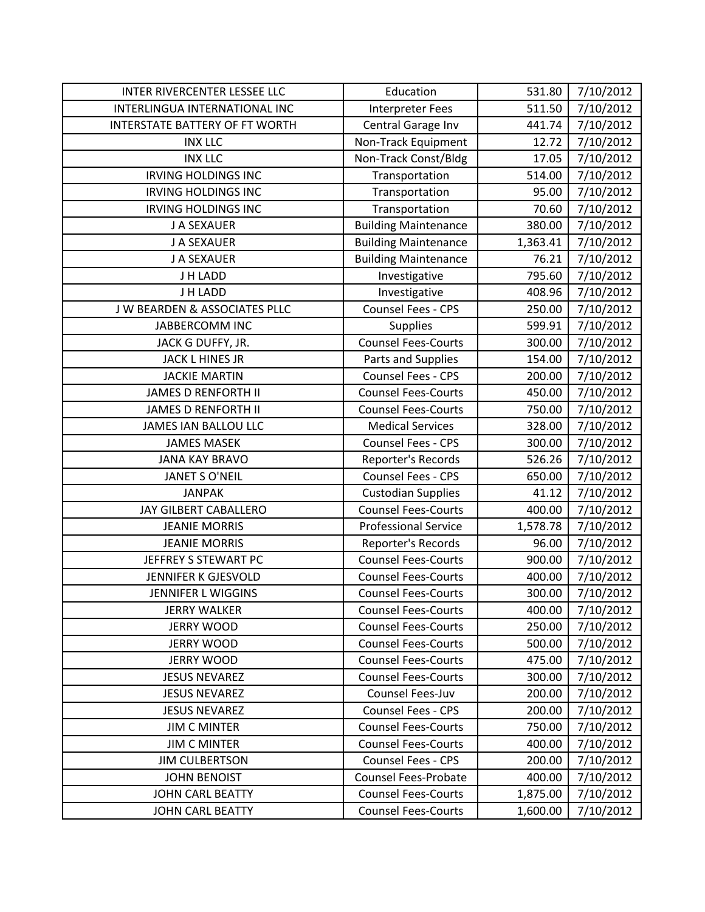| | | | |
|---|---|---|---|
| INTER RIVERCENTER LESSEE LLC | Education | 531.80 | 7/10/2012 |
| INTERLINGUA INTERNATIONAL INC | Interpreter Fees | 511.50 | 7/10/2012 |
| INTERSTATE BATTERY OF FT WORTH | Central Garage Inv | 441.74 | 7/10/2012 |
| INX LLC | Non-Track Equipment | 12.72 | 7/10/2012 |
| INX LLC | Non-Track Const/Bldg | 17.05 | 7/10/2012 |
| IRVING HOLDINGS INC | Transportation | 514.00 | 7/10/2012 |
| IRVING HOLDINGS INC | Transportation | 95.00 | 7/10/2012 |
| IRVING HOLDINGS INC | Transportation | 70.60 | 7/10/2012 |
| J A SEXAUER | Building Maintenance | 380.00 | 7/10/2012 |
| J A SEXAUER | Building Maintenance | 1,363.41 | 7/10/2012 |
| J A SEXAUER | Building Maintenance | 76.21 | 7/10/2012 |
| J H LADD | Investigative | 795.60 | 7/10/2012 |
| J H LADD | Investigative | 408.96 | 7/10/2012 |
| J W BEARDEN & ASSOCIATES PLLC | Counsel Fees - CPS | 250.00 | 7/10/2012 |
| JABBERCOMM INC | Supplies | 599.91 | 7/10/2012 |
| JACK G DUFFY, JR. | Counsel Fees-Courts | 300.00 | 7/10/2012 |
| JACK L HINES JR | Parts and Supplies | 154.00 | 7/10/2012 |
| JACKIE MARTIN | Counsel Fees - CPS | 200.00 | 7/10/2012 |
| JAMES D RENFORTH II | Counsel Fees-Courts | 450.00 | 7/10/2012 |
| JAMES D RENFORTH II | Counsel Fees-Courts | 750.00 | 7/10/2012 |
| JAMES IAN BALLOU LLC | Medical Services | 328.00 | 7/10/2012 |
| JAMES MASEK | Counsel Fees - CPS | 300.00 | 7/10/2012 |
| JANA KAY BRAVO | Reporter's Records | 526.26 | 7/10/2012 |
| JANET S O'NEIL | Counsel Fees - CPS | 650.00 | 7/10/2012 |
| JANPAK | Custodian Supplies | 41.12 | 7/10/2012 |
| JAY GILBERT CABALLERO | Counsel Fees-Courts | 400.00 | 7/10/2012 |
| JEANIE MORRIS | Professional Service | 1,578.78 | 7/10/2012 |
| JEANIE MORRIS | Reporter's Records | 96.00 | 7/10/2012 |
| JEFFREY S STEWART PC | Counsel Fees-Courts | 900.00 | 7/10/2012 |
| JENNIFER K GJESVOLD | Counsel Fees-Courts | 400.00 | 7/10/2012 |
| JENNIFER L WIGGINS | Counsel Fees-Courts | 300.00 | 7/10/2012 |
| JERRY WALKER | Counsel Fees-Courts | 400.00 | 7/10/2012 |
| JERRY WOOD | Counsel Fees-Courts | 250.00 | 7/10/2012 |
| JERRY WOOD | Counsel Fees-Courts | 500.00 | 7/10/2012 |
| JERRY WOOD | Counsel Fees-Courts | 475.00 | 7/10/2012 |
| JESUS NEVAREZ | Counsel Fees-Courts | 300.00 | 7/10/2012 |
| JESUS NEVAREZ | Counsel Fees-Juv | 200.00 | 7/10/2012 |
| JESUS NEVAREZ | Counsel Fees - CPS | 200.00 | 7/10/2012 |
| JIM C MINTER | Counsel Fees-Courts | 750.00 | 7/10/2012 |
| JIM C MINTER | Counsel Fees-Courts | 400.00 | 7/10/2012 |
| JIM CULBERTSON | Counsel Fees - CPS | 200.00 | 7/10/2012 |
| JOHN BENOIST | Counsel Fees-Probate | 400.00 | 7/10/2012 |
| JOHN CARL BEATTY | Counsel Fees-Courts | 1,875.00 | 7/10/2012 |
| JOHN CARL BEATTY | Counsel Fees-Courts | 1,600.00 | 7/10/2012 |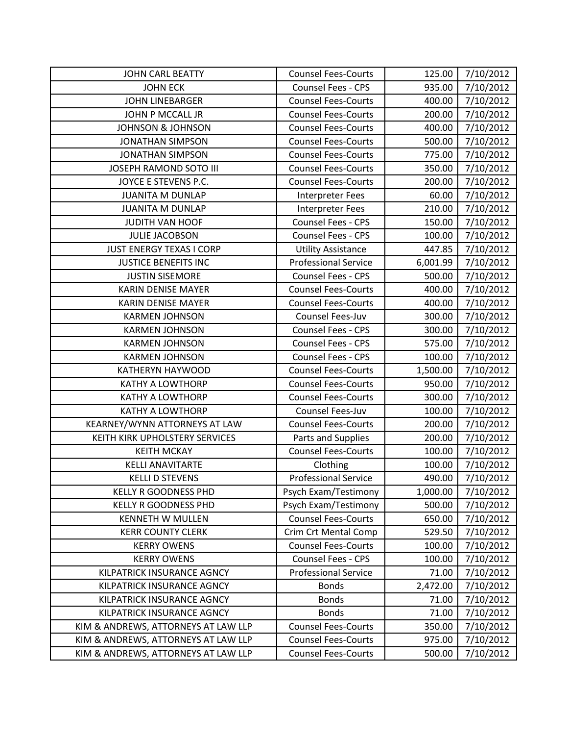| | | | |
|---|---|---|---|
| JOHN CARL BEATTY | Counsel Fees-Courts | 125.00 | 7/10/2012 |
| JOHN ECK | Counsel Fees - CPS | 935.00 | 7/10/2012 |
| JOHN LINEBARGER | Counsel Fees-Courts | 400.00 | 7/10/2012 |
| JOHN P MCCALL JR | Counsel Fees-Courts | 200.00 | 7/10/2012 |
| JOHNSON & JOHNSON | Counsel Fees-Courts | 400.00 | 7/10/2012 |
| JONATHAN SIMPSON | Counsel Fees-Courts | 500.00 | 7/10/2012 |
| JONATHAN SIMPSON | Counsel Fees-Courts | 775.00 | 7/10/2012 |
| JOSEPH RAMOND SOTO III | Counsel Fees-Courts | 350.00 | 7/10/2012 |
| JOYCE E STEVENS P.C. | Counsel Fees-Courts | 200.00 | 7/10/2012 |
| JUANITA M DUNLAP | Interpreter Fees | 60.00 | 7/10/2012 |
| JUANITA M DUNLAP | Interpreter Fees | 210.00 | 7/10/2012 |
| JUDITH VAN HOOF | Counsel Fees - CPS | 150.00 | 7/10/2012 |
| JULIE JACOBSON | Counsel Fees - CPS | 100.00 | 7/10/2012 |
| JUST ENERGY TEXAS I CORP | Utility Assistance | 447.85 | 7/10/2012 |
| JUSTICE BENEFITS INC | Professional Service | 6,001.99 | 7/10/2012 |
| JUSTIN SISEMORE | Counsel Fees - CPS | 500.00 | 7/10/2012 |
| KARIN DENISE MAYER | Counsel Fees-Courts | 400.00 | 7/10/2012 |
| KARIN DENISE MAYER | Counsel Fees-Courts | 400.00 | 7/10/2012 |
| KARMEN JOHNSON | Counsel Fees-Juv | 300.00 | 7/10/2012 |
| KARMEN JOHNSON | Counsel Fees - CPS | 300.00 | 7/10/2012 |
| KARMEN JOHNSON | Counsel Fees - CPS | 575.00 | 7/10/2012 |
| KARMEN JOHNSON | Counsel Fees - CPS | 100.00 | 7/10/2012 |
| KATHERYN HAYWOOD | Counsel Fees-Courts | 1,500.00 | 7/10/2012 |
| KATHY A LOWTHORP | Counsel Fees-Courts | 950.00 | 7/10/2012 |
| KATHY A LOWTHORP | Counsel Fees-Courts | 300.00 | 7/10/2012 |
| KATHY A LOWTHORP | Counsel Fees-Juv | 100.00 | 7/10/2012 |
| KEARNEY/WYNN ATTORNEYS AT LAW | Counsel Fees-Courts | 200.00 | 7/10/2012 |
| KEITH KIRK UPHOLSTERY SERVICES | Parts and Supplies | 200.00 | 7/10/2012 |
| KEITH MCKAY | Counsel Fees-Courts | 100.00 | 7/10/2012 |
| KELLI ANAVITARTE | Clothing | 100.00 | 7/10/2012 |
| KELLI D STEVENS | Professional Service | 490.00 | 7/10/2012 |
| KELLY R GOODNESS PHD | Psych Exam/Testimony | 1,000.00 | 7/10/2012 |
| KELLY R GOODNESS PHD | Psych Exam/Testimony | 500.00 | 7/10/2012 |
| KENNETH W MULLEN | Counsel Fees-Courts | 650.00 | 7/10/2012 |
| KERR COUNTY CLERK | Crim Crt Mental Comp | 529.50 | 7/10/2012 |
| KERRY OWENS | Counsel Fees-Courts | 100.00 | 7/10/2012 |
| KERRY OWENS | Counsel Fees - CPS | 100.00 | 7/10/2012 |
| KILPATRICK INSURANCE AGNCY | Professional Service | 71.00 | 7/10/2012 |
| KILPATRICK INSURANCE AGNCY | Bonds | 2,472.00 | 7/10/2012 |
| KILPATRICK INSURANCE AGNCY | Bonds | 71.00 | 7/10/2012 |
| KILPATRICK INSURANCE AGNCY | Bonds | 71.00 | 7/10/2012 |
| KIM & ANDREWS, ATTORNEYS AT LAW LLP | Counsel Fees-Courts | 350.00 | 7/10/2012 |
| KIM & ANDREWS, ATTORNEYS AT LAW LLP | Counsel Fees-Courts | 975.00 | 7/10/2012 |
| KIM & ANDREWS, ATTORNEYS AT LAW LLP | Counsel Fees-Courts | 500.00 | 7/10/2012 |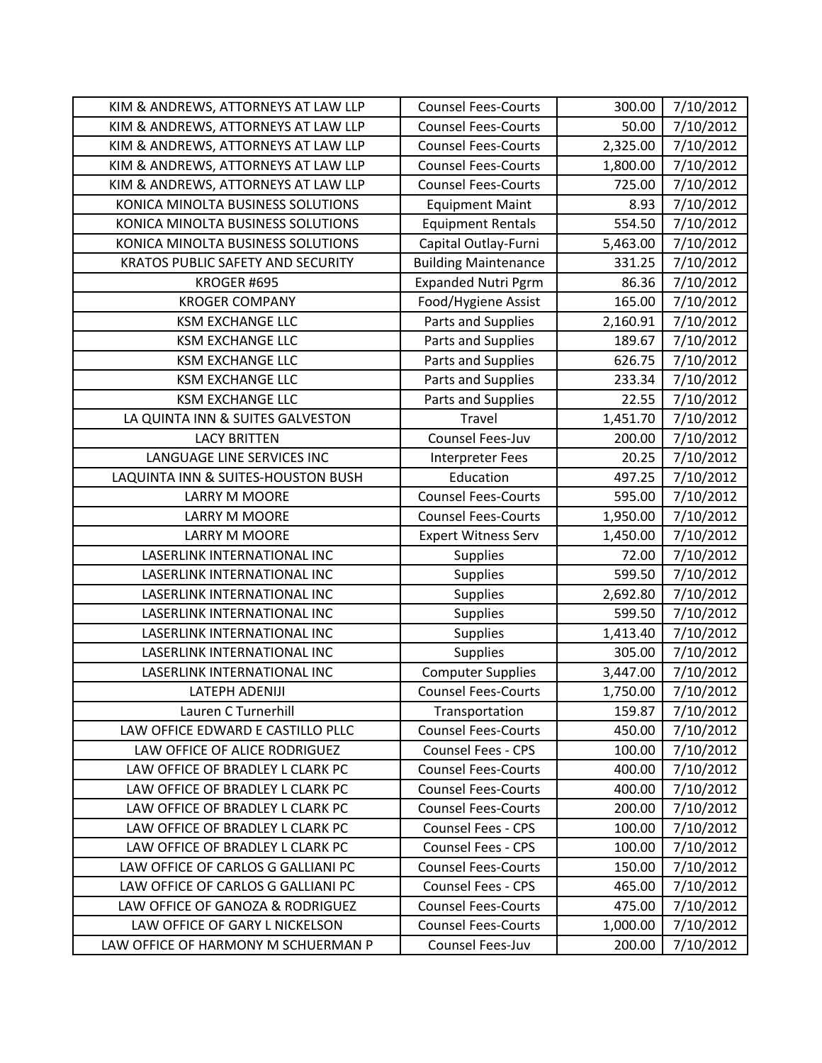| | | | |
|---|---|---|---|
| KIM & ANDREWS, ATTORNEYS AT LAW LLP | Counsel Fees-Courts | 300.00 | 7/10/2012 |
| KIM & ANDREWS, ATTORNEYS AT LAW LLP | Counsel Fees-Courts | 50.00 | 7/10/2012 |
| KIM & ANDREWS, ATTORNEYS AT LAW LLP | Counsel Fees-Courts | 2,325.00 | 7/10/2012 |
| KIM & ANDREWS, ATTORNEYS AT LAW LLP | Counsel Fees-Courts | 1,800.00 | 7/10/2012 |
| KIM & ANDREWS, ATTORNEYS AT LAW LLP | Counsel Fees-Courts | 725.00 | 7/10/2012 |
| KONICA MINOLTA BUSINESS SOLUTIONS | Equipment Maint | 8.93 | 7/10/2012 |
| KONICA MINOLTA BUSINESS SOLUTIONS | Equipment Rentals | 554.50 | 7/10/2012 |
| KONICA MINOLTA BUSINESS SOLUTIONS | Capital Outlay-Furni | 5,463.00 | 7/10/2012 |
| KRATOS PUBLIC SAFETY AND SECURITY | Building Maintenance | 331.25 | 7/10/2012 |
| KROGER #695 | Expanded Nutri Pgrm | 86.36 | 7/10/2012 |
| KROGER COMPANY | Food/Hygiene Assist | 165.00 | 7/10/2012 |
| KSM EXCHANGE LLC | Parts and Supplies | 2,160.91 | 7/10/2012 |
| KSM EXCHANGE LLC | Parts and Supplies | 189.67 | 7/10/2012 |
| KSM EXCHANGE LLC | Parts and Supplies | 626.75 | 7/10/2012 |
| KSM EXCHANGE LLC | Parts and Supplies | 233.34 | 7/10/2012 |
| KSM EXCHANGE LLC | Parts and Supplies | 22.55 | 7/10/2012 |
| LA QUINTA INN & SUITES GALVESTON | Travel | 1,451.70 | 7/10/2012 |
| LACY BRITTEN | Counsel Fees-Juv | 200.00 | 7/10/2012 |
| LANGUAGE LINE SERVICES INC | Interpreter Fees | 20.25 | 7/10/2012 |
| LAQUINTA INN & SUITES-HOUSTON BUSH | Education | 497.25 | 7/10/2012 |
| LARRY M MOORE | Counsel Fees-Courts | 595.00 | 7/10/2012 |
| LARRY M MOORE | Counsel Fees-Courts | 1,950.00 | 7/10/2012 |
| LARRY M MOORE | Expert Witness Serv | 1,450.00 | 7/10/2012 |
| LASERLINK INTERNATIONAL INC | Supplies | 72.00 | 7/10/2012 |
| LASERLINK INTERNATIONAL INC | Supplies | 599.50 | 7/10/2012 |
| LASERLINK INTERNATIONAL INC | Supplies | 2,692.80 | 7/10/2012 |
| LASERLINK INTERNATIONAL INC | Supplies | 599.50 | 7/10/2012 |
| LASERLINK INTERNATIONAL INC | Supplies | 1,413.40 | 7/10/2012 |
| LASERLINK INTERNATIONAL INC | Supplies | 305.00 | 7/10/2012 |
| LASERLINK INTERNATIONAL INC | Computer Supplies | 3,447.00 | 7/10/2012 |
| LATEPH ADENIJI | Counsel Fees-Courts | 1,750.00 | 7/10/2012 |
| Lauren C Turnerhill | Transportation | 159.87 | 7/10/2012 |
| LAW OFFICE EDWARD E CASTILLO PLLC | Counsel Fees-Courts | 450.00 | 7/10/2012 |
| LAW OFFICE OF ALICE RODRIGUEZ | Counsel Fees - CPS | 100.00 | 7/10/2012 |
| LAW OFFICE OF BRADLEY L CLARK PC | Counsel Fees-Courts | 400.00 | 7/10/2012 |
| LAW OFFICE OF BRADLEY L CLARK PC | Counsel Fees-Courts | 400.00 | 7/10/2012 |
| LAW OFFICE OF BRADLEY L CLARK PC | Counsel Fees-Courts | 200.00 | 7/10/2012 |
| LAW OFFICE OF BRADLEY L CLARK PC | Counsel Fees - CPS | 100.00 | 7/10/2012 |
| LAW OFFICE OF BRADLEY L CLARK PC | Counsel Fees - CPS | 100.00 | 7/10/2012 |
| LAW OFFICE OF CARLOS G GALLIANI PC | Counsel Fees-Courts | 150.00 | 7/10/2012 |
| LAW OFFICE OF CARLOS G GALLIANI PC | Counsel Fees - CPS | 465.00 | 7/10/2012 |
| LAW OFFICE OF GANOZA & RODRIGUEZ | Counsel Fees-Courts | 475.00 | 7/10/2012 |
| LAW OFFICE OF GARY L NICKELSON | Counsel Fees-Courts | 1,000.00 | 7/10/2012 |
| LAW OFFICE OF HARMONY M SCHUERMAN P | Counsel Fees-Juv | 200.00 | 7/10/2012 |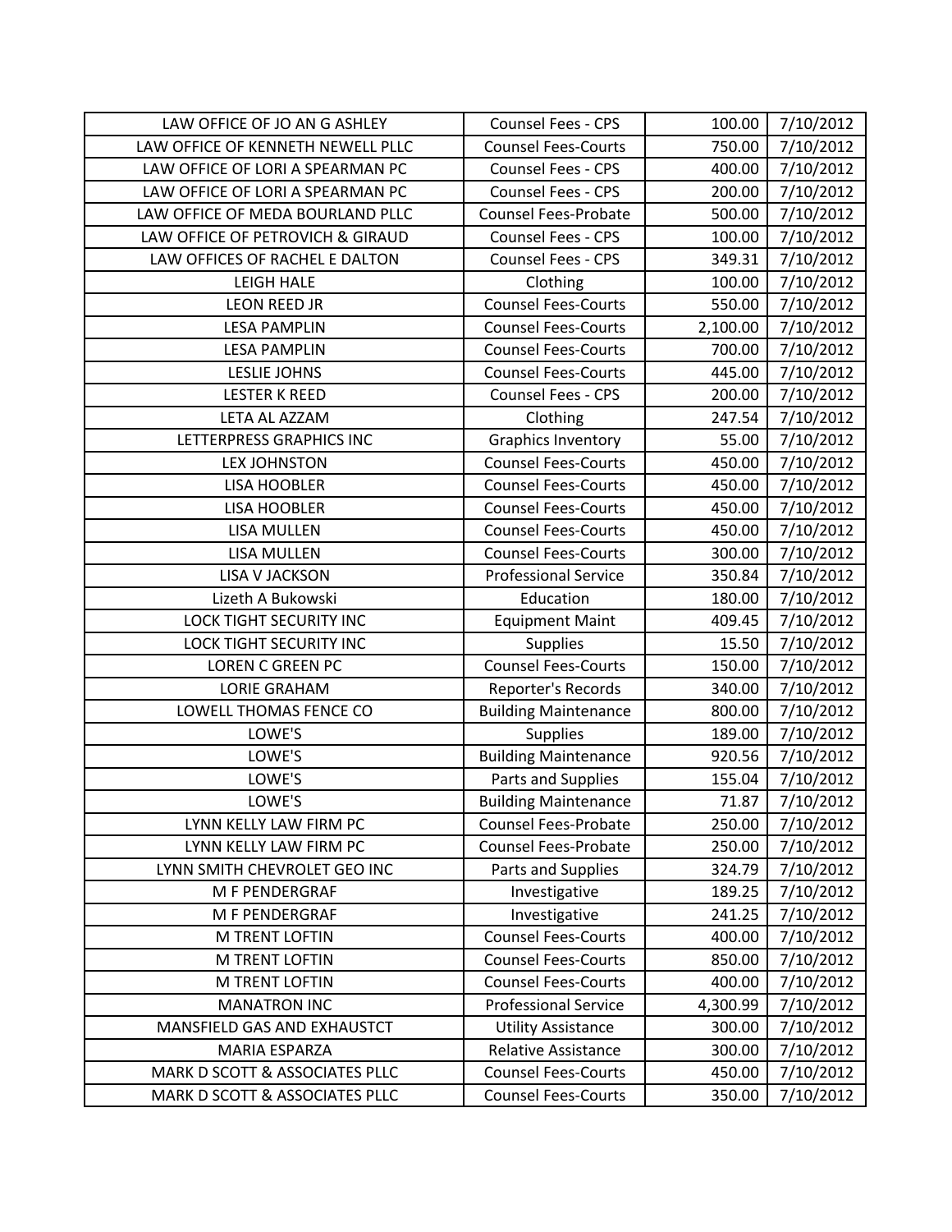| | | | |
|---|---|---|---|
| LAW OFFICE OF JO AN G ASHLEY | Counsel Fees - CPS | 100.00 | 7/10/2012 |
| LAW OFFICE OF KENNETH NEWELL PLLC | Counsel Fees-Courts | 750.00 | 7/10/2012 |
| LAW OFFICE OF LORI A SPEARMAN PC | Counsel Fees - CPS | 400.00 | 7/10/2012 |
| LAW OFFICE OF LORI A SPEARMAN PC | Counsel Fees - CPS | 200.00 | 7/10/2012 |
| LAW OFFICE OF MEDA BOURLAND PLLC | Counsel Fees-Probate | 500.00 | 7/10/2012 |
| LAW OFFICE OF PETROVICH & GIRAUD | Counsel Fees - CPS | 100.00 | 7/10/2012 |
| LAW OFFICES OF RACHEL E DALTON | Counsel Fees - CPS | 349.31 | 7/10/2012 |
| LEIGH HALE | Clothing | 100.00 | 7/10/2012 |
| LEON REED JR | Counsel Fees-Courts | 550.00 | 7/10/2012 |
| LESA PAMPLIN | Counsel Fees-Courts | 2,100.00 | 7/10/2012 |
| LESA PAMPLIN | Counsel Fees-Courts | 700.00 | 7/10/2012 |
| LESLIE JOHNS | Counsel Fees-Courts | 445.00 | 7/10/2012 |
| LESTER K REED | Counsel Fees - CPS | 200.00 | 7/10/2012 |
| LETA AL AZZAM | Clothing | 247.54 | 7/10/2012 |
| LETTERPRESS GRAPHICS INC | Graphics Inventory | 55.00 | 7/10/2012 |
| LEX JOHNSTON | Counsel Fees-Courts | 450.00 | 7/10/2012 |
| LISA HOOBLER | Counsel Fees-Courts | 450.00 | 7/10/2012 |
| LISA HOOBLER | Counsel Fees-Courts | 450.00 | 7/10/2012 |
| LISA MULLEN | Counsel Fees-Courts | 450.00 | 7/10/2012 |
| LISA MULLEN | Counsel Fees-Courts | 300.00 | 7/10/2012 |
| LISA V JACKSON | Professional Service | 350.84 | 7/10/2012 |
| Lizeth A Bukowski | Education | 180.00 | 7/10/2012 |
| LOCK TIGHT SECURITY INC | Equipment Maint | 409.45 | 7/10/2012 |
| LOCK TIGHT SECURITY INC | Supplies | 15.50 | 7/10/2012 |
| LOREN C GREEN PC | Counsel Fees-Courts | 150.00 | 7/10/2012 |
| LORIE GRAHAM | Reporter's Records | 340.00 | 7/10/2012 |
| LOWELL THOMAS FENCE CO | Building Maintenance | 800.00 | 7/10/2012 |
| LOWE'S | Supplies | 189.00 | 7/10/2012 |
| LOWE'S | Building Maintenance | 920.56 | 7/10/2012 |
| LOWE'S | Parts and Supplies | 155.04 | 7/10/2012 |
| LOWE'S | Building Maintenance | 71.87 | 7/10/2012 |
| LYNN KELLY LAW FIRM PC | Counsel Fees-Probate | 250.00 | 7/10/2012 |
| LYNN KELLY LAW FIRM PC | Counsel Fees-Probate | 250.00 | 7/10/2012 |
| LYNN SMITH CHEVROLET GEO INC | Parts and Supplies | 324.79 | 7/10/2012 |
| M F PENDERGRAF | Investigative | 189.25 | 7/10/2012 |
| M F PENDERGRAF | Investigative | 241.25 | 7/10/2012 |
| M TRENT LOFTIN | Counsel Fees-Courts | 400.00 | 7/10/2012 |
| M TRENT LOFTIN | Counsel Fees-Courts | 850.00 | 7/10/2012 |
| M TRENT LOFTIN | Counsel Fees-Courts | 400.00 | 7/10/2012 |
| MANATRON INC | Professional Service | 4,300.99 | 7/10/2012 |
| MANSFIELD GAS AND EXHAUSTCT | Utility Assistance | 300.00 | 7/10/2012 |
| MARIA ESPARZA | Relative Assistance | 300.00 | 7/10/2012 |
| MARK D SCOTT & ASSOCIATES PLLC | Counsel Fees-Courts | 450.00 | 7/10/2012 |
| MARK D SCOTT & ASSOCIATES PLLC | Counsel Fees-Courts | 350.00 | 7/10/2012 |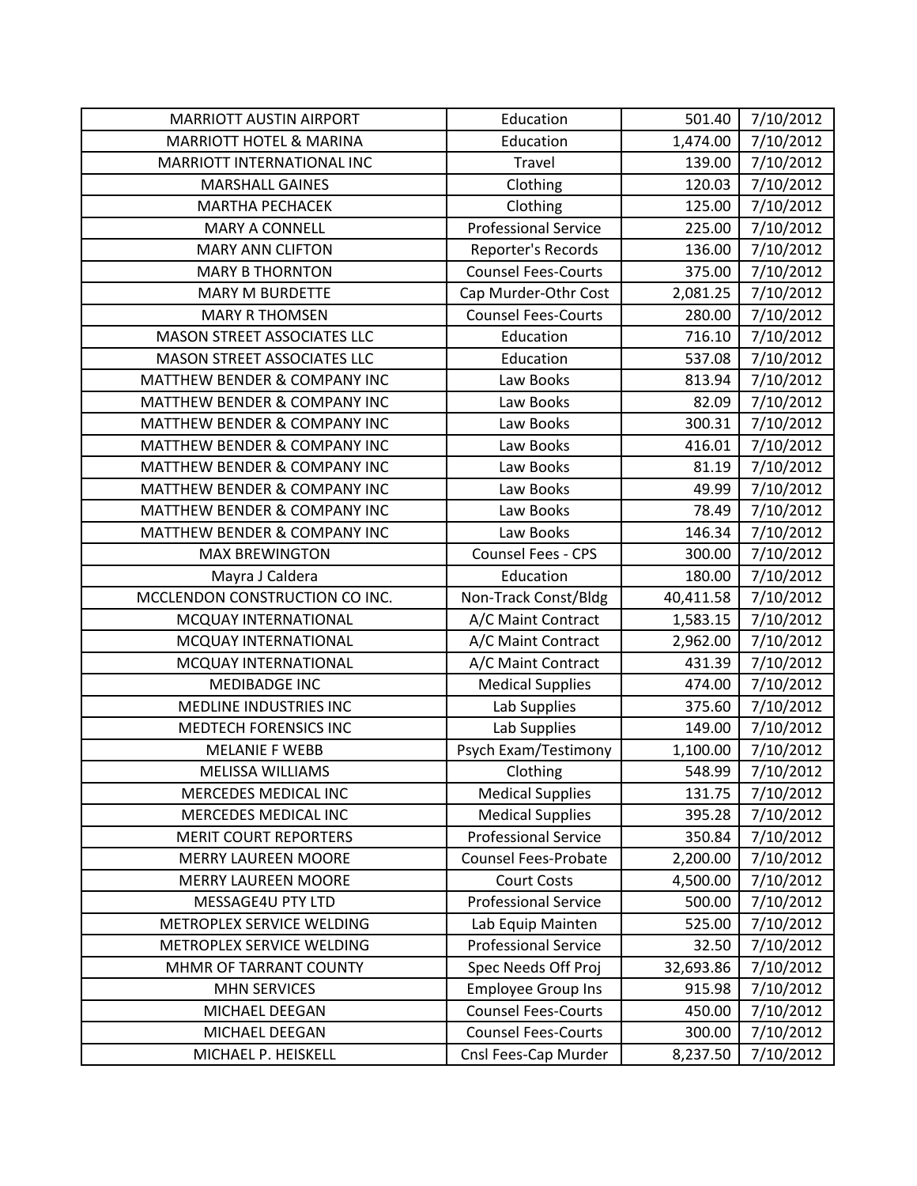| | | | |
|---|---|---|---|
| MARRIOTT AUSTIN AIRPORT | Education | 501.40 | 7/10/2012 |
| MARRIOTT HOTEL & MARINA | Education | 1,474.00 | 7/10/2012 |
| MARRIOTT INTERNATIONAL INC | Travel | 139.00 | 7/10/2012 |
| MARSHALL GAINES | Clothing | 120.03 | 7/10/2012 |
| MARTHA PECHACEK | Clothing | 125.00 | 7/10/2012 |
| MARY A CONNELL | Professional Service | 225.00 | 7/10/2012 |
| MARY ANN CLIFTON | Reporter's Records | 136.00 | 7/10/2012 |
| MARY B THORNTON | Counsel Fees-Courts | 375.00 | 7/10/2012 |
| MARY M BURDETTE | Cap Murder-Othr Cost | 2,081.25 | 7/10/2012 |
| MARY R THOMSEN | Counsel Fees-Courts | 280.00 | 7/10/2012 |
| MASON STREET ASSOCIATES LLC | Education | 716.10 | 7/10/2012 |
| MASON STREET ASSOCIATES LLC | Education | 537.08 | 7/10/2012 |
| MATTHEW BENDER & COMPANY INC | Law Books | 813.94 | 7/10/2012 |
| MATTHEW BENDER & COMPANY INC | Law Books | 82.09 | 7/10/2012 |
| MATTHEW BENDER & COMPANY INC | Law Books | 300.31 | 7/10/2012 |
| MATTHEW BENDER & COMPANY INC | Law Books | 416.01 | 7/10/2012 |
| MATTHEW BENDER & COMPANY INC | Law Books | 81.19 | 7/10/2012 |
| MATTHEW BENDER & COMPANY INC | Law Books | 49.99 | 7/10/2012 |
| MATTHEW BENDER & COMPANY INC | Law Books | 78.49 | 7/10/2012 |
| MATTHEW BENDER & COMPANY INC | Law Books | 146.34 | 7/10/2012 |
| MAX BREWINGTON | Counsel Fees - CPS | 300.00 | 7/10/2012 |
| Mayra J Caldera | Education | 180.00 | 7/10/2012 |
| MCCLENDON CONSTRUCTION CO INC. | Non-Track Const/Bldg | 40,411.58 | 7/10/2012 |
| MCQUAY INTERNATIONAL | A/C Maint Contract | 1,583.15 | 7/10/2012 |
| MCQUAY INTERNATIONAL | A/C Maint Contract | 2,962.00 | 7/10/2012 |
| MCQUAY INTERNATIONAL | A/C Maint Contract | 431.39 | 7/10/2012 |
| MEDIBADGE INC | Medical Supplies | 474.00 | 7/10/2012 |
| MEDLINE INDUSTRIES INC | Lab Supplies | 375.60 | 7/10/2012 |
| MEDTECH FORENSICS INC | Lab Supplies | 149.00 | 7/10/2012 |
| MELANIE F WEBB | Psych Exam/Testimony | 1,100.00 | 7/10/2012 |
| MELISSA WILLIAMS | Clothing | 548.99 | 7/10/2012 |
| MERCEDES MEDICAL INC | Medical Supplies | 131.75 | 7/10/2012 |
| MERCEDES MEDICAL INC | Medical Supplies | 395.28 | 7/10/2012 |
| MERIT COURT REPORTERS | Professional Service | 350.84 | 7/10/2012 |
| MERRY LAUREEN MOORE | Counsel Fees-Probate | 2,200.00 | 7/10/2012 |
| MERRY LAUREEN MOORE | Court Costs | 4,500.00 | 7/10/2012 |
| MESSAGE4U PTY LTD | Professional Service | 500.00 | 7/10/2012 |
| METROPLEX SERVICE WELDING | Lab Equip Mainten | 525.00 | 7/10/2012 |
| METROPLEX SERVICE WELDING | Professional Service | 32.50 | 7/10/2012 |
| MHMR OF TARRANT COUNTY | Spec Needs Off Proj | 32,693.86 | 7/10/2012 |
| MHN SERVICES | Employee Group Ins | 915.98 | 7/10/2012 |
| MICHAEL DEEGAN | Counsel Fees-Courts | 450.00 | 7/10/2012 |
| MICHAEL DEEGAN | Counsel Fees-Courts | 300.00 | 7/10/2012 |
| MICHAEL P. HEISKELL | Cnsl Fees-Cap Murder | 8,237.50 | 7/10/2012 |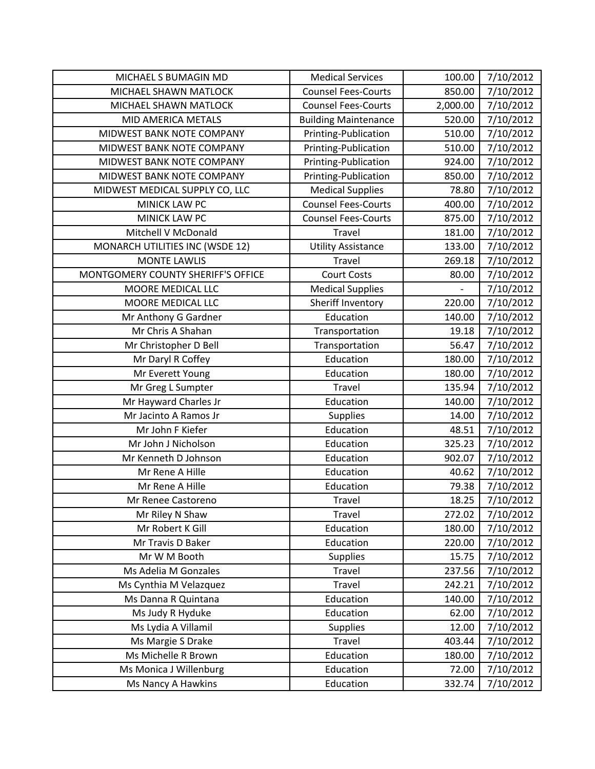| | | | |
|---|---|---|---|
| MICHAEL S BUMAGIN MD | Medical Services | 100.00 | 7/10/2012 |
| MICHAEL SHAWN MATLOCK | Counsel Fees-Courts | 850.00 | 7/10/2012 |
| MICHAEL SHAWN MATLOCK | Counsel Fees-Courts | 2,000.00 | 7/10/2012 |
| MID AMERICA METALS | Building Maintenance | 520.00 | 7/10/2012 |
| MIDWEST BANK NOTE COMPANY | Printing-Publication | 510.00 | 7/10/2012 |
| MIDWEST BANK NOTE COMPANY | Printing-Publication | 510.00 | 7/10/2012 |
| MIDWEST BANK NOTE COMPANY | Printing-Publication | 924.00 | 7/10/2012 |
| MIDWEST BANK NOTE COMPANY | Printing-Publication | 850.00 | 7/10/2012 |
| MIDWEST MEDICAL SUPPLY CO, LLC | Medical Supplies | 78.80 | 7/10/2012 |
| MINICK LAW PC | Counsel Fees-Courts | 400.00 | 7/10/2012 |
| MINICK LAW PC | Counsel Fees-Courts | 875.00 | 7/10/2012 |
| Mitchell V McDonald | Travel | 181.00 | 7/10/2012 |
| MONARCH UTILITIES INC (WSDE 12) | Utility Assistance | 133.00 | 7/10/2012 |
| MONTE LAWLIS | Travel | 269.18 | 7/10/2012 |
| MONTGOMERY COUNTY SHERIFF'S OFFICE | Court Costs | 80.00 | 7/10/2012 |
| MOORE MEDICAL LLC | Medical Supplies | - | 7/10/2012 |
| MOORE MEDICAL LLC | Sheriff Inventory | 220.00 | 7/10/2012 |
| Mr Anthony G Gardner | Education | 140.00 | 7/10/2012 |
| Mr Chris A Shahan | Transportation | 19.18 | 7/10/2012 |
| Mr Christopher D Bell | Transportation | 56.47 | 7/10/2012 |
| Mr Daryl R Coffey | Education | 180.00 | 7/10/2012 |
| Mr Everett Young | Education | 180.00 | 7/10/2012 |
| Mr Greg L Sumpter | Travel | 135.94 | 7/10/2012 |
| Mr Hayward Charles Jr | Education | 140.00 | 7/10/2012 |
| Mr Jacinto A Ramos Jr | Supplies | 14.00 | 7/10/2012 |
| Mr John F Kiefer | Education | 48.51 | 7/10/2012 |
| Mr John J Nicholson | Education | 325.23 | 7/10/2012 |
| Mr Kenneth D Johnson | Education | 902.07 | 7/10/2012 |
| Mr Rene A Hille | Education | 40.62 | 7/10/2012 |
| Mr Rene A Hille | Education | 79.38 | 7/10/2012 |
| Mr Renee Castoreno | Travel | 18.25 | 7/10/2012 |
| Mr Riley N Shaw | Travel | 272.02 | 7/10/2012 |
| Mr Robert K Gill | Education | 180.00 | 7/10/2012 |
| Mr Travis D Baker | Education | 220.00 | 7/10/2012 |
| Mr W M Booth | Supplies | 15.75 | 7/10/2012 |
| Ms Adelia M Gonzales | Travel | 237.56 | 7/10/2012 |
| Ms Cynthia M Velazquez | Travel | 242.21 | 7/10/2012 |
| Ms Danna R Quintana | Education | 140.00 | 7/10/2012 |
| Ms Judy R Hyduke | Education | 62.00 | 7/10/2012 |
| Ms Lydia A Villamil | Supplies | 12.00 | 7/10/2012 |
| Ms Margie S Drake | Travel | 403.44 | 7/10/2012 |
| Ms Michelle R Brown | Education | 180.00 | 7/10/2012 |
| Ms Monica J Willenburg | Education | 72.00 | 7/10/2012 |
| Ms Nancy A Hawkins | Education | 332.74 | 7/10/2012 |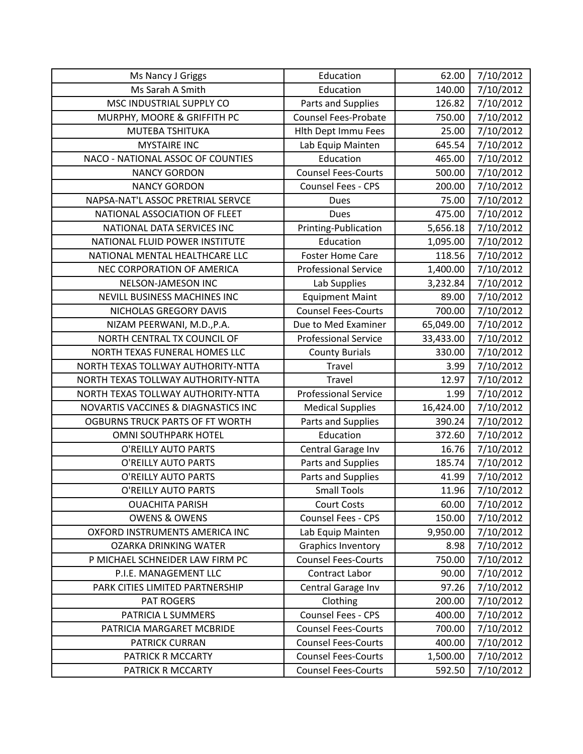| | | | |
|---|---|---|---|
| Ms Nancy J Griggs | Education | 62.00 | 7/10/2012 |
| Ms Sarah A Smith | Education | 140.00 | 7/10/2012 |
| MSC INDUSTRIAL SUPPLY CO | Parts and Supplies | 126.82 | 7/10/2012 |
| MURPHY, MOORE & GRIFFITH PC | Counsel Fees-Probate | 750.00 | 7/10/2012 |
| MUTEBA TSHITUKA | Hlth Dept Immu Fees | 25.00 | 7/10/2012 |
| MYSTAIRE INC | Lab Equip Mainten | 645.54 | 7/10/2012 |
| NACO - NATIONAL ASSOC OF COUNTIES | Education | 465.00 | 7/10/2012 |
| NANCY GORDON | Counsel Fees-Courts | 500.00 | 7/10/2012 |
| NANCY GORDON | Counsel Fees - CPS | 200.00 | 7/10/2012 |
| NAPSA-NAT'L ASSOC PRETRIAL SERVCE | Dues | 75.00 | 7/10/2012 |
| NATIONAL ASSOCIATION OF FLEET | Dues | 475.00 | 7/10/2012 |
| NATIONAL DATA SERVICES INC | Printing-Publication | 5,656.18 | 7/10/2012 |
| NATIONAL FLUID POWER INSTITUTE | Education | 1,095.00 | 7/10/2012 |
| NATIONAL MENTAL HEALTHCARE LLC | Foster Home Care | 118.56 | 7/10/2012 |
| NEC CORPORATION OF AMERICA | Professional Service | 1,400.00 | 7/10/2012 |
| NELSON-JAMESON INC | Lab Supplies | 3,232.84 | 7/10/2012 |
| NEVILL BUSINESS MACHINES INC | Equipment Maint | 89.00 | 7/10/2012 |
| NICHOLAS GREGORY DAVIS | Counsel Fees-Courts | 700.00 | 7/10/2012 |
| NIZAM PEERWANI, M.D.,P.A. | Due to Med Examiner | 65,049.00 | 7/10/2012 |
| NORTH CENTRAL TX COUNCIL OF | Professional Service | 33,433.00 | 7/10/2012 |
| NORTH TEXAS FUNERAL HOMES LLC | County Burials | 330.00 | 7/10/2012 |
| NORTH TEXAS TOLLWAY AUTHORITY-NTTA | Travel | 3.99 | 7/10/2012 |
| NORTH TEXAS TOLLWAY AUTHORITY-NTTA | Travel | 12.97 | 7/10/2012 |
| NORTH TEXAS TOLLWAY AUTHORITY-NTTA | Professional Service | 1.99 | 7/10/2012 |
| NOVARTIS VACCINES & DIAGNASTICS INC | Medical Supplies | 16,424.00 | 7/10/2012 |
| OGBURNS TRUCK PARTS OF FT WORTH | Parts and Supplies | 390.24 | 7/10/2012 |
| OMNI SOUTHPARK HOTEL | Education | 372.60 | 7/10/2012 |
| O'REILLY AUTO PARTS | Central Garage Inv | 16.76 | 7/10/2012 |
| O'REILLY AUTO PARTS | Parts and Supplies | 185.74 | 7/10/2012 |
| O'REILLY AUTO PARTS | Parts and Supplies | 41.99 | 7/10/2012 |
| O'REILLY AUTO PARTS | Small Tools | 11.96 | 7/10/2012 |
| OUACHITA PARISH | Court Costs | 60.00 | 7/10/2012 |
| OWENS & OWENS | Counsel Fees - CPS | 150.00 | 7/10/2012 |
| OXFORD INSTRUMENTS AMERICA INC | Lab Equip Mainten | 9,950.00 | 7/10/2012 |
| OZARKA DRINKING WATER | Graphics Inventory | 8.98 | 7/10/2012 |
| P MICHAEL SCHNEIDER LAW FIRM PC | Counsel Fees-Courts | 750.00 | 7/10/2012 |
| P.I.E. MANAGEMENT LLC | Contract Labor | 90.00 | 7/10/2012 |
| PARK CITIES LIMITED PARTNERSHIP | Central Garage Inv | 97.26 | 7/10/2012 |
| PAT ROGERS | Clothing | 200.00 | 7/10/2012 |
| PATRICIA L SUMMERS | Counsel Fees - CPS | 400.00 | 7/10/2012 |
| PATRICIA MARGARET MCBRIDE | Counsel Fees-Courts | 700.00 | 7/10/2012 |
| PATRICK CURRAN | Counsel Fees-Courts | 400.00 | 7/10/2012 |
| PATRICK R MCCARTY | Counsel Fees-Courts | 1,500.00 | 7/10/2012 |
| PATRICK R MCCARTY | Counsel Fees-Courts | 592.50 | 7/10/2012 |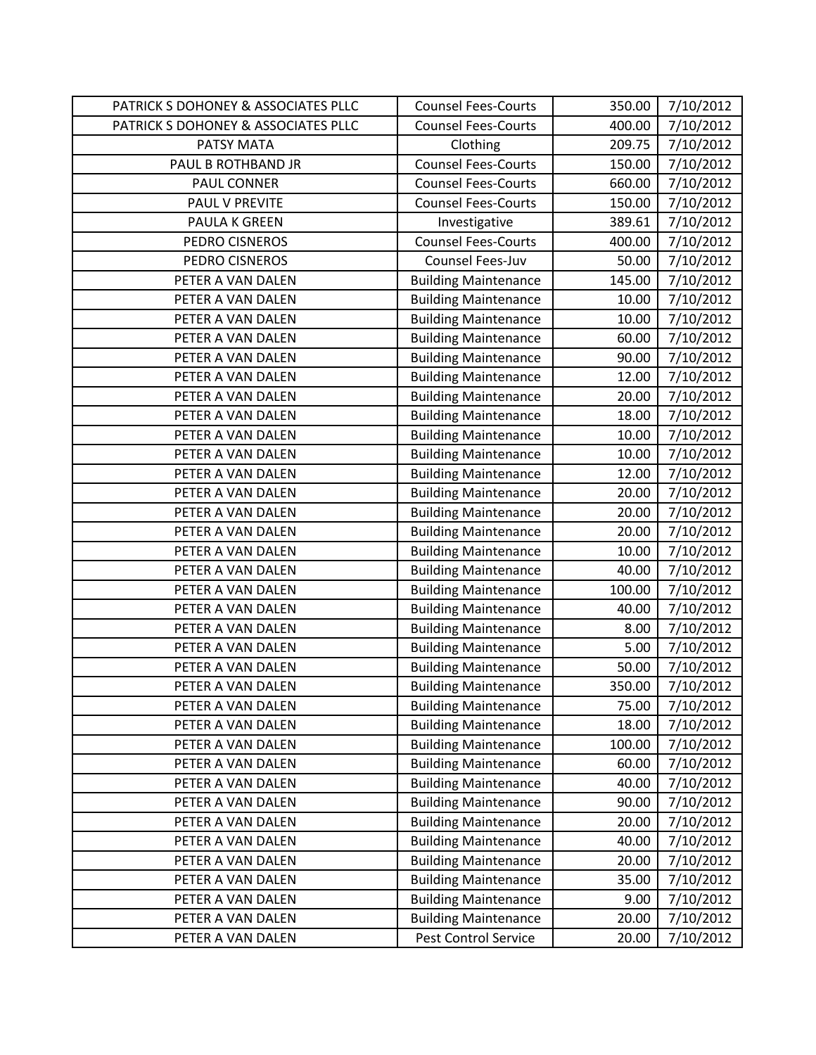| | | | |
|---|---|---|---|
| PATRICK S DOHONEY & ASSOCIATES PLLC | Counsel Fees-Courts | 350.00 | 7/10/2012 |
| PATRICK S DOHONEY & ASSOCIATES PLLC | Counsel Fees-Courts | 400.00 | 7/10/2012 |
| PATSY MATA | Clothing | 209.75 | 7/10/2012 |
| PAUL B ROTHBAND JR | Counsel Fees-Courts | 150.00 | 7/10/2012 |
| PAUL CONNER | Counsel Fees-Courts | 660.00 | 7/10/2012 |
| PAUL V PREVITE | Counsel Fees-Courts | 150.00 | 7/10/2012 |
| PAULA K GREEN | Investigative | 389.61 | 7/10/2012 |
| PEDRO CISNEROS | Counsel Fees-Courts | 400.00 | 7/10/2012 |
| PEDRO CISNEROS | Counsel Fees-Juv | 50.00 | 7/10/2012 |
| PETER A VAN DALEN | Building Maintenance | 145.00 | 7/10/2012 |
| PETER A VAN DALEN | Building Maintenance | 10.00 | 7/10/2012 |
| PETER A VAN DALEN | Building Maintenance | 10.00 | 7/10/2012 |
| PETER A VAN DALEN | Building Maintenance | 60.00 | 7/10/2012 |
| PETER A VAN DALEN | Building Maintenance | 90.00 | 7/10/2012 |
| PETER A VAN DALEN | Building Maintenance | 12.00 | 7/10/2012 |
| PETER A VAN DALEN | Building Maintenance | 20.00 | 7/10/2012 |
| PETER A VAN DALEN | Building Maintenance | 18.00 | 7/10/2012 |
| PETER A VAN DALEN | Building Maintenance | 10.00 | 7/10/2012 |
| PETER A VAN DALEN | Building Maintenance | 10.00 | 7/10/2012 |
| PETER A VAN DALEN | Building Maintenance | 12.00 | 7/10/2012 |
| PETER A VAN DALEN | Building Maintenance | 20.00 | 7/10/2012 |
| PETER A VAN DALEN | Building Maintenance | 20.00 | 7/10/2012 |
| PETER A VAN DALEN | Building Maintenance | 20.00 | 7/10/2012 |
| PETER A VAN DALEN | Building Maintenance | 10.00 | 7/10/2012 |
| PETER A VAN DALEN | Building Maintenance | 40.00 | 7/10/2012 |
| PETER A VAN DALEN | Building Maintenance | 100.00 | 7/10/2012 |
| PETER A VAN DALEN | Building Maintenance | 40.00 | 7/10/2012 |
| PETER A VAN DALEN | Building Maintenance | 8.00 | 7/10/2012 |
| PETER A VAN DALEN | Building Maintenance | 5.00 | 7/10/2012 |
| PETER A VAN DALEN | Building Maintenance | 50.00 | 7/10/2012 |
| PETER A VAN DALEN | Building Maintenance | 350.00 | 7/10/2012 |
| PETER A VAN DALEN | Building Maintenance | 75.00 | 7/10/2012 |
| PETER A VAN DALEN | Building Maintenance | 18.00 | 7/10/2012 |
| PETER A VAN DALEN | Building Maintenance | 100.00 | 7/10/2012 |
| PETER A VAN DALEN | Building Maintenance | 60.00 | 7/10/2012 |
| PETER A VAN DALEN | Building Maintenance | 40.00 | 7/10/2012 |
| PETER A VAN DALEN | Building Maintenance | 90.00 | 7/10/2012 |
| PETER A VAN DALEN | Building Maintenance | 20.00 | 7/10/2012 |
| PETER A VAN DALEN | Building Maintenance | 40.00 | 7/10/2012 |
| PETER A VAN DALEN | Building Maintenance | 20.00 | 7/10/2012 |
| PETER A VAN DALEN | Building Maintenance | 35.00 | 7/10/2012 |
| PETER A VAN DALEN | Building Maintenance | 9.00 | 7/10/2012 |
| PETER A VAN DALEN | Building Maintenance | 20.00 | 7/10/2012 |
| PETER A VAN DALEN | Pest Control Service | 20.00 | 7/10/2012 |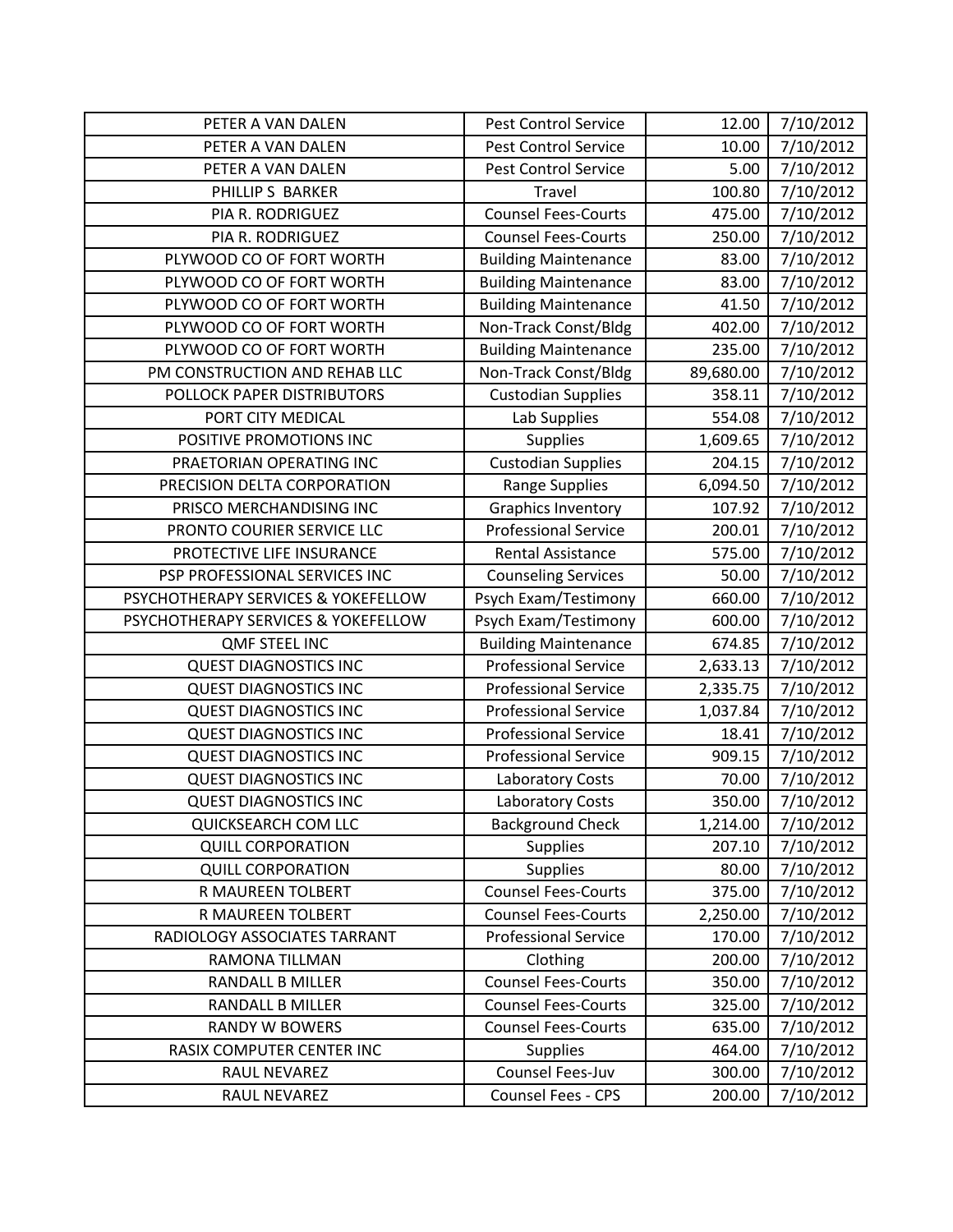| | | | |
|---|---|---|---|
| PETER A VAN DALEN | Pest Control Service | 12.00 | 7/10/2012 |
| PETER A VAN DALEN | Pest Control Service | 10.00 | 7/10/2012 |
| PETER A VAN DALEN | Pest Control Service | 5.00 | 7/10/2012 |
| PHILLIP S BARKER | Travel | 100.80 | 7/10/2012 |
| PIA R. RODRIGUEZ | Counsel Fees-Courts | 475.00 | 7/10/2012 |
| PIA R. RODRIGUEZ | Counsel Fees-Courts | 250.00 | 7/10/2012 |
| PLYWOOD CO OF FORT WORTH | Building Maintenance | 83.00 | 7/10/2012 |
| PLYWOOD CO OF FORT WORTH | Building Maintenance | 83.00 | 7/10/2012 |
| PLYWOOD CO OF FORT WORTH | Building Maintenance | 41.50 | 7/10/2012 |
| PLYWOOD CO OF FORT WORTH | Non-Track Const/Bldg | 402.00 | 7/10/2012 |
| PLYWOOD CO OF FORT WORTH | Building Maintenance | 235.00 | 7/10/2012 |
| PM CONSTRUCTION AND REHAB LLC | Non-Track Const/Bldg | 89,680.00 | 7/10/2012 |
| POLLOCK PAPER DISTRIBUTORS | Custodian Supplies | 358.11 | 7/10/2012 |
| PORT CITY MEDICAL | Lab Supplies | 554.08 | 7/10/2012 |
| POSITIVE PROMOTIONS INC | Supplies | 1,609.65 | 7/10/2012 |
| PRAETORIAN OPERATING INC | Custodian Supplies | 204.15 | 7/10/2012 |
| PRECISION DELTA CORPORATION | Range Supplies | 6,094.50 | 7/10/2012 |
| PRISCO MERCHANDISING INC | Graphics Inventory | 107.92 | 7/10/2012 |
| PRONTO COURIER SERVICE LLC | Professional Service | 200.01 | 7/10/2012 |
| PROTECTIVE LIFE INSURANCE | Rental Assistance | 575.00 | 7/10/2012 |
| PSP PROFESSIONAL SERVICES INC | Counseling Services | 50.00 | 7/10/2012 |
| PSYCHOTHERAPY SERVICES & YOKEFELLOW | Psych Exam/Testimony | 660.00 | 7/10/2012 |
| PSYCHOTHERAPY SERVICES & YOKEFELLOW | Psych Exam/Testimony | 600.00 | 7/10/2012 |
| QMF STEEL INC | Building Maintenance | 674.85 | 7/10/2012 |
| QUEST DIAGNOSTICS INC | Professional Service | 2,633.13 | 7/10/2012 |
| QUEST DIAGNOSTICS INC | Professional Service | 2,335.75 | 7/10/2012 |
| QUEST DIAGNOSTICS INC | Professional Service | 1,037.84 | 7/10/2012 |
| QUEST DIAGNOSTICS INC | Professional Service | 18.41 | 7/10/2012 |
| QUEST DIAGNOSTICS INC | Professional Service | 909.15 | 7/10/2012 |
| QUEST DIAGNOSTICS INC | Laboratory Costs | 70.00 | 7/10/2012 |
| QUEST DIAGNOSTICS INC | Laboratory Costs | 350.00 | 7/10/2012 |
| QUICKSEARCH COM LLC | Background Check | 1,214.00 | 7/10/2012 |
| QUILL CORPORATION | Supplies | 207.10 | 7/10/2012 |
| QUILL CORPORATION | Supplies | 80.00 | 7/10/2012 |
| R MAUREEN TOLBERT | Counsel Fees-Courts | 375.00 | 7/10/2012 |
| R MAUREEN TOLBERT | Counsel Fees-Courts | 2,250.00 | 7/10/2012 |
| RADIOLOGY ASSOCIATES TARRANT | Professional Service | 170.00 | 7/10/2012 |
| RAMONA TILLMAN | Clothing | 200.00 | 7/10/2012 |
| RANDALL B MILLER | Counsel Fees-Courts | 350.00 | 7/10/2012 |
| RANDALL B MILLER | Counsel Fees-Courts | 325.00 | 7/10/2012 |
| RANDY W BOWERS | Counsel Fees-Courts | 635.00 | 7/10/2012 |
| RASIX COMPUTER CENTER INC | Supplies | 464.00 | 7/10/2012 |
| RAUL NEVAREZ | Counsel Fees-Juv | 300.00 | 7/10/2012 |
| RAUL NEVAREZ | Counsel Fees - CPS | 200.00 | 7/10/2012 |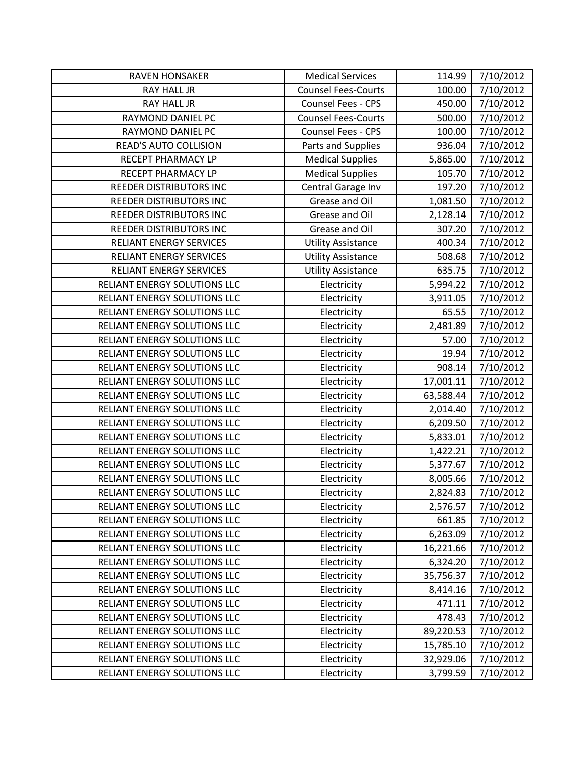| | | | |
|---|---|---|---|
| RAVEN HONSAKER | Medical Services | 114.99 | 7/10/2012 |
| RAY HALL JR | Counsel Fees-Courts | 100.00 | 7/10/2012 |
| RAY HALL JR | Counsel Fees - CPS | 450.00 | 7/10/2012 |
| RAYMOND DANIEL PC | Counsel Fees-Courts | 500.00 | 7/10/2012 |
| RAYMOND DANIEL PC | Counsel Fees - CPS | 100.00 | 7/10/2012 |
| READ'S AUTO COLLISION | Parts and Supplies | 936.04 | 7/10/2012 |
| RECEPT PHARMACY LP | Medical Supplies | 5,865.00 | 7/10/2012 |
| RECEPT PHARMACY LP | Medical Supplies | 105.70 | 7/10/2012 |
| REEDER DISTRIBUTORS INC | Central Garage Inv | 197.20 | 7/10/2012 |
| REEDER DISTRIBUTORS INC | Grease and Oil | 1,081.50 | 7/10/2012 |
| REEDER DISTRIBUTORS INC | Grease and Oil | 2,128.14 | 7/10/2012 |
| REEDER DISTRIBUTORS INC | Grease and Oil | 307.20 | 7/10/2012 |
| RELIANT ENERGY SERVICES | Utility Assistance | 400.34 | 7/10/2012 |
| RELIANT ENERGY SERVICES | Utility Assistance | 508.68 | 7/10/2012 |
| RELIANT ENERGY SERVICES | Utility Assistance | 635.75 | 7/10/2012 |
| RELIANT ENERGY SOLUTIONS LLC | Electricity | 5,994.22 | 7/10/2012 |
| RELIANT ENERGY SOLUTIONS LLC | Electricity | 3,911.05 | 7/10/2012 |
| RELIANT ENERGY SOLUTIONS LLC | Electricity | 65.55 | 7/10/2012 |
| RELIANT ENERGY SOLUTIONS LLC | Electricity | 2,481.89 | 7/10/2012 |
| RELIANT ENERGY SOLUTIONS LLC | Electricity | 57.00 | 7/10/2012 |
| RELIANT ENERGY SOLUTIONS LLC | Electricity | 19.94 | 7/10/2012 |
| RELIANT ENERGY SOLUTIONS LLC | Electricity | 908.14 | 7/10/2012 |
| RELIANT ENERGY SOLUTIONS LLC | Electricity | 17,001.11 | 7/10/2012 |
| RELIANT ENERGY SOLUTIONS LLC | Electricity | 63,588.44 | 7/10/2012 |
| RELIANT ENERGY SOLUTIONS LLC | Electricity | 2,014.40 | 7/10/2012 |
| RELIANT ENERGY SOLUTIONS LLC | Electricity | 6,209.50 | 7/10/2012 |
| RELIANT ENERGY SOLUTIONS LLC | Electricity | 5,833.01 | 7/10/2012 |
| RELIANT ENERGY SOLUTIONS LLC | Electricity | 1,422.21 | 7/10/2012 |
| RELIANT ENERGY SOLUTIONS LLC | Electricity | 5,377.67 | 7/10/2012 |
| RELIANT ENERGY SOLUTIONS LLC | Electricity | 8,005.66 | 7/10/2012 |
| RELIANT ENERGY SOLUTIONS LLC | Electricity | 2,824.83 | 7/10/2012 |
| RELIANT ENERGY SOLUTIONS LLC | Electricity | 2,576.57 | 7/10/2012 |
| RELIANT ENERGY SOLUTIONS LLC | Electricity | 661.85 | 7/10/2012 |
| RELIANT ENERGY SOLUTIONS LLC | Electricity | 6,263.09 | 7/10/2012 |
| RELIANT ENERGY SOLUTIONS LLC | Electricity | 16,221.66 | 7/10/2012 |
| RELIANT ENERGY SOLUTIONS LLC | Electricity | 6,324.20 | 7/10/2012 |
| RELIANT ENERGY SOLUTIONS LLC | Electricity | 35,756.37 | 7/10/2012 |
| RELIANT ENERGY SOLUTIONS LLC | Electricity | 8,414.16 | 7/10/2012 |
| RELIANT ENERGY SOLUTIONS LLC | Electricity | 471.11 | 7/10/2012 |
| RELIANT ENERGY SOLUTIONS LLC | Electricity | 478.43 | 7/10/2012 |
| RELIANT ENERGY SOLUTIONS LLC | Electricity | 89,220.53 | 7/10/2012 |
| RELIANT ENERGY SOLUTIONS LLC | Electricity | 15,785.10 | 7/10/2012 |
| RELIANT ENERGY SOLUTIONS LLC | Electricity | 32,929.06 | 7/10/2012 |
| RELIANT ENERGY SOLUTIONS LLC | Electricity | 3,799.59 | 7/10/2012 |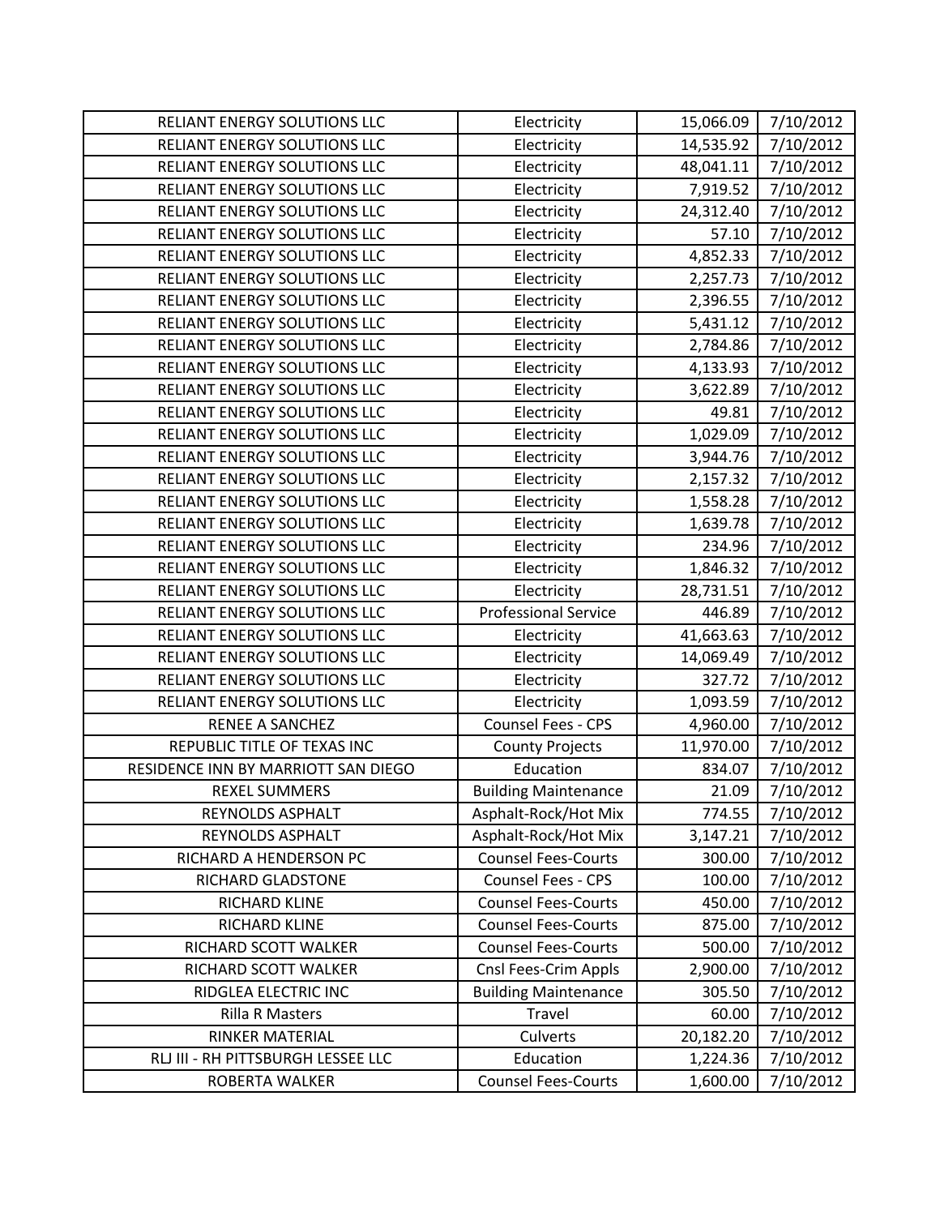| | | | |
|---|---|---|---|
| RELIANT ENERGY SOLUTIONS LLC | Electricity | 15,066.09 | 7/10/2012 |
| RELIANT ENERGY SOLUTIONS LLC | Electricity | 14,535.92 | 7/10/2012 |
| RELIANT ENERGY SOLUTIONS LLC | Electricity | 48,041.11 | 7/10/2012 |
| RELIANT ENERGY SOLUTIONS LLC | Electricity | 7,919.52 | 7/10/2012 |
| RELIANT ENERGY SOLUTIONS LLC | Electricity | 24,312.40 | 7/10/2012 |
| RELIANT ENERGY SOLUTIONS LLC | Electricity | 57.10 | 7/10/2012 |
| RELIANT ENERGY SOLUTIONS LLC | Electricity | 4,852.33 | 7/10/2012 |
| RELIANT ENERGY SOLUTIONS LLC | Electricity | 2,257.73 | 7/10/2012 |
| RELIANT ENERGY SOLUTIONS LLC | Electricity | 2,396.55 | 7/10/2012 |
| RELIANT ENERGY SOLUTIONS LLC | Electricity | 5,431.12 | 7/10/2012 |
| RELIANT ENERGY SOLUTIONS LLC | Electricity | 2,784.86 | 7/10/2012 |
| RELIANT ENERGY SOLUTIONS LLC | Electricity | 4,133.93 | 7/10/2012 |
| RELIANT ENERGY SOLUTIONS LLC | Electricity | 3,622.89 | 7/10/2012 |
| RELIANT ENERGY SOLUTIONS LLC | Electricity | 49.81 | 7/10/2012 |
| RELIANT ENERGY SOLUTIONS LLC | Electricity | 1,029.09 | 7/10/2012 |
| RELIANT ENERGY SOLUTIONS LLC | Electricity | 3,944.76 | 7/10/2012 |
| RELIANT ENERGY SOLUTIONS LLC | Electricity | 2,157.32 | 7/10/2012 |
| RELIANT ENERGY SOLUTIONS LLC | Electricity | 1,558.28 | 7/10/2012 |
| RELIANT ENERGY SOLUTIONS LLC | Electricity | 1,639.78 | 7/10/2012 |
| RELIANT ENERGY SOLUTIONS LLC | Electricity | 234.96 | 7/10/2012 |
| RELIANT ENERGY SOLUTIONS LLC | Electricity | 1,846.32 | 7/10/2012 |
| RELIANT ENERGY SOLUTIONS LLC | Electricity | 28,731.51 | 7/10/2012 |
| RELIANT ENERGY SOLUTIONS LLC | Professional Service | 446.89 | 7/10/2012 |
| RELIANT ENERGY SOLUTIONS LLC | Electricity | 41,663.63 | 7/10/2012 |
| RELIANT ENERGY SOLUTIONS LLC | Electricity | 14,069.49 | 7/10/2012 |
| RELIANT ENERGY SOLUTIONS LLC | Electricity | 327.72 | 7/10/2012 |
| RELIANT ENERGY SOLUTIONS LLC | Electricity | 1,093.59 | 7/10/2012 |
| RENEE A SANCHEZ | Counsel Fees - CPS | 4,960.00 | 7/10/2012 |
| REPUBLIC TITLE OF TEXAS INC | County Projects | 11,970.00 | 7/10/2012 |
| RESIDENCE INN BY MARRIOTT SAN DIEGO | Education | 834.07 | 7/10/2012 |
| REXEL SUMMERS | Building Maintenance | 21.09 | 7/10/2012 |
| REYNOLDS ASPHALT | Asphalt-Rock/Hot Mix | 774.55 | 7/10/2012 |
| REYNOLDS ASPHALT | Asphalt-Rock/Hot Mix | 3,147.21 | 7/10/2012 |
| RICHARD A HENDERSON PC | Counsel Fees-Courts | 300.00 | 7/10/2012 |
| RICHARD GLADSTONE | Counsel Fees - CPS | 100.00 | 7/10/2012 |
| RICHARD KLINE | Counsel Fees-Courts | 450.00 | 7/10/2012 |
| RICHARD KLINE | Counsel Fees-Courts | 875.00 | 7/10/2012 |
| RICHARD SCOTT WALKER | Counsel Fees-Courts | 500.00 | 7/10/2012 |
| RICHARD SCOTT WALKER | Cnsl Fees-Crim Appls | 2,900.00 | 7/10/2012 |
| RIDGLEA ELECTRIC INC | Building Maintenance | 305.50 | 7/10/2012 |
| Rilla R Masters | Travel | 60.00 | 7/10/2012 |
| RINKER MATERIAL | Culverts | 20,182.20 | 7/10/2012 |
| RLJ III - RH PITTSBURGH LESSEE LLC | Education | 1,224.36 | 7/10/2012 |
| ROBERTA WALKER | Counsel Fees-Courts | 1,600.00 | 7/10/2012 |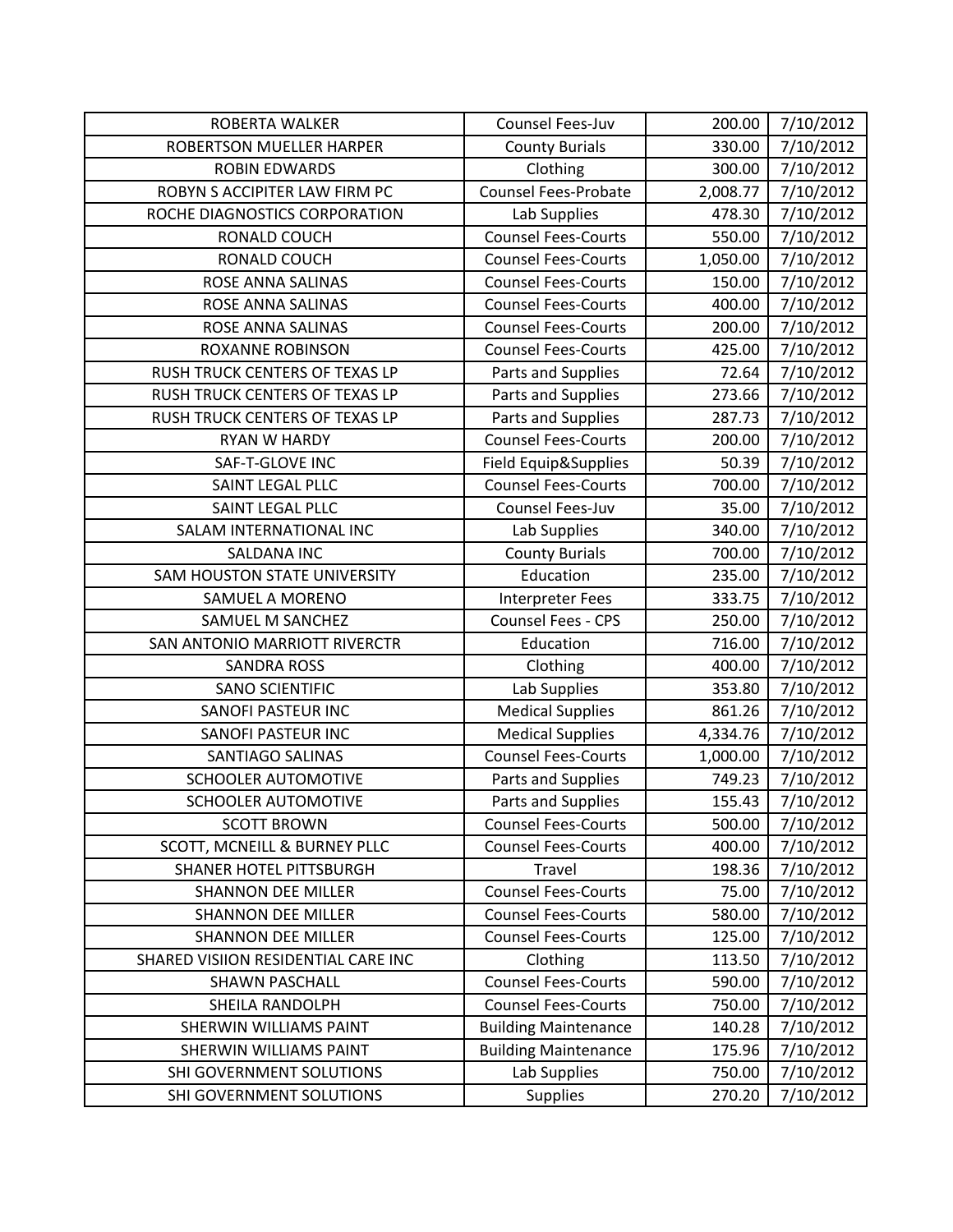| | | | |
|---|---|---|---|
| ROBERTA WALKER | Counsel Fees-Juv | 200.00 | 7/10/2012 |
| ROBERTSON MUELLER HARPER | County Burials | 330.00 | 7/10/2012 |
| ROBIN EDWARDS | Clothing | 300.00 | 7/10/2012 |
| ROBYN S ACCIPITER LAW FIRM PC | Counsel Fees-Probate | 2,008.77 | 7/10/2012 |
| ROCHE DIAGNOSTICS CORPORATION | Lab Supplies | 478.30 | 7/10/2012 |
| RONALD COUCH | Counsel Fees-Courts | 550.00 | 7/10/2012 |
| RONALD COUCH | Counsel Fees-Courts | 1,050.00 | 7/10/2012 |
| ROSE ANNA SALINAS | Counsel Fees-Courts | 150.00 | 7/10/2012 |
| ROSE ANNA SALINAS | Counsel Fees-Courts | 400.00 | 7/10/2012 |
| ROSE ANNA SALINAS | Counsel Fees-Courts | 200.00 | 7/10/2012 |
| ROXANNE ROBINSON | Counsel Fees-Courts | 425.00 | 7/10/2012 |
| RUSH TRUCK CENTERS OF TEXAS LP | Parts and Supplies | 72.64 | 7/10/2012 |
| RUSH TRUCK CENTERS OF TEXAS LP | Parts and Supplies | 273.66 | 7/10/2012 |
| RUSH TRUCK CENTERS OF TEXAS LP | Parts and Supplies | 287.73 | 7/10/2012 |
| RYAN W HARDY | Counsel Fees-Courts | 200.00 | 7/10/2012 |
| SAF-T-GLOVE INC | Field Equip&Supplies | 50.39 | 7/10/2012 |
| SAINT LEGAL PLLC | Counsel Fees-Courts | 700.00 | 7/10/2012 |
| SAINT LEGAL PLLC | Counsel Fees-Juv | 35.00 | 7/10/2012 |
| SALAM INTERNATIONAL INC | Lab Supplies | 340.00 | 7/10/2012 |
| SALDANA INC | County Burials | 700.00 | 7/10/2012 |
| SAM HOUSTON STATE UNIVERSITY | Education | 235.00 | 7/10/2012 |
| SAMUEL A MORENO | Interpreter Fees | 333.75 | 7/10/2012 |
| SAMUEL M SANCHEZ | Counsel Fees - CPS | 250.00 | 7/10/2012 |
| SAN ANTONIO MARRIOTT RIVERCTR | Education | 716.00 | 7/10/2012 |
| SANDRA ROSS | Clothing | 400.00 | 7/10/2012 |
| SANO SCIENTIFIC | Lab Supplies | 353.80 | 7/10/2012 |
| SANOFI PASTEUR INC | Medical Supplies | 861.26 | 7/10/2012 |
| SANOFI PASTEUR INC | Medical Supplies | 4,334.76 | 7/10/2012 |
| SANTIAGO SALINAS | Counsel Fees-Courts | 1,000.00 | 7/10/2012 |
| SCHOOLER AUTOMOTIVE | Parts and Supplies | 749.23 | 7/10/2012 |
| SCHOOLER AUTOMOTIVE | Parts and Supplies | 155.43 | 7/10/2012 |
| SCOTT BROWN | Counsel Fees-Courts | 500.00 | 7/10/2012 |
| SCOTT, MCNEILL & BURNEY PLLC | Counsel Fees-Courts | 400.00 | 7/10/2012 |
| SHANER HOTEL PITTSBURGH | Travel | 198.36 | 7/10/2012 |
| SHANNON DEE MILLER | Counsel Fees-Courts | 75.00 | 7/10/2012 |
| SHANNON DEE MILLER | Counsel Fees-Courts | 580.00 | 7/10/2012 |
| SHANNON DEE MILLER | Counsel Fees-Courts | 125.00 | 7/10/2012 |
| SHARED VISIION RESIDENTIAL CARE INC | Clothing | 113.50 | 7/10/2012 |
| SHAWN PASCHALL | Counsel Fees-Courts | 590.00 | 7/10/2012 |
| SHEILA RANDOLPH | Counsel Fees-Courts | 750.00 | 7/10/2012 |
| SHERWIN WILLIAMS PAINT | Building Maintenance | 140.28 | 7/10/2012 |
| SHERWIN WILLIAMS PAINT | Building Maintenance | 175.96 | 7/10/2012 |
| SHI GOVERNMENT SOLUTIONS | Lab Supplies | 750.00 | 7/10/2012 |
| SHI GOVERNMENT SOLUTIONS | Supplies | 270.20 | 7/10/2012 |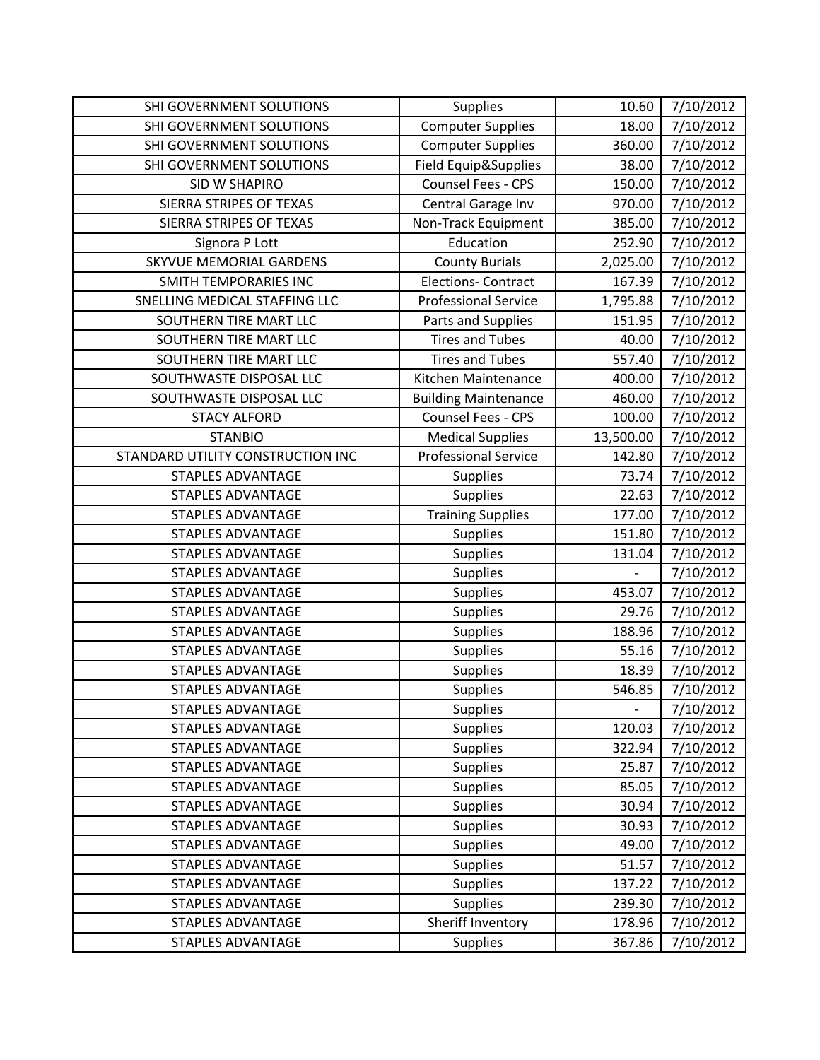| | | | |
|---|---|---|---|
| SHI GOVERNMENT SOLUTIONS | Supplies | 10.60 | 7/10/2012 |
| SHI GOVERNMENT SOLUTIONS | Computer Supplies | 18.00 | 7/10/2012 |
| SHI GOVERNMENT SOLUTIONS | Computer Supplies | 360.00 | 7/10/2012 |
| SHI GOVERNMENT SOLUTIONS | Field Equip&Supplies | 38.00 | 7/10/2012 |
| SID W SHAPIRO | Counsel Fees - CPS | 150.00 | 7/10/2012 |
| SIERRA STRIPES OF TEXAS | Central Garage Inv | 970.00 | 7/10/2012 |
| SIERRA STRIPES OF TEXAS | Non-Track Equipment | 385.00 | 7/10/2012 |
| Signora P Lott | Education | 252.90 | 7/10/2012 |
| SKYVUE MEMORIAL GARDENS | County Burials | 2,025.00 | 7/10/2012 |
| SMITH TEMPORARIES INC | Elections- Contract | 167.39 | 7/10/2012 |
| SNELLING MEDICAL STAFFING LLC | Professional Service | 1,795.88 | 7/10/2012 |
| SOUTHERN TIRE MART LLC | Parts and Supplies | 151.95 | 7/10/2012 |
| SOUTHERN TIRE MART LLC | Tires and Tubes | 40.00 | 7/10/2012 |
| SOUTHERN TIRE MART LLC | Tires and Tubes | 557.40 | 7/10/2012 |
| SOUTHWASTE DISPOSAL LLC | Kitchen Maintenance | 400.00 | 7/10/2012 |
| SOUTHWASTE DISPOSAL LLC | Building Maintenance | 460.00 | 7/10/2012 |
| STACY ALFORD | Counsel Fees - CPS | 100.00 | 7/10/2012 |
| STANBIO | Medical Supplies | 13,500.00 | 7/10/2012 |
| STANDARD UTILITY CONSTRUCTION INC | Professional Service | 142.80 | 7/10/2012 |
| STAPLES ADVANTAGE | Supplies | 73.74 | 7/10/2012 |
| STAPLES ADVANTAGE | Supplies | 22.63 | 7/10/2012 |
| STAPLES ADVANTAGE | Training Supplies | 177.00 | 7/10/2012 |
| STAPLES ADVANTAGE | Supplies | 151.80 | 7/10/2012 |
| STAPLES ADVANTAGE | Supplies | 131.04 | 7/10/2012 |
| STAPLES ADVANTAGE | Supplies | - | 7/10/2012 |
| STAPLES ADVANTAGE | Supplies | 453.07 | 7/10/2012 |
| STAPLES ADVANTAGE | Supplies | 29.76 | 7/10/2012 |
| STAPLES ADVANTAGE | Supplies | 188.96 | 7/10/2012 |
| STAPLES ADVANTAGE | Supplies | 55.16 | 7/10/2012 |
| STAPLES ADVANTAGE | Supplies | 18.39 | 7/10/2012 |
| STAPLES ADVANTAGE | Supplies | 546.85 | 7/10/2012 |
| STAPLES ADVANTAGE | Supplies | - | 7/10/2012 |
| STAPLES ADVANTAGE | Supplies | 120.03 | 7/10/2012 |
| STAPLES ADVANTAGE | Supplies | 322.94 | 7/10/2012 |
| STAPLES ADVANTAGE | Supplies | 25.87 | 7/10/2012 |
| STAPLES ADVANTAGE | Supplies | 85.05 | 7/10/2012 |
| STAPLES ADVANTAGE | Supplies | 30.94 | 7/10/2012 |
| STAPLES ADVANTAGE | Supplies | 30.93 | 7/10/2012 |
| STAPLES ADVANTAGE | Supplies | 49.00 | 7/10/2012 |
| STAPLES ADVANTAGE | Supplies | 51.57 | 7/10/2012 |
| STAPLES ADVANTAGE | Supplies | 137.22 | 7/10/2012 |
| STAPLES ADVANTAGE | Supplies | 239.30 | 7/10/2012 |
| STAPLES ADVANTAGE | Sheriff Inventory | 178.96 | 7/10/2012 |
| STAPLES ADVANTAGE | Supplies | 367.86 | 7/10/2012 |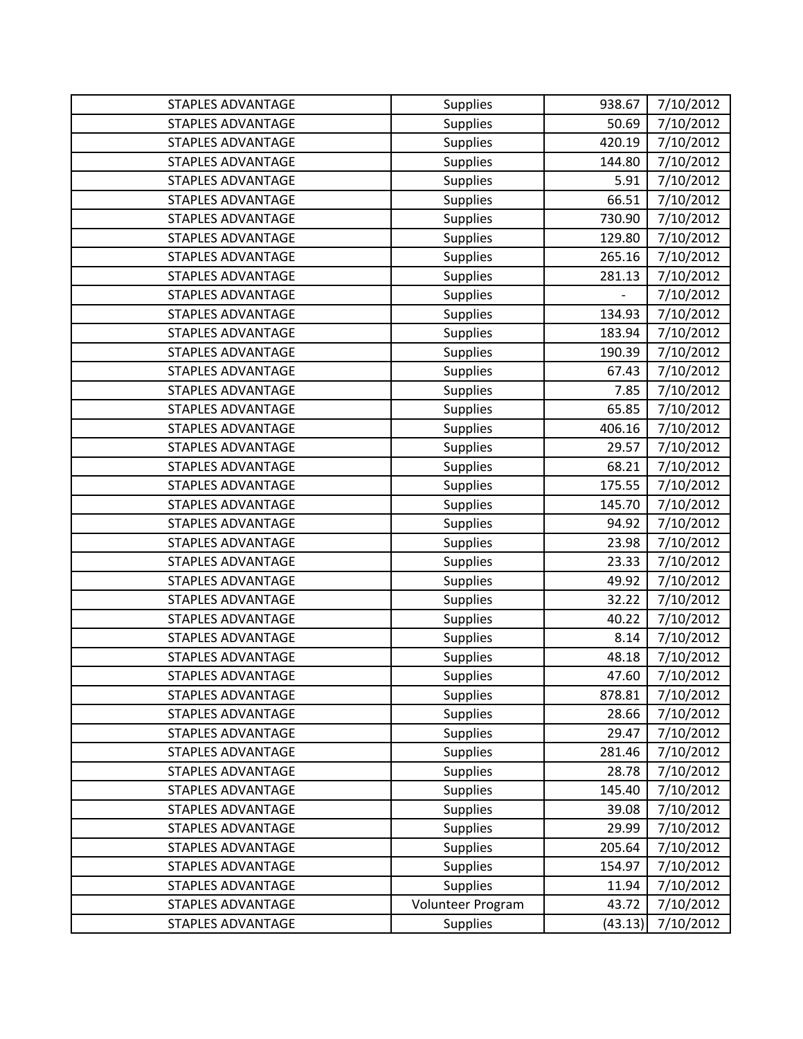| | | | |
|---|---|---|---|
| STAPLES ADVANTAGE | Supplies | 938.67 | 7/10/2012 |
| STAPLES ADVANTAGE | Supplies | 50.69 | 7/10/2012 |
| STAPLES ADVANTAGE | Supplies | 420.19 | 7/10/2012 |
| STAPLES ADVANTAGE | Supplies | 144.80 | 7/10/2012 |
| STAPLES ADVANTAGE | Supplies | 5.91 | 7/10/2012 |
| STAPLES ADVANTAGE | Supplies | 66.51 | 7/10/2012 |
| STAPLES ADVANTAGE | Supplies | 730.90 | 7/10/2012 |
| STAPLES ADVANTAGE | Supplies | 129.80 | 7/10/2012 |
| STAPLES ADVANTAGE | Supplies | 265.16 | 7/10/2012 |
| STAPLES ADVANTAGE | Supplies | 281.13 | 7/10/2012 |
| STAPLES ADVANTAGE | Supplies | - | 7/10/2012 |
| STAPLES ADVANTAGE | Supplies | 134.93 | 7/10/2012 |
| STAPLES ADVANTAGE | Supplies | 183.94 | 7/10/2012 |
| STAPLES ADVANTAGE | Supplies | 190.39 | 7/10/2012 |
| STAPLES ADVANTAGE | Supplies | 67.43 | 7/10/2012 |
| STAPLES ADVANTAGE | Supplies | 7.85 | 7/10/2012 |
| STAPLES ADVANTAGE | Supplies | 65.85 | 7/10/2012 |
| STAPLES ADVANTAGE | Supplies | 406.16 | 7/10/2012 |
| STAPLES ADVANTAGE | Supplies | 29.57 | 7/10/2012 |
| STAPLES ADVANTAGE | Supplies | 68.21 | 7/10/2012 |
| STAPLES ADVANTAGE | Supplies | 175.55 | 7/10/2012 |
| STAPLES ADVANTAGE | Supplies | 145.70 | 7/10/2012 |
| STAPLES ADVANTAGE | Supplies | 94.92 | 7/10/2012 |
| STAPLES ADVANTAGE | Supplies | 23.98 | 7/10/2012 |
| STAPLES ADVANTAGE | Supplies | 23.33 | 7/10/2012 |
| STAPLES ADVANTAGE | Supplies | 49.92 | 7/10/2012 |
| STAPLES ADVANTAGE | Supplies | 32.22 | 7/10/2012 |
| STAPLES ADVANTAGE | Supplies | 40.22 | 7/10/2012 |
| STAPLES ADVANTAGE | Supplies | 8.14 | 7/10/2012 |
| STAPLES ADVANTAGE | Supplies | 48.18 | 7/10/2012 |
| STAPLES ADVANTAGE | Supplies | 47.60 | 7/10/2012 |
| STAPLES ADVANTAGE | Supplies | 878.81 | 7/10/2012 |
| STAPLES ADVANTAGE | Supplies | 28.66 | 7/10/2012 |
| STAPLES ADVANTAGE | Supplies | 29.47 | 7/10/2012 |
| STAPLES ADVANTAGE | Supplies | 281.46 | 7/10/2012 |
| STAPLES ADVANTAGE | Supplies | 28.78 | 7/10/2012 |
| STAPLES ADVANTAGE | Supplies | 145.40 | 7/10/2012 |
| STAPLES ADVANTAGE | Supplies | 39.08 | 7/10/2012 |
| STAPLES ADVANTAGE | Supplies | 29.99 | 7/10/2012 |
| STAPLES ADVANTAGE | Supplies | 205.64 | 7/10/2012 |
| STAPLES ADVANTAGE | Supplies | 154.97 | 7/10/2012 |
| STAPLES ADVANTAGE | Supplies | 11.94 | 7/10/2012 |
| STAPLES ADVANTAGE | Volunteer Program | 43.72 | 7/10/2012 |
| STAPLES ADVANTAGE | Supplies | (43.13) | 7/10/2012 |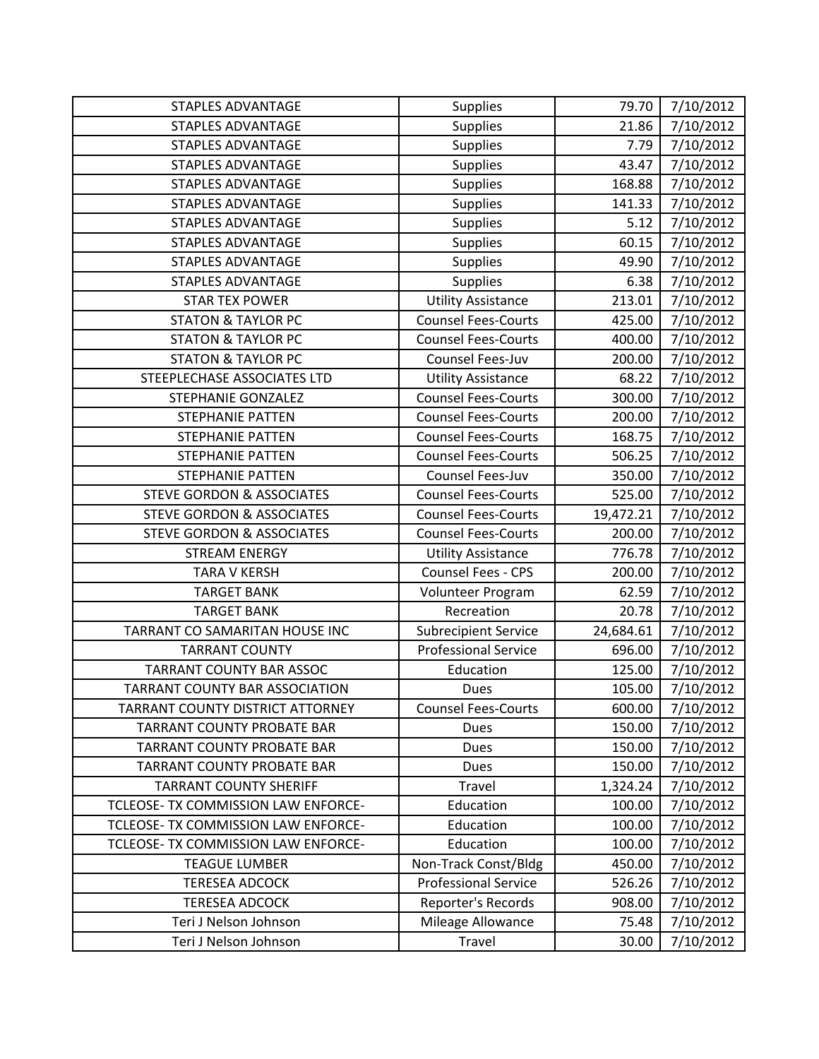| | | | |
|---|---|---|---|
| STAPLES ADVANTAGE | Supplies | 79.70 | 7/10/2012 |
| STAPLES ADVANTAGE | Supplies | 21.86 | 7/10/2012 |
| STAPLES ADVANTAGE | Supplies | 7.79 | 7/10/2012 |
| STAPLES ADVANTAGE | Supplies | 43.47 | 7/10/2012 |
| STAPLES ADVANTAGE | Supplies | 168.88 | 7/10/2012 |
| STAPLES ADVANTAGE | Supplies | 141.33 | 7/10/2012 |
| STAPLES ADVANTAGE | Supplies | 5.12 | 7/10/2012 |
| STAPLES ADVANTAGE | Supplies | 60.15 | 7/10/2012 |
| STAPLES ADVANTAGE | Supplies | 49.90 | 7/10/2012 |
| STAPLES ADVANTAGE | Supplies | 6.38 | 7/10/2012 |
| STAR TEX POWER | Utility Assistance | 213.01 | 7/10/2012 |
| STATON & TAYLOR PC | Counsel Fees-Courts | 425.00 | 7/10/2012 |
| STATON & TAYLOR PC | Counsel Fees-Courts | 400.00 | 7/10/2012 |
| STATON & TAYLOR PC | Counsel Fees-Juv | 200.00 | 7/10/2012 |
| STEEPLECHASE ASSOCIATES LTD | Utility Assistance | 68.22 | 7/10/2012 |
| STEPHANIE GONZALEZ | Counsel Fees-Courts | 300.00 | 7/10/2012 |
| STEPHANIE PATTEN | Counsel Fees-Courts | 200.00 | 7/10/2012 |
| STEPHANIE PATTEN | Counsel Fees-Courts | 168.75 | 7/10/2012 |
| STEPHANIE PATTEN | Counsel Fees-Courts | 506.25 | 7/10/2012 |
| STEPHANIE PATTEN | Counsel Fees-Juv | 350.00 | 7/10/2012 |
| STEVE GORDON & ASSOCIATES | Counsel Fees-Courts | 525.00 | 7/10/2012 |
| STEVE GORDON & ASSOCIATES | Counsel Fees-Courts | 19,472.21 | 7/10/2012 |
| STEVE GORDON & ASSOCIATES | Counsel Fees-Courts | 200.00 | 7/10/2012 |
| STREAM ENERGY | Utility Assistance | 776.78 | 7/10/2012 |
| TARA V KERSH | Counsel Fees - CPS | 200.00 | 7/10/2012 |
| TARGET BANK | Volunteer Program | 62.59 | 7/10/2012 |
| TARGET BANK | Recreation | 20.78 | 7/10/2012 |
| TARRANT CO SAMARITAN HOUSE INC | Subrecipient Service | 24,684.61 | 7/10/2012 |
| TARRANT COUNTY | Professional Service | 696.00 | 7/10/2012 |
| TARRANT COUNTY BAR ASSOC | Education | 125.00 | 7/10/2012 |
| TARRANT COUNTY BAR ASSOCIATION | Dues | 105.00 | 7/10/2012 |
| TARRANT COUNTY DISTRICT ATTORNEY | Counsel Fees-Courts | 600.00 | 7/10/2012 |
| TARRANT COUNTY PROBATE BAR | Dues | 150.00 | 7/10/2012 |
| TARRANT COUNTY PROBATE BAR | Dues | 150.00 | 7/10/2012 |
| TARRANT COUNTY PROBATE BAR | Dues | 150.00 | 7/10/2012 |
| TARRANT COUNTY SHERIFF | Travel | 1,324.24 | 7/10/2012 |
| TCLEOSE- TX COMMISSION LAW ENFORCE- | Education | 100.00 | 7/10/2012 |
| TCLEOSE- TX COMMISSION LAW ENFORCE- | Education | 100.00 | 7/10/2012 |
| TCLEOSE- TX COMMISSION LAW ENFORCE- | Education | 100.00 | 7/10/2012 |
| TEAGUE LUMBER | Non-Track Const/Bldg | 450.00 | 7/10/2012 |
| TERESEA ADCOCK | Professional Service | 526.26 | 7/10/2012 |
| TERESEA ADCOCK | Reporter's Records | 908.00 | 7/10/2012 |
| Teri J Nelson Johnson | Mileage Allowance | 75.48 | 7/10/2012 |
| Teri J Nelson Johnson | Travel | 30.00 | 7/10/2012 |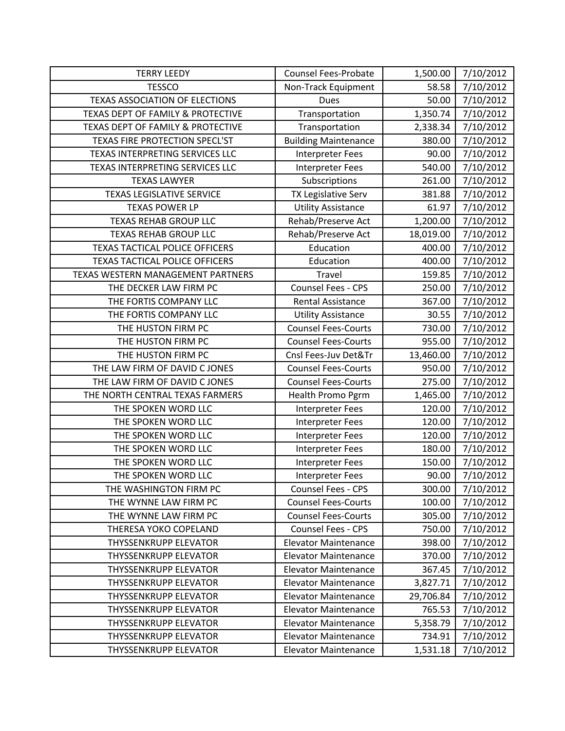| TERRY LEEDY | Counsel Fees-Probate | 1,500.00 | 7/10/2012 |
|---|---|---|---|
| TESSCO | Non-Track Equipment | 58.58 | 7/10/2012 |
| TEXAS ASSOCIATION OF ELECTIONS | Dues | 50.00 | 7/10/2012 |
| TEXAS DEPT OF FAMILY & PROTECTIVE | Transportation | 1,350.74 | 7/10/2012 |
| TEXAS DEPT OF FAMILY & PROTECTIVE | Transportation | 2,338.34 | 7/10/2012 |
| TEXAS FIRE PROTECTION SPECL'ST | Building Maintenance | 380.00 | 7/10/2012 |
| TEXAS INTERPRETING SERVICES LLC | Interpreter Fees | 90.00 | 7/10/2012 |
| TEXAS INTERPRETING SERVICES LLC | Interpreter Fees | 540.00 | 7/10/2012 |
| TEXAS LAWYER | Subscriptions | 261.00 | 7/10/2012 |
| TEXAS LEGISLATIVE SERVICE | TX Legislative Serv | 381.88 | 7/10/2012 |
| TEXAS POWER LP | Utility Assistance | 61.97 | 7/10/2012 |
| TEXAS REHAB GROUP LLC | Rehab/Preserve Act | 1,200.00 | 7/10/2012 |
| TEXAS REHAB GROUP LLC | Rehab/Preserve Act | 18,019.00 | 7/10/2012 |
| TEXAS TACTICAL POLICE OFFICERS | Education | 400.00 | 7/10/2012 |
| TEXAS TACTICAL POLICE OFFICERS | Education | 400.00 | 7/10/2012 |
| TEXAS WESTERN MANAGEMENT PARTNERS | Travel | 159.85 | 7/10/2012 |
| THE DECKER LAW FIRM PC | Counsel Fees - CPS | 250.00 | 7/10/2012 |
| THE FORTIS COMPANY LLC | Rental Assistance | 367.00 | 7/10/2012 |
| THE FORTIS COMPANY LLC | Utility Assistance | 30.55 | 7/10/2012 |
| THE HUSTON FIRM PC | Counsel Fees-Courts | 730.00 | 7/10/2012 |
| THE HUSTON FIRM PC | Counsel Fees-Courts | 955.00 | 7/10/2012 |
| THE HUSTON FIRM PC | Cnsl Fees-Juv Det&Tr | 13,460.00 | 7/10/2012 |
| THE LAW FIRM OF DAVID C JONES | Counsel Fees-Courts | 950.00 | 7/10/2012 |
| THE LAW FIRM OF DAVID C JONES | Counsel Fees-Courts | 275.00 | 7/10/2012 |
| THE NORTH CENTRAL TEXAS FARMERS | Health Promo Pgrm | 1,465.00 | 7/10/2012 |
| THE SPOKEN WORD LLC | Interpreter Fees | 120.00 | 7/10/2012 |
| THE SPOKEN WORD LLC | Interpreter Fees | 120.00 | 7/10/2012 |
| THE SPOKEN WORD LLC | Interpreter Fees | 120.00 | 7/10/2012 |
| THE SPOKEN WORD LLC | Interpreter Fees | 180.00 | 7/10/2012 |
| THE SPOKEN WORD LLC | Interpreter Fees | 150.00 | 7/10/2012 |
| THE SPOKEN WORD LLC | Interpreter Fees | 90.00 | 7/10/2012 |
| THE WASHINGTON FIRM PC | Counsel Fees - CPS | 300.00 | 7/10/2012 |
| THE WYNNE LAW FIRM PC | Counsel Fees-Courts | 100.00 | 7/10/2012 |
| THE WYNNE LAW FIRM PC | Counsel Fees-Courts | 305.00 | 7/10/2012 |
| THERESA YOKO COPELAND | Counsel Fees - CPS | 750.00 | 7/10/2012 |
| THYSSENKRUPP ELEVATOR | Elevator Maintenance | 398.00 | 7/10/2012 |
| THYSSENKRUPP ELEVATOR | Elevator Maintenance | 370.00 | 7/10/2012 |
| THYSSENKRUPP ELEVATOR | Elevator Maintenance | 367.45 | 7/10/2012 |
| THYSSENKRUPP ELEVATOR | Elevator Maintenance | 3,827.71 | 7/10/2012 |
| THYSSENKRUPP ELEVATOR | Elevator Maintenance | 29,706.84 | 7/10/2012 |
| THYSSENKRUPP ELEVATOR | Elevator Maintenance | 765.53 | 7/10/2012 |
| THYSSENKRUPP ELEVATOR | Elevator Maintenance | 5,358.79 | 7/10/2012 |
| THYSSENKRUPP ELEVATOR | Elevator Maintenance | 734.91 | 7/10/2012 |
| THYSSENKRUPP ELEVATOR | Elevator Maintenance | 1,531.18 | 7/10/2012 |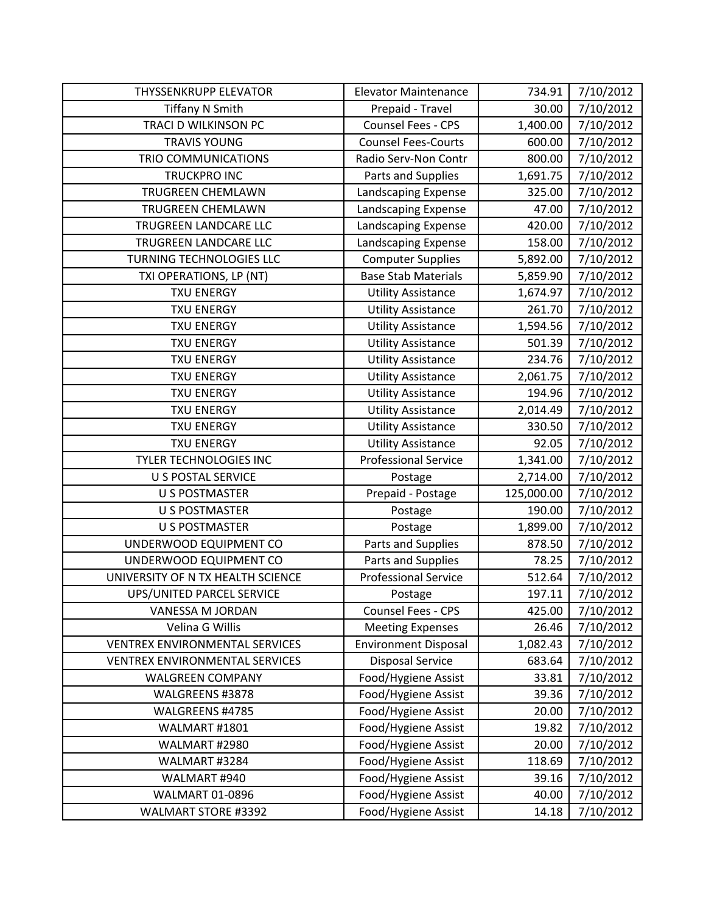| | | | |
|---|---|---|---|
| THYSSENKRUPP ELEVATOR | Elevator Maintenance | 734.91 | 7/10/2012 |
| Tiffany N Smith | Prepaid - Travel | 30.00 | 7/10/2012 |
| TRACI D WILKINSON PC | Counsel Fees - CPS | 1,400.00 | 7/10/2012 |
| TRAVIS YOUNG | Counsel Fees-Courts | 600.00 | 7/10/2012 |
| TRIO COMMUNICATIONS | Radio Serv-Non Contr | 800.00 | 7/10/2012 |
| TRUCKPRO INC | Parts and Supplies | 1,691.75 | 7/10/2012 |
| TRUGREEN CHEMLAWN | Landscaping Expense | 325.00 | 7/10/2012 |
| TRUGREEN CHEMLAWN | Landscaping Expense | 47.00 | 7/10/2012 |
| TRUGREEN LANDCARE LLC | Landscaping Expense | 420.00 | 7/10/2012 |
| TRUGREEN LANDCARE LLC | Landscaping Expense | 158.00 | 7/10/2012 |
| TURNING TECHNOLOGIES LLC | Computer Supplies | 5,892.00 | 7/10/2012 |
| TXI OPERATIONS, LP (NT) | Base Stab Materials | 5,859.90 | 7/10/2012 |
| TXU ENERGY | Utility Assistance | 1,674.97 | 7/10/2012 |
| TXU ENERGY | Utility Assistance | 261.70 | 7/10/2012 |
| TXU ENERGY | Utility Assistance | 1,594.56 | 7/10/2012 |
| TXU ENERGY | Utility Assistance | 501.39 | 7/10/2012 |
| TXU ENERGY | Utility Assistance | 234.76 | 7/10/2012 |
| TXU ENERGY | Utility Assistance | 2,061.75 | 7/10/2012 |
| TXU ENERGY | Utility Assistance | 194.96 | 7/10/2012 |
| TXU ENERGY | Utility Assistance | 2,014.49 | 7/10/2012 |
| TXU ENERGY | Utility Assistance | 330.50 | 7/10/2012 |
| TXU ENERGY | Utility Assistance | 92.05 | 7/10/2012 |
| TYLER TECHNOLOGIES INC | Professional Service | 1,341.00 | 7/10/2012 |
| U S POSTAL SERVICE | Postage | 2,714.00 | 7/10/2012 |
| U S POSTMASTER | Prepaid - Postage | 125,000.00 | 7/10/2012 |
| U S POSTMASTER | Postage | 190.00 | 7/10/2012 |
| U S POSTMASTER | Postage | 1,899.00 | 7/10/2012 |
| UNDERWOOD EQUIPMENT CO | Parts and Supplies | 878.50 | 7/10/2012 |
| UNDERWOOD EQUIPMENT CO | Parts and Supplies | 78.25 | 7/10/2012 |
| UNIVERSITY OF N TX HEALTH SCIENCE | Professional Service | 512.64 | 7/10/2012 |
| UPS/UNITED PARCEL SERVICE | Postage | 197.11 | 7/10/2012 |
| VANESSA M JORDAN | Counsel Fees - CPS | 425.00 | 7/10/2012 |
| Velina G Willis | Meeting Expenses | 26.46 | 7/10/2012 |
| VENTREX ENVIRONMENTAL SERVICES | Environment Disposal | 1,082.43 | 7/10/2012 |
| VENTREX ENVIRONMENTAL SERVICES | Disposal Service | 683.64 | 7/10/2012 |
| WALGREEN COMPANY | Food/Hygiene Assist | 33.81 | 7/10/2012 |
| WALGREENS #3878 | Food/Hygiene Assist | 39.36 | 7/10/2012 |
| WALGREENS #4785 | Food/Hygiene Assist | 20.00 | 7/10/2012 |
| WALMART #1801 | Food/Hygiene Assist | 19.82 | 7/10/2012 |
| WALMART #2980 | Food/Hygiene Assist | 20.00 | 7/10/2012 |
| WALMART #3284 | Food/Hygiene Assist | 118.69 | 7/10/2012 |
| WALMART #940 | Food/Hygiene Assist | 39.16 | 7/10/2012 |
| WALMART 01-0896 | Food/Hygiene Assist | 40.00 | 7/10/2012 |
| WALMART STORE #3392 | Food/Hygiene Assist | 14.18 | 7/10/2012 |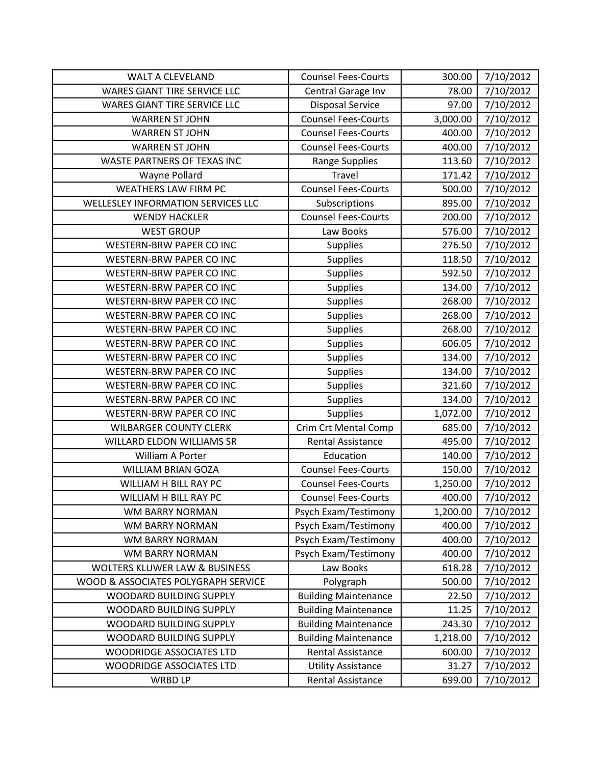| | | | |
|---|---|---|---|
| WALT A CLEVELAND | Counsel Fees-Courts | 300.00 | 7/10/2012 |
| WARES GIANT TIRE SERVICE LLC | Central Garage Inv | 78.00 | 7/10/2012 |
| WARES GIANT TIRE SERVICE LLC | Disposal Service | 97.00 | 7/10/2012 |
| WARREN ST JOHN | Counsel Fees-Courts | 3,000.00 | 7/10/2012 |
| WARREN ST JOHN | Counsel Fees-Courts | 400.00 | 7/10/2012 |
| WARREN ST JOHN | Counsel Fees-Courts | 400.00 | 7/10/2012 |
| WASTE PARTNERS OF TEXAS INC | Range Supplies | 113.60 | 7/10/2012 |
| Wayne Pollard | Travel | 171.42 | 7/10/2012 |
| WEATHERS LAW FIRM PC | Counsel Fees-Courts | 500.00 | 7/10/2012 |
| WELLESLEY INFORMATION SERVICES LLC | Subscriptions | 895.00 | 7/10/2012 |
| WENDY HACKLER | Counsel Fees-Courts | 200.00 | 7/10/2012 |
| WEST GROUP | Law Books | 576.00 | 7/10/2012 |
| WESTERN-BRW PAPER CO INC | Supplies | 276.50 | 7/10/2012 |
| WESTERN-BRW PAPER CO INC | Supplies | 118.50 | 7/10/2012 |
| WESTERN-BRW PAPER CO INC | Supplies | 592.50 | 7/10/2012 |
| WESTERN-BRW PAPER CO INC | Supplies | 134.00 | 7/10/2012 |
| WESTERN-BRW PAPER CO INC | Supplies | 268.00 | 7/10/2012 |
| WESTERN-BRW PAPER CO INC | Supplies | 268.00 | 7/10/2012 |
| WESTERN-BRW PAPER CO INC | Supplies | 268.00 | 7/10/2012 |
| WESTERN-BRW PAPER CO INC | Supplies | 606.05 | 7/10/2012 |
| WESTERN-BRW PAPER CO INC | Supplies | 134.00 | 7/10/2012 |
| WESTERN-BRW PAPER CO INC | Supplies | 134.00 | 7/10/2012 |
| WESTERN-BRW PAPER CO INC | Supplies | 321.60 | 7/10/2012 |
| WESTERN-BRW PAPER CO INC | Supplies | 134.00 | 7/10/2012 |
| WESTERN-BRW PAPER CO INC | Supplies | 1,072.00 | 7/10/2012 |
| WILBARGER COUNTY CLERK | Crim Crt Mental Comp | 685.00 | 7/10/2012 |
| WILLARD ELDON WILLIAMS SR | Rental Assistance | 495.00 | 7/10/2012 |
| William A Porter | Education | 140.00 | 7/10/2012 |
| WILLIAM BRIAN GOZA | Counsel Fees-Courts | 150.00 | 7/10/2012 |
| WILLIAM H BILL RAY PC | Counsel Fees-Courts | 1,250.00 | 7/10/2012 |
| WILLIAM H BILL RAY PC | Counsel Fees-Courts | 400.00 | 7/10/2012 |
| WM BARRY NORMAN | Psych Exam/Testimony | 1,200.00 | 7/10/2012 |
| WM BARRY NORMAN | Psych Exam/Testimony | 400.00 | 7/10/2012 |
| WM BARRY NORMAN | Psych Exam/Testimony | 400.00 | 7/10/2012 |
| WM BARRY NORMAN | Psych Exam/Testimony | 400.00 | 7/10/2012 |
| WOLTERS KLUWER LAW & BUSINESS | Law Books | 618.28 | 7/10/2012 |
| WOOD & ASSOCIATES POLYGRAPH SERVICE | Polygraph | 500.00 | 7/10/2012 |
| WOODARD BUILDING SUPPLY | Building Maintenance | 22.50 | 7/10/2012 |
| WOODARD BUILDING SUPPLY | Building Maintenance | 11.25 | 7/10/2012 |
| WOODARD BUILDING SUPPLY | Building Maintenance | 243.30 | 7/10/2012 |
| WOODARD BUILDING SUPPLY | Building Maintenance | 1,218.00 | 7/10/2012 |
| WOODRIDGE ASSOCIATES LTD | Rental Assistance | 600.00 | 7/10/2012 |
| WOODRIDGE ASSOCIATES LTD | Utility Assistance | 31.27 | 7/10/2012 |
| WRBD LP | Rental Assistance | 699.00 | 7/10/2012 |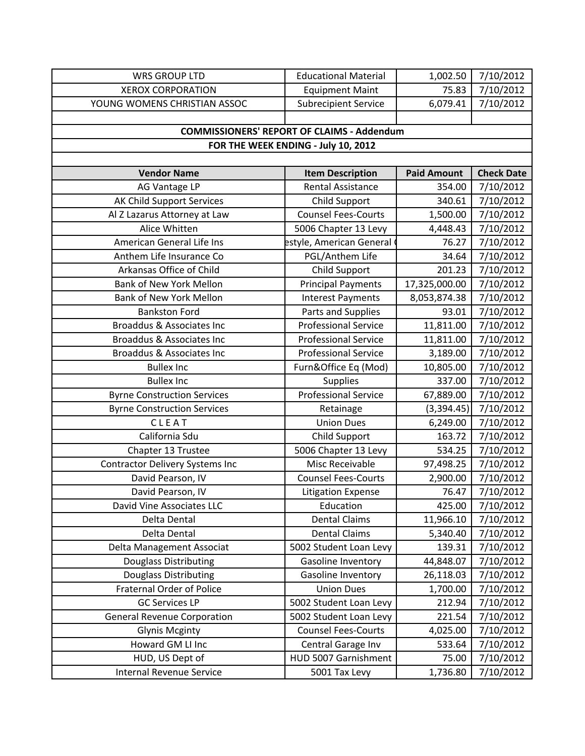| | | | |
|---|---|---|---|
| WRS GROUP LTD | Educational Material | 1,002.50 | 7/10/2012 |
| XEROX CORPORATION | Equipment Maint | 75.83 | 7/10/2012 |
| YOUNG WOMENS CHRISTIAN ASSOC | Subrecipient Service | 6,079.41 | 7/10/2012 |

**COMMISSIONERS' REPORT OF CLAIMS - Addendum**

**FOR THE WEEK ENDING - July 10, 2012**

| Vendor Name | Item Description | Paid Amount | Check Date |
|---|---|---|---|
| AG Vantage LP | Rental Assistance | 354.00 | 7/10/2012 |
| AK Child Support Services | Child Support | 340.61 | 7/10/2012 |
| Al Z Lazarus Attorney at Law | Counsel Fees-Courts | 1,500.00 | 7/10/2012 |
| Alice Whitten | 5006 Chapter 13 Levy | 4,448.43 | 7/10/2012 |
| American General Life Ins | estyle, American General | 76.27 | 7/10/2012 |
| Anthem Life Insurance Co | PGL/Anthem Life | 34.64 | 7/10/2012 |
| Arkansas Office of Child | Child Support | 201.23 | 7/10/2012 |
| Bank of New York Mellon | Principal Payments | 17,325,000.00 | 7/10/2012 |
| Bank of New York Mellon | Interest Payments | 8,053,874.38 | 7/10/2012 |
| Bankston Ford | Parts and Supplies | 93.01 | 7/10/2012 |
| Broaddus & Associates Inc | Professional Service | 11,811.00 | 7/10/2012 |
| Broaddus & Associates Inc | Professional Service | 11,811.00 | 7/10/2012 |
| Broaddus & Associates Inc | Professional Service | 3,189.00 | 7/10/2012 |
| Bullex Inc | Furn&Office Eq (Mod) | 10,805.00 | 7/10/2012 |
| Bullex Inc | Supplies | 337.00 | 7/10/2012 |
| Byrne Construction Services | Professional Service | 67,889.00 | 7/10/2012 |
| Byrne Construction Services | Retainage | (3,394.45) | 7/10/2012 |
| C L E A T | Union Dues | 6,249.00 | 7/10/2012 |
| California Sdu | Child Support | 163.72 | 7/10/2012 |
| Chapter 13 Trustee | 5006 Chapter 13 Levy | 534.25 | 7/10/2012 |
| Contractor Delivery Systems Inc | Misc Receivable | 97,498.25 | 7/10/2012 |
| David Pearson, IV | Counsel Fees-Courts | 2,900.00 | 7/10/2012 |
| David Pearson, IV | Litigation Expense | 76.47 | 7/10/2012 |
| David Vine Associates LLC | Education | 425.00 | 7/10/2012 |
| Delta Dental | Dental Claims | 11,966.10 | 7/10/2012 |
| Delta Dental | Dental Claims | 5,340.40 | 7/10/2012 |
| Delta Management Associat | 5002 Student Loan Levy | 139.31 | 7/10/2012 |
| Douglass Distributing | Gasoline Inventory | 44,848.07 | 7/10/2012 |
| Douglass Distributing | Gasoline Inventory | 26,118.03 | 7/10/2012 |
| Fraternal Order of Police | Union Dues | 1,700.00 | 7/10/2012 |
| GC Services LP | 5002 Student Loan Levy | 212.94 | 7/10/2012 |
| General Revenue Corporation | 5002 Student Loan Levy | 221.54 | 7/10/2012 |
| Glynis Mcginty | Counsel Fees-Courts | 4,025.00 | 7/10/2012 |
| Howard GM LI Inc | Central Garage Inv | 533.64 | 7/10/2012 |
| HUD, US Dept of | HUD 5007 Garnishment | 75.00 | 7/10/2012 |
| Internal Revenue Service | 5001 Tax Levy | 1,736.80 | 7/10/2012 |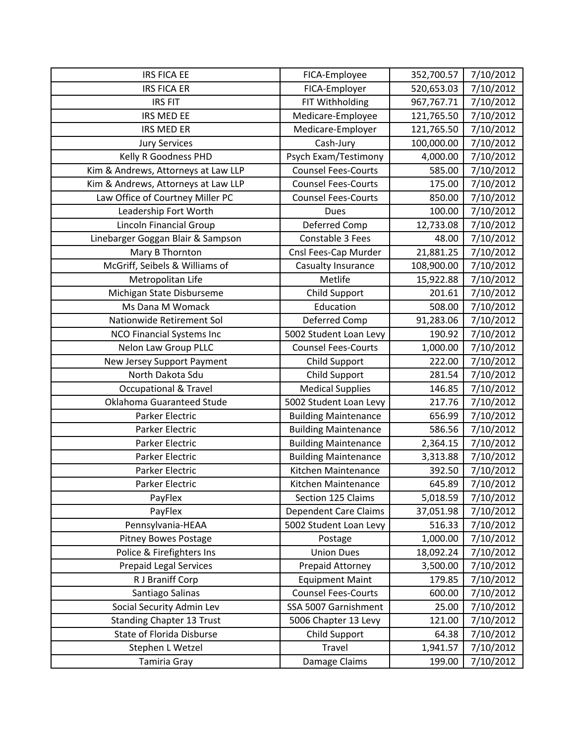| | | | |
|---|---|---|---|
| IRS FICA EE | FICA-Employee | 352,700.57 | 7/10/2012 |
| IRS FICA ER | FICA-Employer | 520,653.03 | 7/10/2012 |
| IRS FIT | FIT Withholding | 967,767.71 | 7/10/2012 |
| IRS MED EE | Medicare-Employee | 121,765.50 | 7/10/2012 |
| IRS MED ER | Medicare-Employer | 121,765.50 | 7/10/2012 |
| Jury Services | Cash-Jury | 100,000.00 | 7/10/2012 |
| Kelly R Goodness PHD | Psych Exam/Testimony | 4,000.00 | 7/10/2012 |
| Kim & Andrews, Attorneys at Law LLP | Counsel Fees-Courts | 585.00 | 7/10/2012 |
| Kim & Andrews, Attorneys at Law LLP | Counsel Fees-Courts | 175.00 | 7/10/2012 |
| Law Office of Courtney Miller PC | Counsel Fees-Courts | 850.00 | 7/10/2012 |
| Leadership Fort Worth | Dues | 100.00 | 7/10/2012 |
| Lincoln Financial Group | Deferred Comp | 12,733.08 | 7/10/2012 |
| Linebarger Goggan Blair & Sampson | Constable 3 Fees | 48.00 | 7/10/2012 |
| Mary B Thornton | Cnsl Fees-Cap Murder | 21,881.25 | 7/10/2012 |
| McGriff, Seibels & Williams of | Casualty Insurance | 108,900.00 | 7/10/2012 |
| Metropolitan Life | Metlife | 15,922.88 | 7/10/2012 |
| Michigan State Disburseme | Child Support | 201.61 | 7/10/2012 |
| Ms Dana M Womack | Education | 508.00 | 7/10/2012 |
| Nationwide Retirement Sol | Deferred Comp | 91,283.06 | 7/10/2012 |
| NCO Financial Systems Inc | 5002 Student Loan Levy | 190.92 | 7/10/2012 |
| Nelon Law Group PLLC | Counsel Fees-Courts | 1,000.00 | 7/10/2012 |
| New Jersey Support Payment | Child Support | 222.00 | 7/10/2012 |
| North Dakota Sdu | Child Support | 281.54 | 7/10/2012 |
| Occupational & Travel | Medical Supplies | 146.85 | 7/10/2012 |
| Oklahoma Guaranteed Stude | 5002 Student Loan Levy | 217.76 | 7/10/2012 |
| Parker Electric | Building Maintenance | 656.99 | 7/10/2012 |
| Parker Electric | Building Maintenance | 586.56 | 7/10/2012 |
| Parker Electric | Building Maintenance | 2,364.15 | 7/10/2012 |
| Parker Electric | Building Maintenance | 3,313.88 | 7/10/2012 |
| Parker Electric | Kitchen Maintenance | 392.50 | 7/10/2012 |
| Parker Electric | Kitchen Maintenance | 645.89 | 7/10/2012 |
| PayFlex | Section 125 Claims | 5,018.59 | 7/10/2012 |
| PayFlex | Dependent Care Claims | 37,051.98 | 7/10/2012 |
| Pennsylvania-HEAA | 5002 Student Loan Levy | 516.33 | 7/10/2012 |
| Pitney Bowes Postage | Postage | 1,000.00 | 7/10/2012 |
| Police & Firefighters Ins | Union Dues | 18,092.24 | 7/10/2012 |
| Prepaid Legal Services | Prepaid Attorney | 3,500.00 | 7/10/2012 |
| R J Braniff Corp | Equipment Maint | 179.85 | 7/10/2012 |
| Santiago Salinas | Counsel Fees-Courts | 600.00 | 7/10/2012 |
| Social Security Admin Lev | SSA 5007 Garnishment | 25.00 | 7/10/2012 |
| Standing Chapter 13 Trust | 5006 Chapter 13 Levy | 121.00 | 7/10/2012 |
| State of Florida Disburse | Child Support | 64.38 | 7/10/2012 |
| Stephen L Wetzel | Travel | 1,941.57 | 7/10/2012 |
| Tamiria Gray | Damage Claims | 199.00 | 7/10/2012 |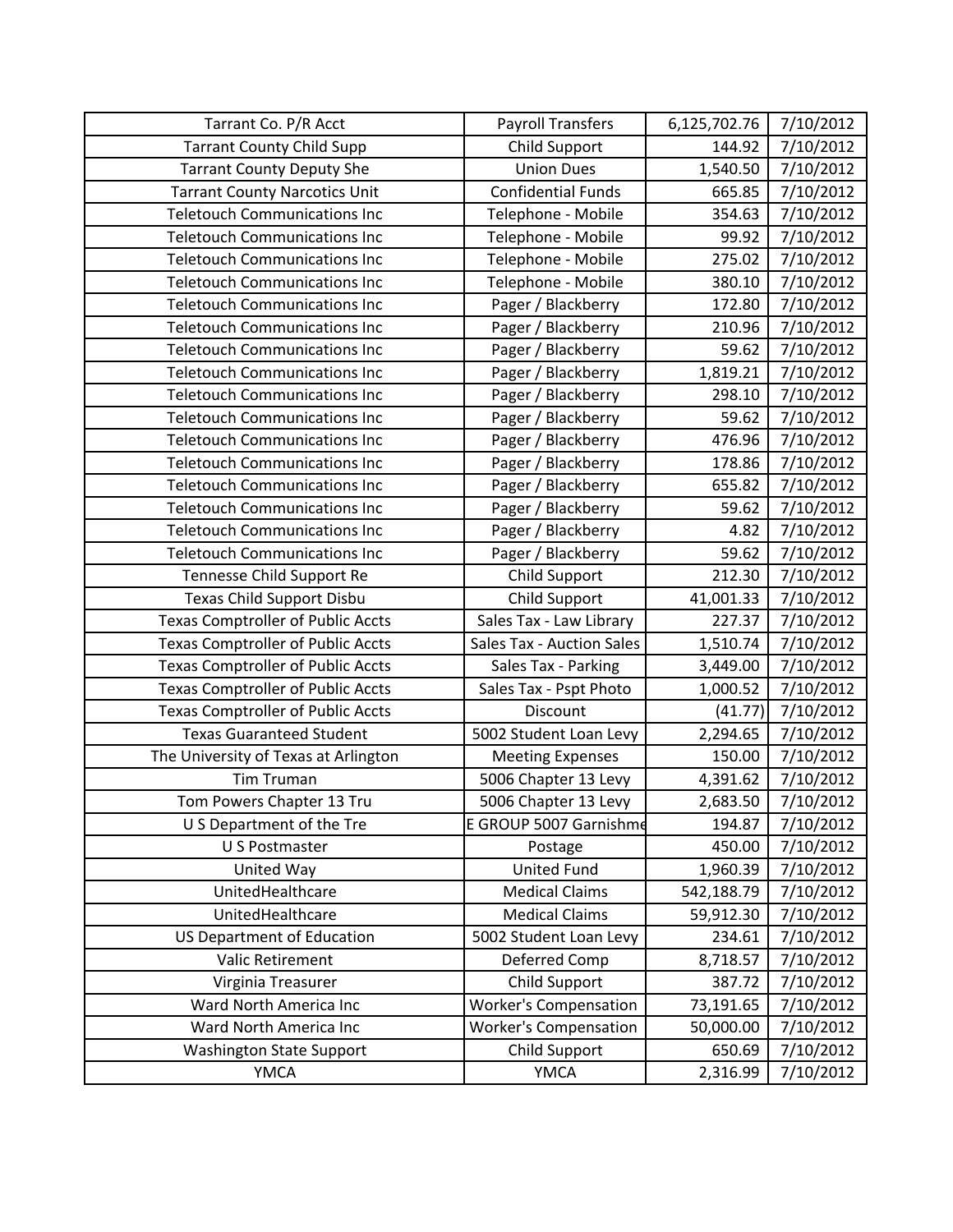| | | | |
|---|---|---|---|
| Tarrant Co. P/R Acct | Payroll Transfers | 6,125,702.76 | 7/10/2012 |
| Tarrant County Child Supp | Child Support | 144.92 | 7/10/2012 |
| Tarrant County Deputy She | Union Dues | 1,540.50 | 7/10/2012 |
| Tarrant County Narcotics Unit | Confidential Funds | 665.85 | 7/10/2012 |
| Teletouch Communications Inc | Telephone - Mobile | 354.63 | 7/10/2012 |
| Teletouch Communications Inc | Telephone - Mobile | 99.92 | 7/10/2012 |
| Teletouch Communications Inc | Telephone - Mobile | 275.02 | 7/10/2012 |
| Teletouch Communications Inc | Telephone - Mobile | 380.10 | 7/10/2012 |
| Teletouch Communications Inc | Pager / Blackberry | 172.80 | 7/10/2012 |
| Teletouch Communications Inc | Pager / Blackberry | 210.96 | 7/10/2012 |
| Teletouch Communications Inc | Pager / Blackberry | 59.62 | 7/10/2012 |
| Teletouch Communications Inc | Pager / Blackberry | 1,819.21 | 7/10/2012 |
| Teletouch Communications Inc | Pager / Blackberry | 298.10 | 7/10/2012 |
| Teletouch Communications Inc | Pager / Blackberry | 59.62 | 7/10/2012 |
| Teletouch Communications Inc | Pager / Blackberry | 476.96 | 7/10/2012 |
| Teletouch Communications Inc | Pager / Blackberry | 178.86 | 7/10/2012 |
| Teletouch Communications Inc | Pager / Blackberry | 655.82 | 7/10/2012 |
| Teletouch Communications Inc | Pager / Blackberry | 59.62 | 7/10/2012 |
| Teletouch Communications Inc | Pager / Blackberry | 4.82 | 7/10/2012 |
| Teletouch Communications Inc | Pager / Blackberry | 59.62 | 7/10/2012 |
| Tennesse Child Support Re | Child Support | 212.30 | 7/10/2012 |
| Texas Child Support Disbu | Child Support | 41,001.33 | 7/10/2012 |
| Texas Comptroller of Public Accts | Sales Tax - Law Library | 227.37 | 7/10/2012 |
| Texas Comptroller of Public Accts | Sales Tax - Auction Sales | 1,510.74 | 7/10/2012 |
| Texas Comptroller of Public Accts | Sales Tax - Parking | 3,449.00 | 7/10/2012 |
| Texas Comptroller of Public Accts | Sales Tax - Pspt Photo | 1,000.52 | 7/10/2012 |
| Texas Comptroller of Public Accts | Discount | (41.77) | 7/10/2012 |
| Texas Guaranteed Student | 5002 Student Loan Levy | 2,294.65 | 7/10/2012 |
| The University of Texas at Arlington | Meeting Expenses | 150.00 | 7/10/2012 |
| Tim Truman | 5006 Chapter 13 Levy | 4,391.62 | 7/10/2012 |
| Tom Powers Chapter 13 Tru | 5006 Chapter 13 Levy | 2,683.50 | 7/10/2012 |
| U S Department of the Tre | E GROUP 5007 Garnishme | 194.87 | 7/10/2012 |
| U S Postmaster | Postage | 450.00 | 7/10/2012 |
| United Way | United Fund | 1,960.39 | 7/10/2012 |
| UnitedHealthcare | Medical Claims | 542,188.79 | 7/10/2012 |
| UnitedHealthcare | Medical Claims | 59,912.30 | 7/10/2012 |
| US Department of Education | 5002 Student Loan Levy | 234.61 | 7/10/2012 |
| Valic Retirement | Deferred Comp | 8,718.57 | 7/10/2012 |
| Virginia Treasurer | Child Support | 387.72 | 7/10/2012 |
| Ward North America Inc | Worker's Compensation | 73,191.65 | 7/10/2012 |
| Ward North America Inc | Worker's Compensation | 50,000.00 | 7/10/2012 |
| Washington State Support | Child Support | 650.69 | 7/10/2012 |
| YMCA | YMCA | 2,316.99 | 7/10/2012 |